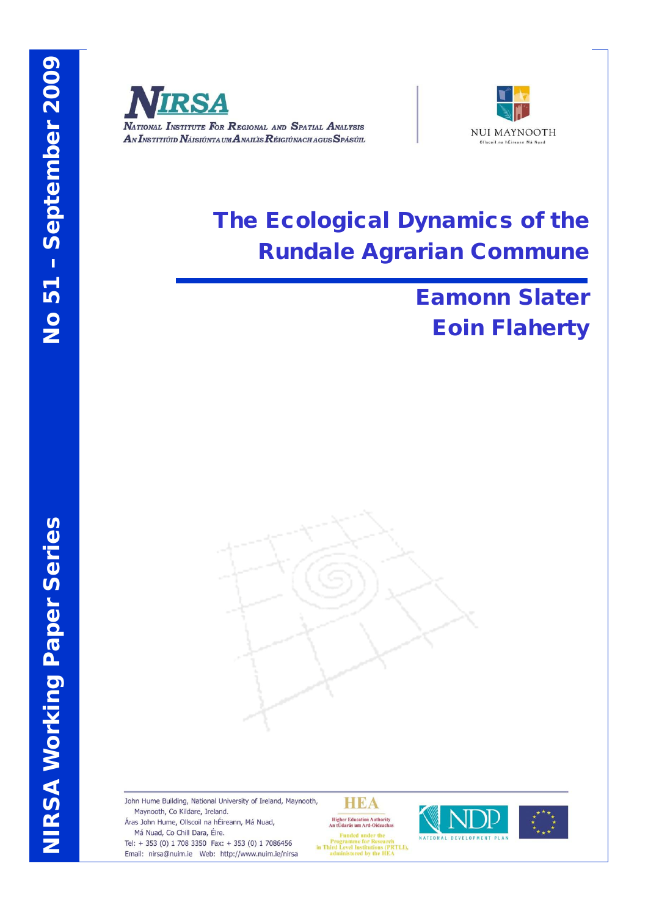# NIRSA Working Paper Series

# No 51 - September 2009

NIRSA

National Institute For Regional and Spatial Analysis

An Institiúid Náisiúnta um Anailís Réigiúnach agus Spásúil

NUI MAYNOOTH

Ollscoil na hÉireann Má Nuad

# The Ecological Dynamics of the Rundale Agrarian Commune

## Eamonn Slater

## Eoin Flaherty

John Hume Building, National University of Ireland, Maynooth, Maynooth, Co Kildare, Ireland.

Áras John Hume, Ollscoil na hÉireann, Má Nuad, Má Nuad, Co Chill Dara, Éire.

Tel: + 353 (0) 1 708 3350 Fax: + 353 (0) 1 7086456

Email: nirsa@nuim.ie Web: http://www.nuim.ie/nirsa

HEA

Higher Education Authority

An tÚdarás um Ard-Oideachas

Funded under the Programme for Research in Third Level Institutions (PRTLI), administered by the HEA

NDP

NATIONAL DEVELOPMENT PLAN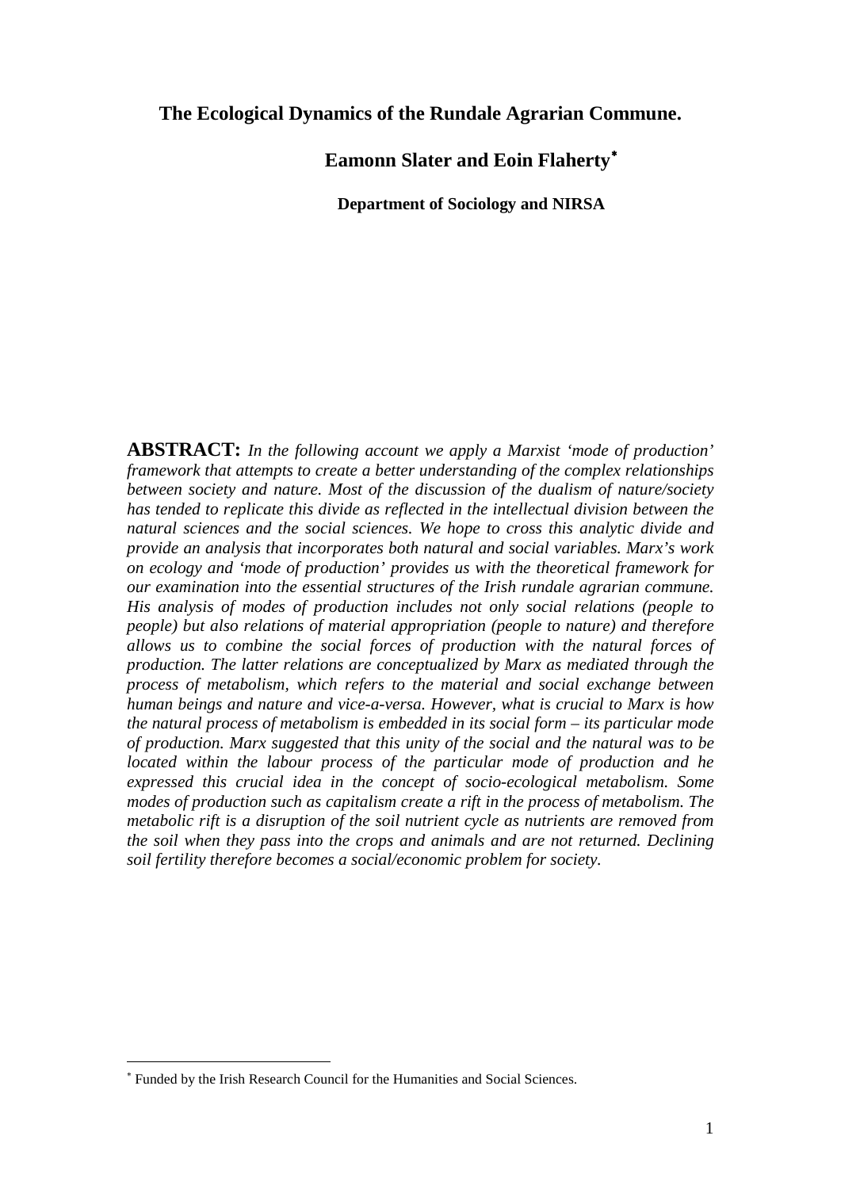# The Ecological Dynamics of the Rundale Agrarian Commune.

**Eamonn Slater and Eoin Flaherty**[*]

**Department of Sociology and NIRSA**

**ABSTRACT:** *In the following account we apply a Marxist 'mode of production' framework that attempts to create a better understanding of the complex relationships between society and nature. Most of the discussion of the dualism of nature/society has tended to replicate this divide as reflected in the intellectual division between the natural sciences and the social sciences. We hope to cross this analytic divide and provide an analysis that incorporates both natural and social variables. Marx's work on ecology and 'mode of production' provides us with the theoretical framework for our examination into the essential structures of the Irish rundale agrarian commune. His analysis of modes of production includes not only social relations (people to people) but also relations of material appropriation (people to nature) and therefore allows us to combine the social forces of production with the natural forces of production. The latter relations are conceptualized by Marx as mediated through the process of metabolism, which refers to the material and social exchange between human beings and nature and vice-a-versa. However, what is crucial to Marx is how the natural process of metabolism is embedded in its social form – its particular mode of production. Marx suggested that this unity of the social and the natural was to be located within the labour process of the particular mode of production and he expressed this crucial idea in the concept of socio-ecological metabolism. Some modes of production such as capitalism create a rift in the process of metabolism. The metabolic rift is a disruption of the soil nutrient cycle as nutrients are removed from the soil when they pass into the crops and animals and are not returned. Declining soil fertility therefore becomes a social/economic problem for society.*

---

[*] Funded by the Irish Research Council for the Humanities and Social Sciences.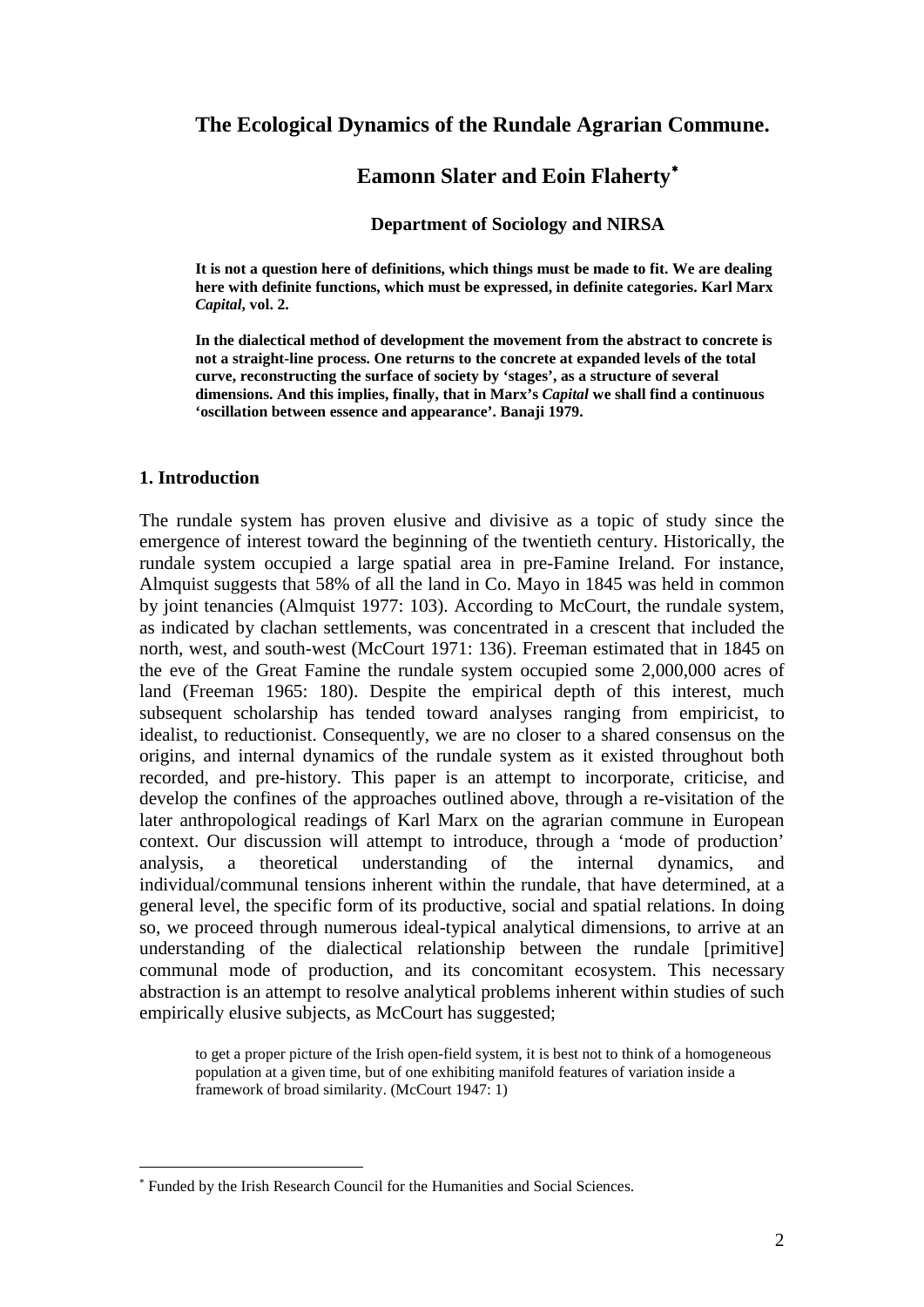# The Ecological Dynamics of the Rundale Agrarian Commune.

## Eamonn Slater and Eoin Flaherty[*]

**Department of Sociology and NIRSA**

**It is not a question here of definitions, which things must be made to fit. We are dealing here with definite functions, which must be expressed, in definite categories. Karl Marx *Capital*, vol. 2.**

**In the dialectical method of development the movement from the abstract to concrete is not a straight-line process. One returns to the concrete at expanded levels of the total curve, reconstructing the surface of society by 'stages', as a structure of several dimensions. And this implies, finally, that in Marx's *Capital* we shall find a continuous 'oscillation between essence and appearance'. Banaji 1979.**

### 1. Introduction

The rundale system has proven elusive and divisive as a topic of study since the emergence of interest toward the beginning of the twentieth century. Historically, the rundale system occupied a large spatial area in pre-Famine Ireland. For instance, Almquist suggests that 58% of all the land in Co. Mayo in 1845 was held in common by joint tenancies (Almquist 1977: 103). According to McCourt, the rundale system, as indicated by clachan settlements, was concentrated in a crescent that included the north, west, and south-west (McCourt 1971: 136). Freeman estimated that in 1845 on the eve of the Great Famine the rundale system occupied some 2,000,000 acres of land (Freeman 1965: 180). Despite the empirical depth of this interest, much subsequent scholarship has tended toward analyses ranging from empiricist, to idealist, to reductionist. Consequently, we are no closer to a shared consensus on the origins, and internal dynamics of the rundale system as it existed throughout both recorded, and pre-history. This paper is an attempt to incorporate, criticise, and develop the confines of the approaches outlined above, through a re-visitation of the later anthropological readings of Karl Marx on the agrarian commune in European context. Our discussion will attempt to introduce, through a 'mode of production' analysis, a theoretical understanding of the internal dynamics, and individual/communal tensions inherent within the rundale, that have determined, at a general level, the specific form of its productive, social and spatial relations. In doing so, we proceed through numerous ideal-typical analytical dimensions, to arrive at an understanding of the dialectical relationship between the rundale [primitive] communal mode of production, and its concomitant ecosystem. This necessary abstraction is an attempt to resolve analytical problems inherent within studies of such empirically elusive subjects, as McCourt has suggested;

> to get a proper picture of the Irish open-field system, it is best not to think of a homogeneous population at a given time, but of one exhibiting manifold features of variation inside a framework of broad similarity. (McCourt 1947: 1)

---

[*] Funded by the Irish Research Council for the Humanities and Social Sciences.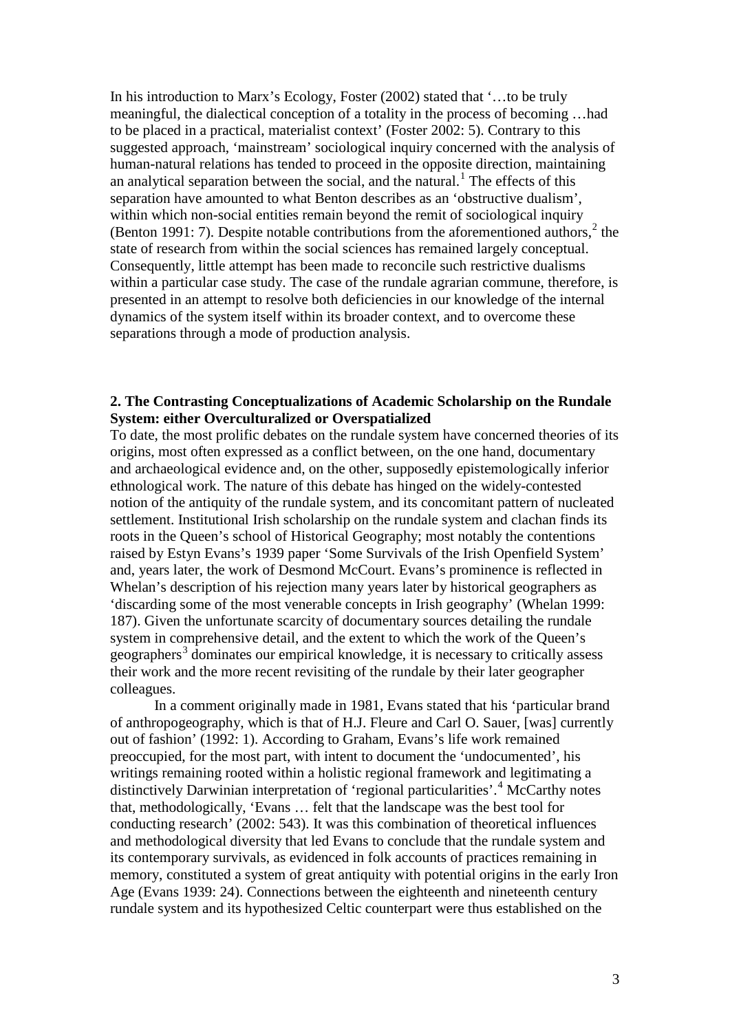In his introduction to Marx's Ecology, Foster (2002) stated that '…to be truly meaningful, the dialectical conception of a totality in the process of becoming …had to be placed in a practical, materialist context' (Foster 2002: 5). Contrary to this suggested approach, 'mainstream' sociological inquiry concerned with the analysis of human-natural relations has tended to proceed in the opposite direction, maintaining an analytical separation between the social, and the natural.[1] The effects of this separation have amounted to what Benton describes as an 'obstructive dualism', within which non-social entities remain beyond the remit of sociological inquiry (Benton 1991: 7). Despite notable contributions from the aforementioned authors,[2] the state of research from within the social sciences has remained largely conceptual. Consequently, little attempt has been made to reconcile such restrictive dualisms within a particular case study. The case of the rundale agrarian commune, therefore, is presented in an attempt to resolve both deficiencies in our knowledge of the internal dynamics of the system itself within its broader context, and to overcome these separations through a mode of production analysis.

## 2. The Contrasting Conceptualizations of Academic Scholarship on the Rundale System: either Overculturalized or Overspatialized

To date, the most prolific debates on the rundale system have concerned theories of its origins, most often expressed as a conflict between, on the one hand, documentary and archaeological evidence and, on the other, supposedly epistemologically inferior ethnological work. The nature of this debate has hinged on the widely-contested notion of the antiquity of the rundale system, and its concomitant pattern of nucleated settlement. Institutional Irish scholarship on the rundale system and clachan finds its roots in the Queen's school of Historical Geography; most notably the contentions raised by Estyn Evans's 1939 paper 'Some Survivals of the Irish Openfield System' and, years later, the work of Desmond McCourt. Evans's prominence is reflected in Whelan's description of his rejection many years later by historical geographers as 'discarding some of the most venerable concepts in Irish geography' (Whelan 1999: 187). Given the unfortunate scarcity of documentary sources detailing the rundale system in comprehensive detail, and the extent to which the work of the Queen's geographers[3] dominates our empirical knowledge, it is necessary to critically assess their work and the more recent revisiting of the rundale by their later geographer colleagues.

In a comment originally made in 1981, Evans stated that his 'particular brand of anthropogeography, which is that of H.J. Fleure and Carl O. Sauer, [was] currently out of fashion' (1992: 1). According to Graham, Evans's life work remained preoccupied, for the most part, with intent to document the 'undocumented', his writings remaining rooted within a holistic regional framework and legitimating a distinctively Darwinian interpretation of 'regional particularities'.[4] McCarthy notes that, methodologically, 'Evans … felt that the landscape was the best tool for conducting research' (2002: 543). It was this combination of theoretical influences and methodological diversity that led Evans to conclude that the rundale system and its contemporary survivals, as evidenced in folk accounts of practices remaining in memory, constituted a system of great antiquity with potential origins in the early Iron Age (Evans 1939: 24). Connections between the eighteenth and nineteenth century rundale system and its hypothesized Celtic counterpart were thus established on the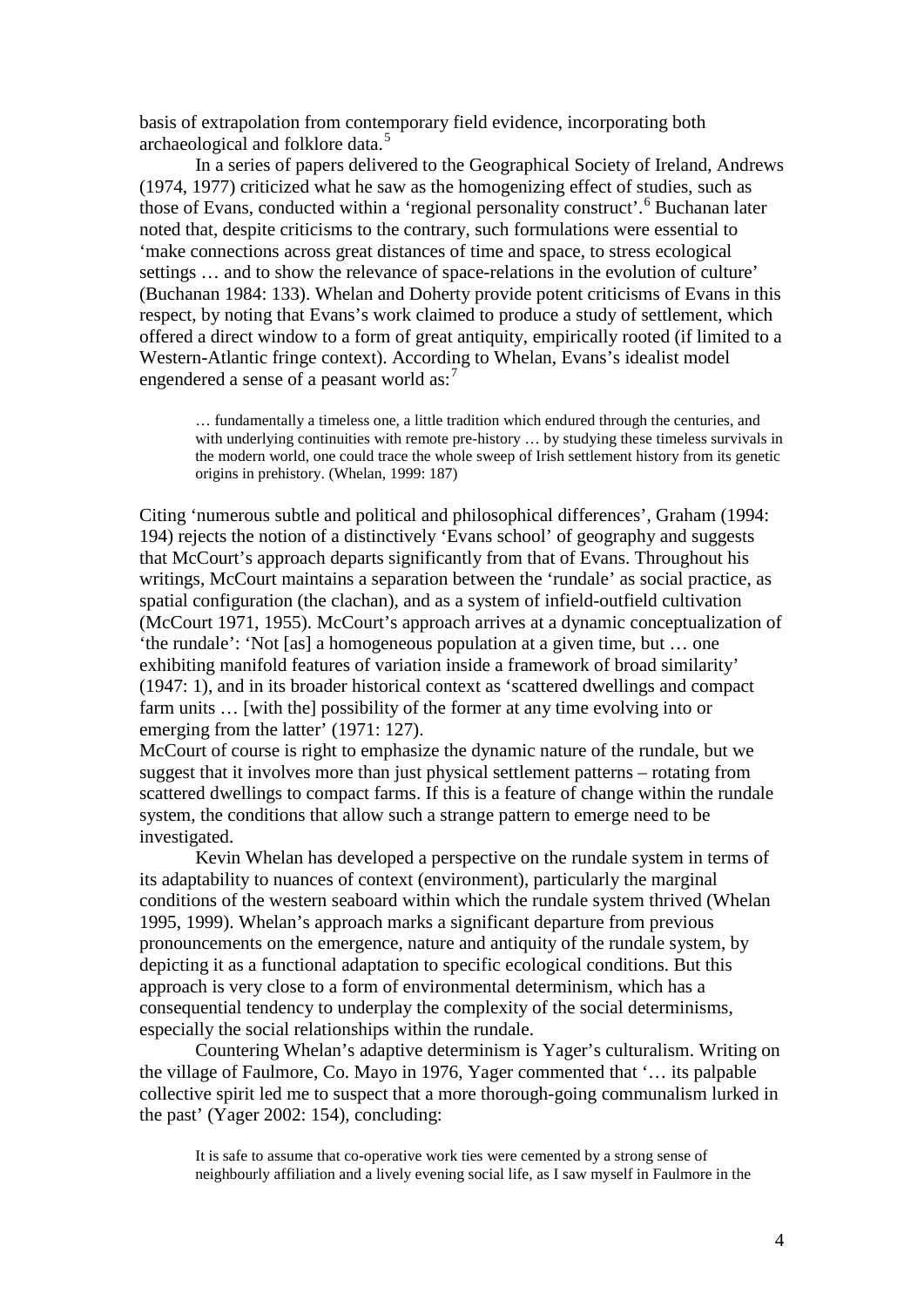basis of extrapolation from contemporary field evidence, incorporating both archaeological and folklore data.[5]

In a series of papers delivered to the Geographical Society of Ireland, Andrews (1974, 1977) criticized what he saw as the homogenizing effect of studies, such as those of Evans, conducted within a 'regional personality construct'.[6] Buchanan later noted that, despite criticisms to the contrary, such formulations were essential to 'make connections across great distances of time and space, to stress ecological settings … and to show the relevance of space-relations in the evolution of culture' (Buchanan 1984: 133). Whelan and Doherty provide potent criticisms of Evans in this respect, by noting that Evans's work claimed to produce a study of settlement, which offered a direct window to a form of great antiquity, empirically rooted (if limited to a Western-Atlantic fringe context). According to Whelan, Evans's idealist model engendered a sense of a peasant world as:[7]

> … fundamentally a timeless one, a little tradition which endured through the centuries, and with underlying continuities with remote pre-history … by studying these timeless survivals in the modern world, one could trace the whole sweep of Irish settlement history from its genetic origins in prehistory. (Whelan, 1999: 187)

Citing 'numerous subtle and political and philosophical differences', Graham (1994: 194) rejects the notion of a distinctively 'Evans school' of geography and suggests that McCourt's approach departs significantly from that of Evans. Throughout his writings, McCourt maintains a separation between the 'rundale' as social practice, as spatial configuration (the clachan), and as a system of infield-outfield cultivation (McCourt 1971, 1955). McCourt's approach arrives at a dynamic conceptualization of 'the rundale': 'Not [as] a homogeneous population at a given time, but … one exhibiting manifold features of variation inside a framework of broad similarity' (1947: 1), and in its broader historical context as 'scattered dwellings and compact farm units … [with the] possibility of the former at any time evolving into or emerging from the latter' (1971: 127).

McCourt of course is right to emphasize the dynamic nature of the rundale, but we suggest that it involves more than just physical settlement patterns – rotating from scattered dwellings to compact farms. If this is a feature of change within the rundale system, the conditions that allow such a strange pattern to emerge need to be investigated.

Kevin Whelan has developed a perspective on the rundale system in terms of its adaptability to nuances of context (environment), particularly the marginal conditions of the western seaboard within which the rundale system thrived (Whelan 1995, 1999). Whelan's approach marks a significant departure from previous pronouncements on the emergence, nature and antiquity of the rundale system, by depicting it as a functional adaptation to specific ecological conditions. But this approach is very close to a form of environmental determinism, which has a consequential tendency to underplay the complexity of the social determinisms, especially the social relationships within the rundale.

Countering Whelan's adaptive determinism is Yager's culturalism. Writing on the village of Faulmore, Co. Mayo in 1976, Yager commented that '… its palpable collective spirit led me to suspect that a more thorough-going communalism lurked in the past' (Yager 2002: 154), concluding:

> It is safe to assume that co-operative work ties were cemented by a strong sense of neighbourly affiliation and a lively evening social life, as I saw myself in Faulmore in the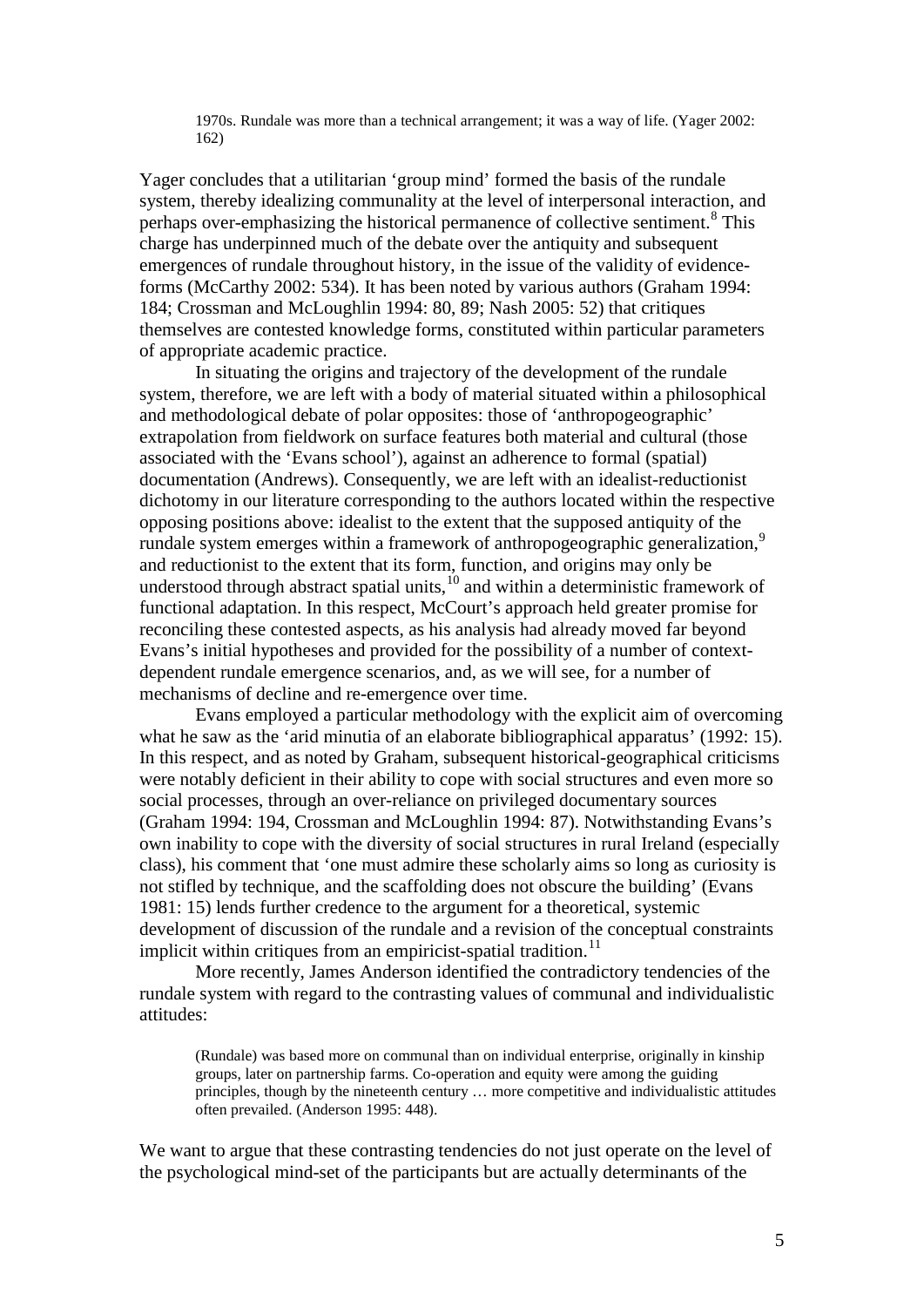> 1970s. Rundale was more than a technical arrangement; it was a way of life. (Yager 2002: 162)

Yager concludes that a utilitarian 'group mind' formed the basis of the rundale system, thereby idealizing communality at the level of interpersonal interaction, and perhaps over-emphasizing the historical permanence of collective sentiment.[8] This charge has underpinned much of the debate over the antiquity and subsequent emergences of rundale throughout history, in the issue of the validity of evidence-forms (McCarthy 2002: 534). It has been noted by various authors (Graham 1994: 184; Crossman and McLoughlin 1994: 80, 89; Nash 2005: 52) that critiques themselves are contested knowledge forms, constituted within particular parameters of appropriate academic practice.

In situating the origins and trajectory of the development of the rundale system, therefore, we are left with a body of material situated within a philosophical and methodological debate of polar opposites: those of 'anthropogeographic' extrapolation from fieldwork on surface features both material and cultural (those associated with the 'Evans school'), against an adherence to formal (spatial) documentation (Andrews). Consequently, we are left with an idealist-reductionist dichotomy in our literature corresponding to the authors located within the respective opposing positions above: idealist to the extent that the supposed antiquity of the rundale system emerges within a framework of anthropogeographic generalization,[9] and reductionist to the extent that its form, function, and origins may only be understood through abstract spatial units,[10] and within a deterministic framework of functional adaptation. In this respect, McCourt's approach held greater promise for reconciling these contested aspects, as his analysis had already moved far beyond Evans's initial hypotheses and provided for the possibility of a number of context-dependent rundale emergence scenarios, and, as we will see, for a number of mechanisms of decline and re-emergence over time.

Evans employed a particular methodology with the explicit aim of overcoming what he saw as the 'arid minutia of an elaborate bibliographical apparatus' (1992: 15). In this respect, and as noted by Graham, subsequent historical-geographical criticisms were notably deficient in their ability to cope with social structures and even more so social processes, through an over-reliance on privileged documentary sources (Graham 1994: 194, Crossman and McLoughlin 1994: 87). Notwithstanding Evans's own inability to cope with the diversity of social structures in rural Ireland (especially class), his comment that 'one must admire these scholarly aims so long as curiosity is not stifled by technique, and the scaffolding does not obscure the building' (Evans 1981: 15) lends further credence to the argument for a theoretical, systemic development of discussion of the rundale and a revision of the conceptual constraints implicit within critiques from an empiricist-spatial tradition.[11]

More recently, James Anderson identified the contradictory tendencies of the rundale system with regard to the contrasting values of communal and individualistic attitudes:

> (Rundale) was based more on communal than on individual enterprise, originally in kinship groups, later on partnership farms. Co-operation and equity were among the guiding principles, though by the nineteenth century … more competitive and individualistic attitudes often prevailed. (Anderson 1995: 448).

We want to argue that these contrasting tendencies do not just operate on the level of the psychological mind-set of the participants but are actually determinants of the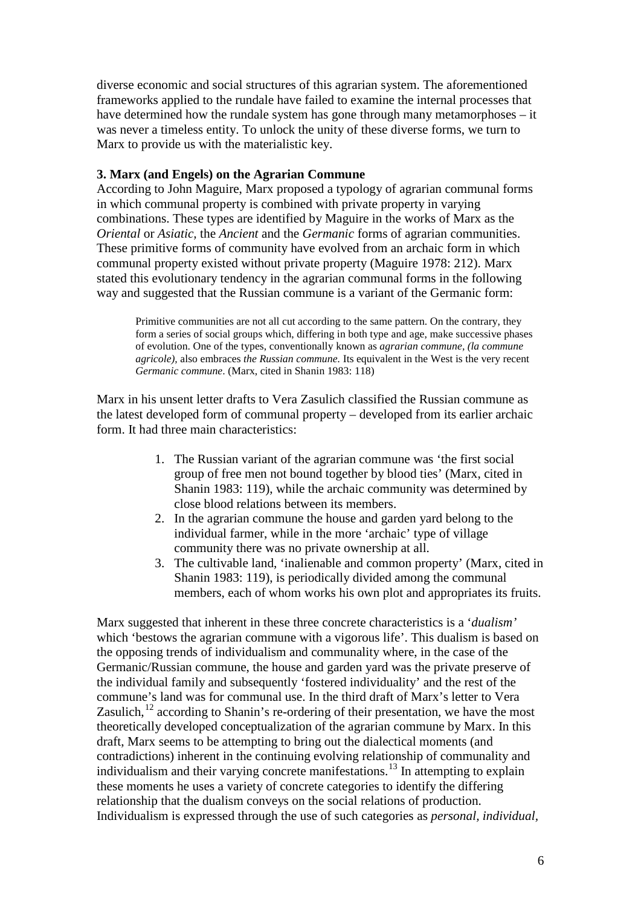diverse economic and social structures of this agrarian system. The aforementioned frameworks applied to the rundale have failed to examine the internal processes that have determined how the rundale system has gone through many metamorphoses – it was never a timeless entity. To unlock the unity of these diverse forms, we turn to Marx to provide us with the materialistic key.

### 3. Marx (and Engels) on the Agrarian Commune

According to John Maguire, Marx proposed a typology of agrarian communal forms in which communal property is combined with private property in varying combinations. These types are identified by Maguire in the works of Marx as the *Oriental* or *Asiatic*, the *Ancient* and the *Germanic* forms of agrarian communities. These primitive forms of community have evolved from an archaic form in which communal property existed without private property (Maguire 1978: 212). Marx stated this evolutionary tendency in the agrarian communal forms in the following way and suggested that the Russian commune is a variant of the Germanic form:

> Primitive communities are not all cut according to the same pattern. On the contrary, they form a series of social groups which, differing in both type and age, make successive phases of evolution. One of the types, conventionally known as *agrarian commune, (la commune agricole)*, also embraces *the Russian commune.* Its equivalent in the West is the very recent *Germanic commune*. (Marx, cited in Shanin 1983: 118)

Marx in his unsent letter drafts to Vera Zasulich classified the Russian commune as the latest developed form of communal property – developed from its earlier archaic form. It had three main characteristics:

1. The Russian variant of the agrarian commune was 'the first social group of free men not bound together by blood ties' (Marx, cited in Shanin 1983: 119), while the archaic community was determined by close blood relations between its members.
2. In the agrarian commune the house and garden yard belong to the individual farmer, while in the more 'archaic' type of village community there was no private ownership at all.
3. The cultivable land, 'inalienable and common property' (Marx, cited in Shanin 1983: 119), is periodically divided among the communal members, each of whom works his own plot and appropriates its fruits.

Marx suggested that inherent in these three concrete characteristics is a '*dualism'* which 'bestows the agrarian commune with a vigorous life'. This dualism is based on the opposing trends of individualism and communality where, in the case of the Germanic/Russian commune, the house and garden yard was the private preserve of the individual family and subsequently 'fostered individuality' and the rest of the commune's land was for communal use. In the third draft of Marx's letter to Vera Zasulich,[12] according to Shanin's re-ordering of their presentation, we have the most theoretically developed conceptualization of the agrarian commune by Marx. In this draft, Marx seems to be attempting to bring out the dialectical moments (and contradictions) inherent in the continuing evolving relationship of communality and individualism and their varying concrete manifestations.[13] In attempting to explain these moments he uses a variety of concrete categories to identify the differing relationship that the dualism conveys on the social relations of production. Individualism is expressed through the use of such categories as *personal*, *individual*,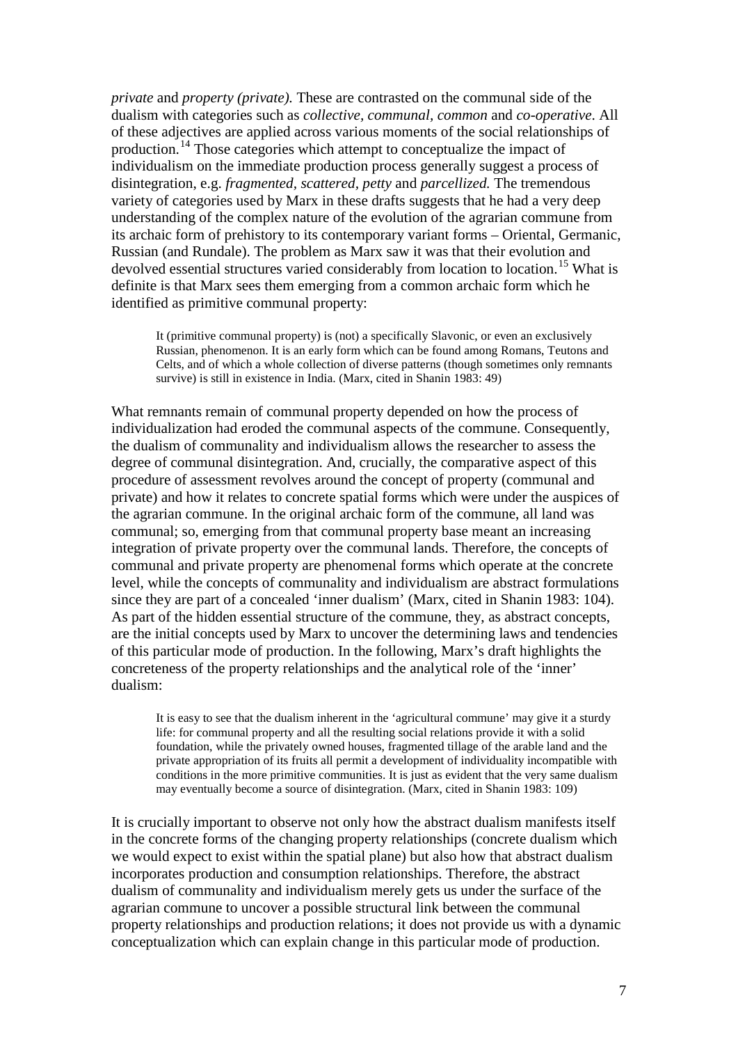*private* and *property (private).* These are contrasted on the communal side of the dualism with categories such as *collective, communal, common* and *co-operative*. All of these adjectives are applied across various moments of the social relationships of production.[14] Those categories which attempt to conceptualize the impact of individualism on the immediate production process generally suggest a process of disintegration, e.g. *fragmented, scattered, petty* and *parcellized.* The tremendous variety of categories used by Marx in these drafts suggests that he had a very deep understanding of the complex nature of the evolution of the agrarian commune from its archaic form of prehistory to its contemporary variant forms – Oriental, Germanic, Russian (and Rundale). The problem as Marx saw it was that their evolution and devolved essential structures varied considerably from location to location.[15] What is definite is that Marx sees them emerging from a common archaic form which he identified as primitive communal property:

> It (primitive communal property) is (not) a specifically Slavonic, or even an exclusively Russian, phenomenon. It is an early form which can be found among Romans, Teutons and Celts, and of which a whole collection of diverse patterns (though sometimes only remnants survive) is still in existence in India. (Marx, cited in Shanin 1983: 49)

What remnants remain of communal property depended on how the process of individualization had eroded the communal aspects of the commune. Consequently, the dualism of communality and individualism allows the researcher to assess the degree of communal disintegration. And, crucially, the comparative aspect of this procedure of assessment revolves around the concept of property (communal and private) and how it relates to concrete spatial forms which were under the auspices of the agrarian commune. In the original archaic form of the commune, all land was communal; so, emerging from that communal property base meant an increasing integration of private property over the communal lands. Therefore, the concepts of communal and private property are phenomenal forms which operate at the concrete level, while the concepts of communality and individualism are abstract formulations since they are part of a concealed 'inner dualism' (Marx, cited in Shanin 1983: 104). As part of the hidden essential structure of the commune, they, as abstract concepts, are the initial concepts used by Marx to uncover the determining laws and tendencies of this particular mode of production. In the following, Marx's draft highlights the concreteness of the property relationships and the analytical role of the 'inner' dualism:

> It is easy to see that the dualism inherent in the 'agricultural commune' may give it a sturdy life: for communal property and all the resulting social relations provide it with a solid foundation, while the privately owned houses, fragmented tillage of the arable land and the private appropriation of its fruits all permit a development of individuality incompatible with conditions in the more primitive communities. It is just as evident that the very same dualism may eventually become a source of disintegration. (Marx, cited in Shanin 1983: 109)

It is crucially important to observe not only how the abstract dualism manifests itself in the concrete forms of the changing property relationships (concrete dualism which we would expect to exist within the spatial plane) but also how that abstract dualism incorporates production and consumption relationships. Therefore, the abstract dualism of communality and individualism merely gets us under the surface of the agrarian commune to uncover a possible structural link between the communal property relationships and production relations; it does not provide us with a dynamic conceptualization which can explain change in this particular mode of production.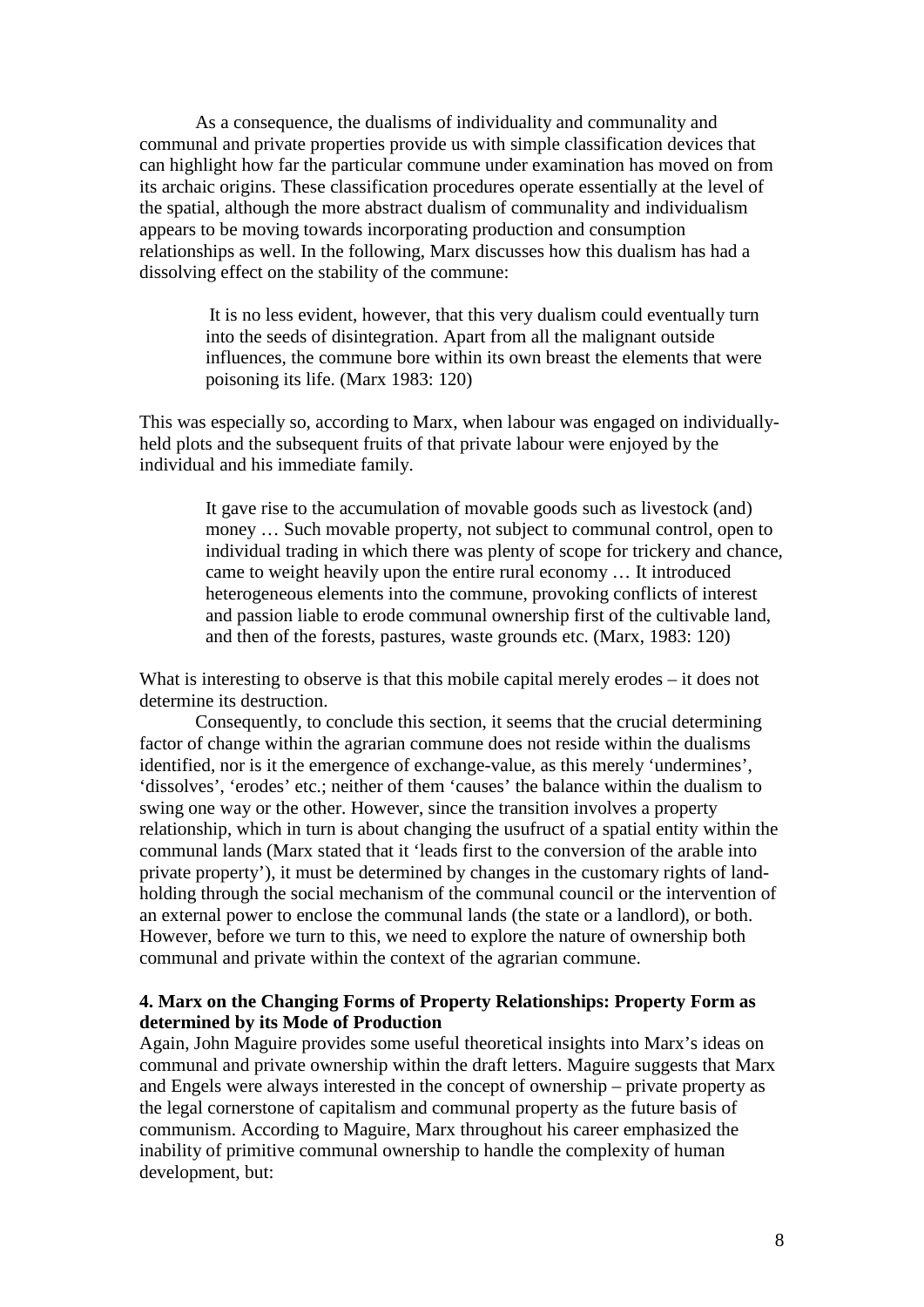As a consequence, the dualisms of individuality and communality and communal and private properties provide us with simple classification devices that can highlight how far the particular commune under examination has moved on from its archaic origins. These classification procedures operate essentially at the level of the spatial, although the more abstract dualism of communality and individualism appears to be moving towards incorporating production and consumption relationships as well. In the following, Marx discusses how this dualism has had a dissolving effect on the stability of the commune:

> It is no less evident, however, that this very dualism could eventually turn into the seeds of disintegration. Apart from all the malignant outside influences, the commune bore within its own breast the elements that were poisoning its life. (Marx 1983: 120)

This was especially so, according to Marx, when labour was engaged on individually-held plots and the subsequent fruits of that private labour were enjoyed by the individual and his immediate family.

> It gave rise to the accumulation of movable goods such as livestock (and) money … Such movable property, not subject to communal control, open to individual trading in which there was plenty of scope for trickery and chance, came to weight heavily upon the entire rural economy … It introduced heterogeneous elements into the commune, provoking conflicts of interest and passion liable to erode communal ownership first of the cultivable land, and then of the forests, pastures, waste grounds etc. (Marx, 1983: 120)

What is interesting to observe is that this mobile capital merely erodes – it does not determine its destruction.

Consequently, to conclude this section, it seems that the crucial determining factor of change within the agrarian commune does not reside within the dualisms identified, nor is it the emergence of exchange-value, as this merely 'undermines', 'dissolves', 'erodes' etc.; neither of them 'causes' the balance within the dualism to swing one way or the other. However, since the transition involves a property relationship, which in turn is about changing the usufruct of a spatial entity within the communal lands (Marx stated that it 'leads first to the conversion of the arable into private property'), it must be determined by changes in the customary rights of land-holding through the social mechanism of the communal council or the intervention of an external power to enclose the communal lands (the state or a landlord), or both. However, before we turn to this, we need to explore the nature of ownership both communal and private within the context of the agrarian commune.

## 4. Marx on the Changing Forms of Property Relationships: Property Form as determined by its Mode of Production

Again, John Maguire provides some useful theoretical insights into Marx's ideas on communal and private ownership within the draft letters. Maguire suggests that Marx and Engels were always interested in the concept of ownership – private property as the legal cornerstone of capitalism and communal property as the future basis of communism. According to Maguire, Marx throughout his career emphasized the inability of primitive communal ownership to handle the complexity of human development, but: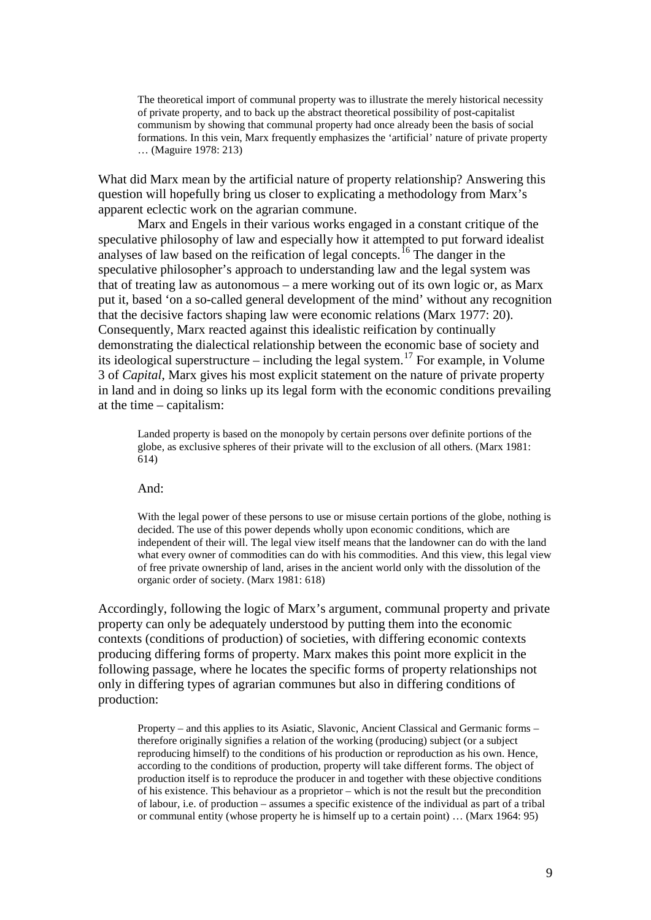> The theoretical import of communal property was to illustrate the merely historical necessity of private property, and to back up the abstract theoretical possibility of post-capitalist communism by showing that communal property had once already been the basis of social formations. In this vein, Marx frequently emphasizes the 'artificial' nature of private property … (Maguire 1978: 213)

What did Marx mean by the artificial nature of property relationship? Answering this question will hopefully bring us closer to explicating a methodology from Marx's apparent eclectic work on the agrarian commune.

Marx and Engels in their various works engaged in a constant critique of the speculative philosophy of law and especially how it attempted to put forward idealist analyses of law based on the reification of legal concepts.[16] The danger in the speculative philosopher's approach to understanding law and the legal system was that of treating law as autonomous – a mere working out of its own logic or, as Marx put it, based 'on a so-called general development of the mind' without any recognition that the decisive factors shaping law were economic relations (Marx 1977: 20). Consequently, Marx reacted against this idealistic reification by continually demonstrating the dialectical relationship between the economic base of society and its ideological superstructure – including the legal system.[17] For example, in Volume 3 of *Capital*, Marx gives his most explicit statement on the nature of private property in land and in doing so links up its legal form with the economic conditions prevailing at the time – capitalism:

> Landed property is based on the monopoly by certain persons over definite portions of the globe, as exclusive spheres of their private will to the exclusion of all others. (Marx 1981: 614)

And:

> With the legal power of these persons to use or misuse certain portions of the globe, nothing is decided. The use of this power depends wholly upon economic conditions, which are independent of their will. The legal view itself means that the landowner can do with the land what every owner of commodities can do with his commodities. And this view, this legal view of free private ownership of land, arises in the ancient world only with the dissolution of the organic order of society. (Marx 1981: 618)

Accordingly, following the logic of Marx's argument, communal property and private property can only be adequately understood by putting them into the economic contexts (conditions of production) of societies, with differing economic contexts producing differing forms of property. Marx makes this point more explicit in the following passage, where he locates the specific forms of property relationships not only in differing types of agrarian communes but also in differing conditions of production:

> Property – and this applies to its Asiatic, Slavonic, Ancient Classical and Germanic forms – therefore originally signifies a relation of the working (producing) subject (or a subject reproducing himself) to the conditions of his production or reproduction as his own. Hence, according to the conditions of production, property will take different forms. The object of production itself is to reproduce the producer in and together with these objective conditions of his existence. This behaviour as a proprietor – which is not the result but the precondition of labour, i.e. of production – assumes a specific existence of the individual as part of a tribal or communal entity (whose property he is himself up to a certain point) … (Marx 1964: 95)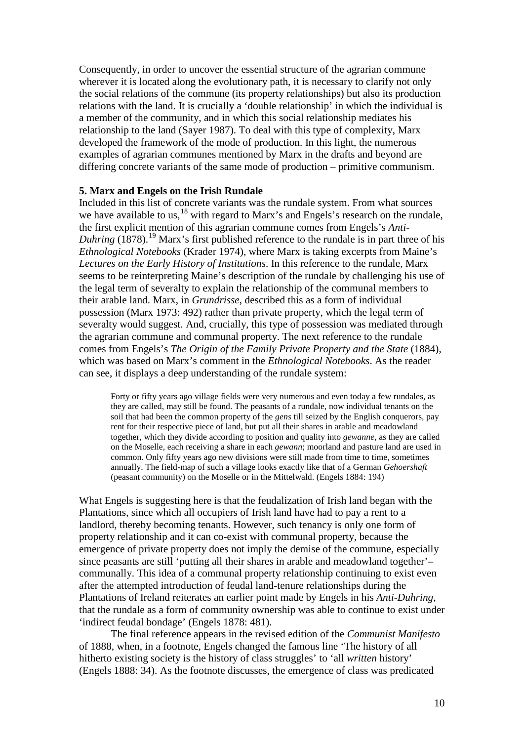Consequently, in order to uncover the essential structure of the agrarian commune wherever it is located along the evolutionary path, it is necessary to clarify not only the social relations of the commune (its property relationships) but also its production relations with the land. It is crucially a 'double relationship' in which the individual is a member of the community, and in which this social relationship mediates his relationship to the land (Sayer 1987). To deal with this type of complexity, Marx developed the framework of the mode of production. In this light, the numerous examples of agrarian communes mentioned by Marx in the drafts and beyond are differing concrete variants of the same mode of production – primitive communism.

**5. Marx and Engels on the Irish Rundale**

Included in this list of concrete variants was the rundale system. From what sources we have available to us,[18] with regard to Marx's and Engels's research on the rundale, the first explicit mention of this agrarian commune comes from Engels's *Anti-Duhring* (1878).[19] Marx's first published reference to the rundale is in part three of his *Ethnological Notebooks* (Krader 1974), where Marx is taking excerpts from Maine's *Lectures on the Early History of Institutions*. In this reference to the rundale, Marx seems to be reinterpreting Maine's description of the rundale by challenging his use of the legal term of severalty to explain the relationship of the communal members to their arable land. Marx, in *Grundrisse*, described this as a form of individual possession (Marx 1973: 492) rather than private property, which the legal term of severalty would suggest. And, crucially, this type of possession was mediated through the agrarian commune and communal property. The next reference to the rundale comes from Engels's *The Origin of the Family Private Property and the State* (1884), which was based on Marx's comment in the *Ethnological Notebooks*. As the reader can see, it displays a deep understanding of the rundale system:

> Forty or fifty years ago village fields were very numerous and even today a few rundales, as they are called, may still be found. The peasants of a rundale, now individual tenants on the soil that had been the common property of the *gens* till seized by the English conquerors, pay rent for their respective piece of land, but put all their shares in arable and meadowland together, which they divide according to position and quality into *gewanne*, as they are called on the Moselle, each receiving a share in each *gewann*; moorland and pasture land are used in common. Only fifty years ago new divisions were still made from time to time, sometimes annually. The field-map of such a village looks exactly like that of a German *Gehoershaft* (peasant community) on the Moselle or in the Mittelwald. (Engels 1884: 194)

What Engels is suggesting here is that the feudalization of Irish land began with the Plantations, since which all occupiers of Irish land have had to pay a rent to a landlord, thereby becoming tenants. However, such tenancy is only one form of property relationship and it can co-exist with communal property, because the emergence of private property does not imply the demise of the commune, especially since peasants are still 'putting all their shares in arable and meadowland together'– communally. This idea of a communal property relationship continuing to exist even after the attempted introduction of feudal land-tenure relationships during the Plantations of Ireland reiterates an earlier point made by Engels in his *Anti-Duhring*, that the rundale as a form of community ownership was able to continue to exist under 'indirect feudal bondage' (Engels 1878: 481).

The final reference appears in the revised edition of the *Communist Manifesto* of 1888, when, in a footnote, Engels changed the famous line 'The history of all hitherto existing society is the history of class struggles' to 'all *written* history' (Engels 1888: 34). As the footnote discusses, the emergence of class was predicated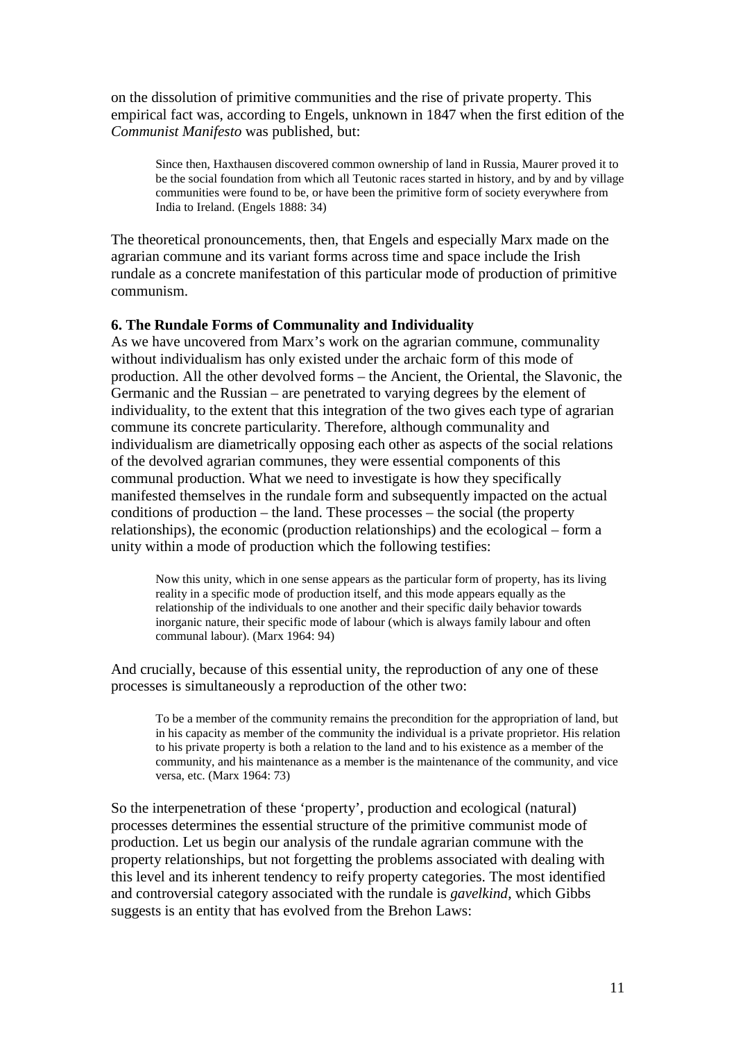on the dissolution of primitive communities and the rise of private property. This empirical fact was, according to Engels, unknown in 1847 when the first edition of the *Communist Manifesto* was published, but:

> Since then, Haxthausen discovered common ownership of land in Russia, Maurer proved it to be the social foundation from which all Teutonic races started in history, and by and by village communities were found to be, or have been the primitive form of society everywhere from India to Ireland. (Engels 1888: 34)

The theoretical pronouncements, then, that Engels and especially Marx made on the agrarian commune and its variant forms across time and space include the Irish rundale as a concrete manifestation of this particular mode of production of primitive communism.

**6. The Rundale Forms of Communality and Individuality**

As we have uncovered from Marx's work on the agrarian commune, communality without individualism has only existed under the archaic form of this mode of production. All the other devolved forms – the Ancient, the Oriental, the Slavonic, the Germanic and the Russian – are penetrated to varying degrees by the element of individuality, to the extent that this integration of the two gives each type of agrarian commune its concrete particularity. Therefore, although communality and individualism are diametrically opposing each other as aspects of the social relations of the devolved agrarian communes, they were essential components of this communal production. What we need to investigate is how they specifically manifested themselves in the rundale form and subsequently impacted on the actual conditions of production – the land. These processes – the social (the property relationships), the economic (production relationships) and the ecological – form a unity within a mode of production which the following testifies:

> Now this unity, which in one sense appears as the particular form of property, has its living reality in a specific mode of production itself, and this mode appears equally as the relationship of the individuals to one another and their specific daily behavior towards inorganic nature, their specific mode of labour (which is always family labour and often communal labour). (Marx 1964: 94)

And crucially, because of this essential unity, the reproduction of any one of these processes is simultaneously a reproduction of the other two:

> To be a member of the community remains the precondition for the appropriation of land, but in his capacity as member of the community the individual is a private proprietor. His relation to his private property is both a relation to the land and to his existence as a member of the community, and his maintenance as a member is the maintenance of the community, and vice versa, etc. (Marx 1964: 73)

So the interpenetration of these 'property', production and ecological (natural) processes determines the essential structure of the primitive communist mode of production. Let us begin our analysis of the rundale agrarian commune with the property relationships, but not forgetting the problems associated with dealing with this level and its inherent tendency to reify property categories. The most identified and controversial category associated with the rundale is *gavelkind*, which Gibbs suggests is an entity that has evolved from the Brehon Laws: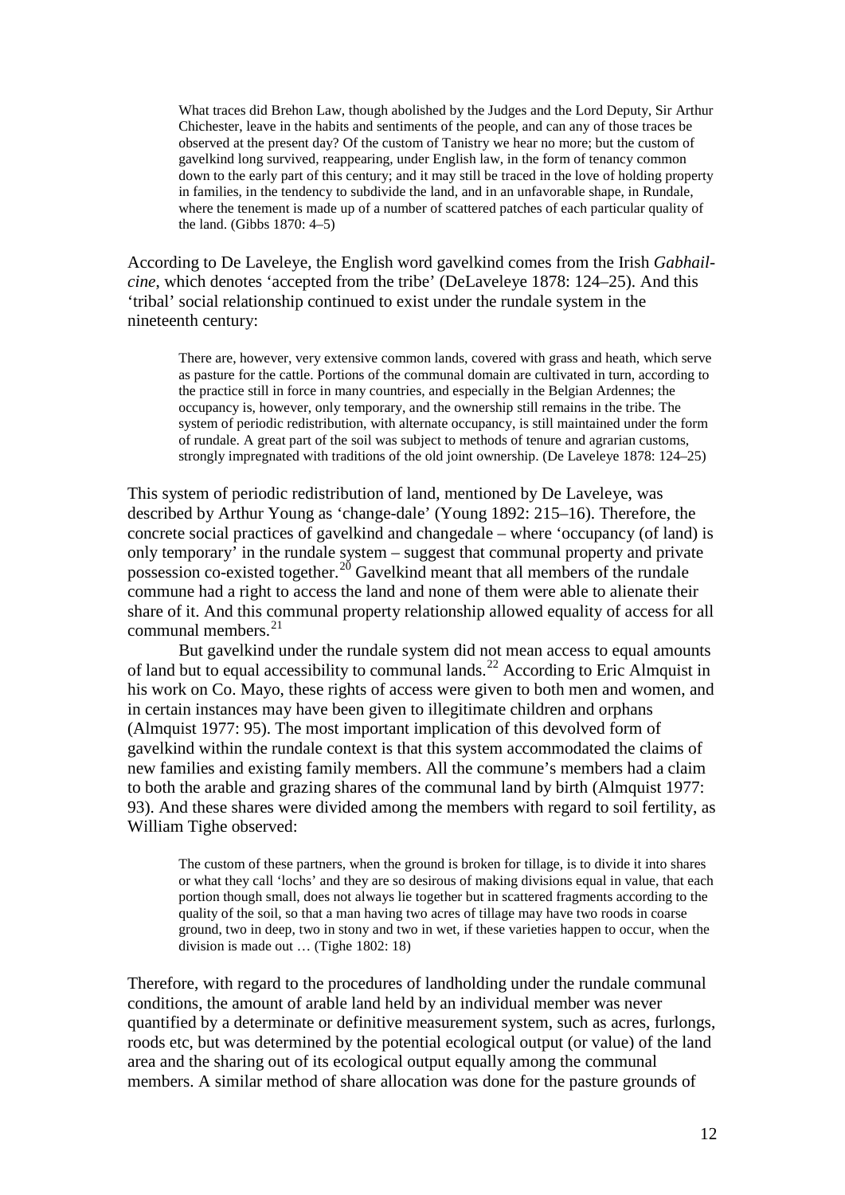> What traces did Brehon Law, though abolished by the Judges and the Lord Deputy, Sir Arthur Chichester, leave in the habits and sentiments of the people, and can any of those traces be observed at the present day? Of the custom of Tanistry we hear no more; but the custom of gavelkind long survived, reappearing, under English law, in the form of tenancy common down to the early part of this century; and it may still be traced in the love of holding property in families, in the tendency to subdivide the land, and in an unfavorable shape, in Rundale, where the tenement is made up of a number of scattered patches of each particular quality of the land. (Gibbs 1870: 4–5)

According to De Laveleye, the English word gavelkind comes from the Irish *Gabhail-cine*, which denotes 'accepted from the tribe' (DeLaveleye 1878: 124–25). And this 'tribal' social relationship continued to exist under the rundale system in the nineteenth century:

> There are, however, very extensive common lands, covered with grass and heath, which serve as pasture for the cattle. Portions of the communal domain are cultivated in turn, according to the practice still in force in many countries, and especially in the Belgian Ardennes; the occupancy is, however, only temporary, and the ownership still remains in the tribe. The system of periodic redistribution, with alternate occupancy, is still maintained under the form of rundale. A great part of the soil was subject to methods of tenure and agrarian customs, strongly impregnated with traditions of the old joint ownership. (De Laveleye 1878: 124–25)

This system of periodic redistribution of land, mentioned by De Laveleye, was described by Arthur Young as 'change-dale' (Young 1892: 215–16). Therefore, the concrete social practices of gavelkind and changedale – where 'occupancy (of land) is only temporary' in the rundale system – suggest that communal property and private possession co-existed together.[20] Gavelkind meant that all members of the rundale commune had a right to access the land and none of them were able to alienate their share of it. And this communal property relationship allowed equality of access for all communal members.[21]

But gavelkind under the rundale system did not mean access to equal amounts of land but to equal accessibility to communal lands.[22] According to Eric Almquist in his work on Co. Mayo, these rights of access were given to both men and women, and in certain instances may have been given to illegitimate children and orphans (Almquist 1977: 95). The most important implication of this devolved form of gavelkind within the rundale context is that this system accommodated the claims of new families and existing family members. All the commune's members had a claim to both the arable and grazing shares of the communal land by birth (Almquist 1977: 93). And these shares were divided among the members with regard to soil fertility, as William Tighe observed:

> The custom of these partners, when the ground is broken for tillage, is to divide it into shares or what they call 'lochs' and they are so desirous of making divisions equal in value, that each portion though small, does not always lie together but in scattered fragments according to the quality of the soil, so that a man having two acres of tillage may have two roods in coarse ground, two in deep, two in stony and two in wet, if these varieties happen to occur, when the division is made out … (Tighe 1802: 18)

Therefore, with regard to the procedures of landholding under the rundale communal conditions, the amount of arable land held by an individual member was never quantified by a determinate or definitive measurement system, such as acres, furlongs, roods etc, but was determined by the potential ecological output (or value) of the land area and the sharing out of its ecological output equally among the communal members. A similar method of share allocation was done for the pasture grounds of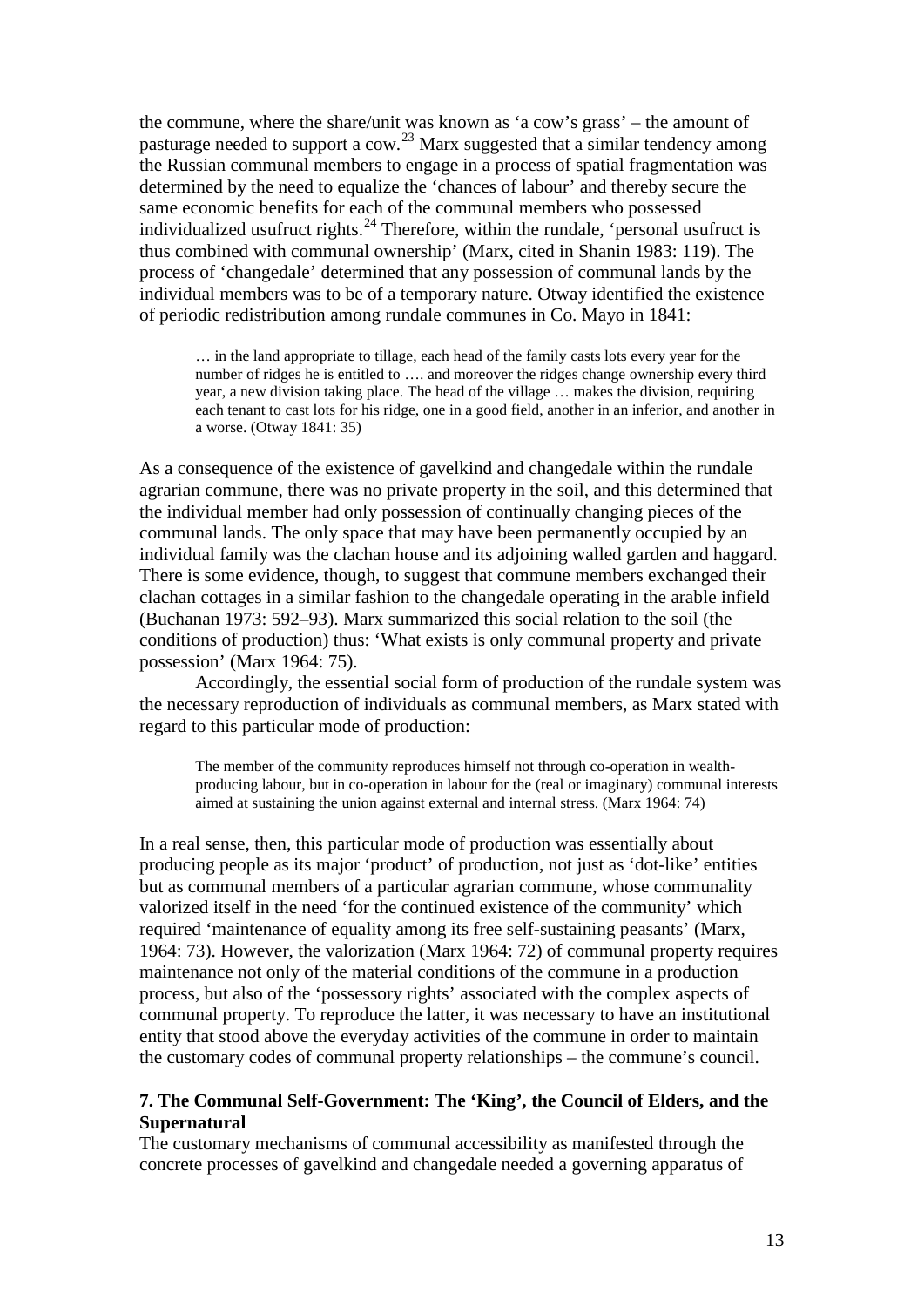the commune, where the share/unit was known as 'a cow's grass' – the amount of pasturage needed to support a cow.[23] Marx suggested that a similar tendency among the Russian communal members to engage in a process of spatial fragmentation was determined by the need to equalize the 'chances of labour' and thereby secure the same economic benefits for each of the communal members who possessed individualized usufruct rights.[24] Therefore, within the rundale, 'personal usufruct is thus combined with communal ownership' (Marx, cited in Shanin 1983: 119). The process of 'changedale' determined that any possession of communal lands by the individual members was to be of a temporary nature. Otway identified the existence of periodic redistribution among rundale communes in Co. Mayo in 1841:

> … in the land appropriate to tillage, each head of the family casts lots every year for the number of ridges he is entitled to …. and moreover the ridges change ownership every third year, a new division taking place. The head of the village … makes the division, requiring each tenant to cast lots for his ridge, one in a good field, another in an inferior, and another in a worse. (Otway 1841: 35)

As a consequence of the existence of gavelkind and changedale within the rundale agrarian commune, there was no private property in the soil, and this determined that the individual member had only possession of continually changing pieces of the communal lands. The only space that may have been permanently occupied by an individual family was the clachan house and its adjoining walled garden and haggard. There is some evidence, though, to suggest that commune members exchanged their clachan cottages in a similar fashion to the changedale operating in the arable infield (Buchanan 1973: 592–93). Marx summarized this social relation to the soil (the conditions of production) thus: 'What exists is only communal property and private possession' (Marx 1964: 75).

Accordingly, the essential social form of production of the rundale system was the necessary reproduction of individuals as communal members, as Marx stated with regard to this particular mode of production:

> The member of the community reproduces himself not through co-operation in wealth-producing labour, but in co-operation in labour for the (real or imaginary) communal interests aimed at sustaining the union against external and internal stress. (Marx 1964: 74)

In a real sense, then, this particular mode of production was essentially about producing people as its major 'product' of production, not just as 'dot-like' entities but as communal members of a particular agrarian commune, whose communality valorized itself in the need 'for the continued existence of the community' which required 'maintenance of equality among its free self-sustaining peasants' (Marx, 1964: 73). However, the valorization (Marx 1964: 72) of communal property requires maintenance not only of the material conditions of the commune in a production process, but also of the 'possessory rights' associated with the complex aspects of communal property. To reproduce the latter, it was necessary to have an institutional entity that stood above the everyday activities of the commune in order to maintain the customary codes of communal property relationships – the commune's council.

## 7. The Communal Self-Government: The 'King', the Council of Elders, and the Supernatural

The customary mechanisms of communal accessibility as manifested through the concrete processes of gavelkind and changedale needed a governing apparatus of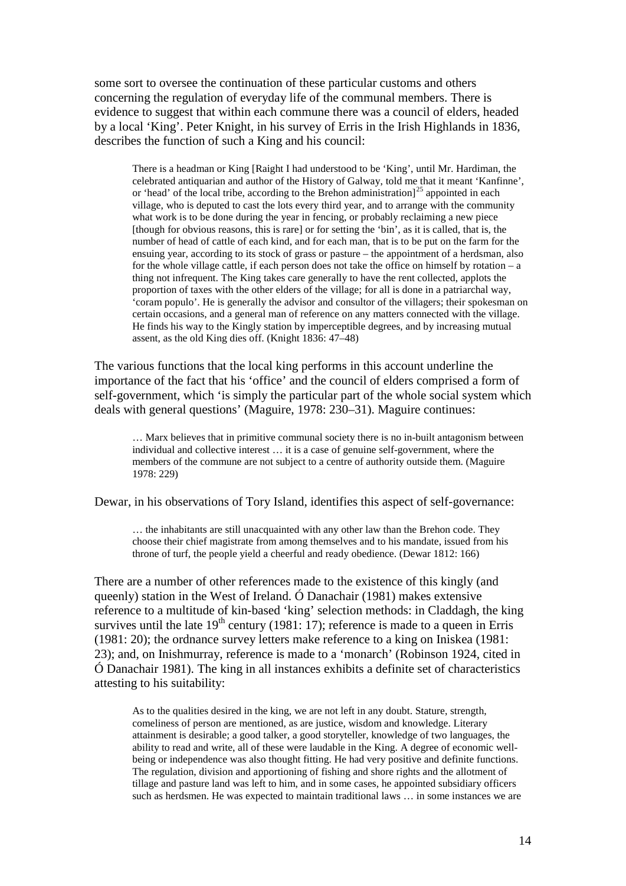some sort to oversee the continuation of these particular customs and others concerning the regulation of everyday life of the communal members. There is evidence to suggest that within each commune there was a council of elders, headed by a local 'King'. Peter Knight, in his survey of Erris in the Irish Highlands in 1836, describes the function of such a King and his council:

> There is a headman or King [Raight I had understood to be 'King', until Mr. Hardiman, the celebrated antiquarian and author of the History of Galway, told me that it meant 'Kanfinne', or 'head' of the local tribe, according to the Brehon administration][25] appointed in each village, who is deputed to cast the lots every third year, and to arrange with the community what work is to be done during the year in fencing, or probably reclaiming a new piece [though for obvious reasons, this is rare] or for setting the 'bin', as it is called, that is, the number of head of cattle of each kind, and for each man, that is to be put on the farm for the ensuing year, according to its stock of grass or pasture – the appointment of a herdsman, also for the whole village cattle, if each person does not take the office on himself by rotation – a thing not infrequent. The King takes care generally to have the rent collected, applots the proportion of taxes with the other elders of the village; for all is done in a patriarchal way, 'coram populo'. He is generally the advisor and consultor of the villagers; their spokesman on certain occasions, and a general man of reference on any matters connected with the village. He finds his way to the Kingly station by imperceptible degrees, and by increasing mutual assent, as the old King dies off. (Knight 1836: 47–48)

The various functions that the local king performs in this account underline the importance of the fact that his 'office' and the council of elders comprised a form of self-government, which 'is simply the particular part of the whole social system which deals with general questions' (Maguire, 1978: 230–31). Maguire continues:

> … Marx believes that in primitive communal society there is no in-built antagonism between individual and collective interest … it is a case of genuine self-government, where the members of the commune are not subject to a centre of authority outside them. (Maguire 1978: 229)

Dewar, in his observations of Tory Island, identifies this aspect of self-governance:

> … the inhabitants are still unacquainted with any other law than the Brehon code. They choose their chief magistrate from among themselves and to his mandate, issued from his throne of turf, the people yield a cheerful and ready obedience. (Dewar 1812: 166)

There are a number of other references made to the existence of this kingly (and queenly) station in the West of Ireland. Ó Danachair (1981) makes extensive reference to a multitude of kin-based 'king' selection methods: in Claddagh, the king survives until the late 19th century (1981: 17); reference is made to a queen in Erris (1981: 20); the ordnance survey letters make reference to a king on Iniskea (1981: 23); and, on Inishmurray, reference is made to a 'monarch' (Robinson 1924, cited in Ó Danachair 1981). The king in all instances exhibits a definite set of characteristics attesting to his suitability:

> As to the qualities desired in the king, we are not left in any doubt. Stature, strength, comeliness of person are mentioned, as are justice, wisdom and knowledge. Literary attainment is desirable; a good talker, a good storyteller, knowledge of two languages, the ability to read and write, all of these were laudable in the King. A degree of economic well-being or independence was also thought fitting. He had very positive and definite functions. The regulation, division and apportioning of fishing and shore rights and the allotment of tillage and pasture land was left to him, and in some cases, he appointed subsidiary officers such as herdsmen. He was expected to maintain traditional laws … in some instances we are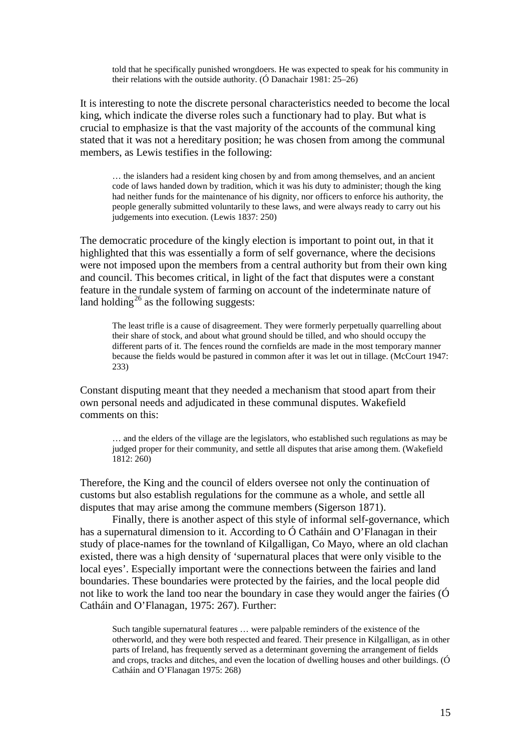> told that he specifically punished wrongdoers. He was expected to speak for his community in their relations with the outside authority. (Ó Danachair 1981: 25–26)

It is interesting to note the discrete personal characteristics needed to become the local king, which indicate the diverse roles such a functionary had to play. But what is crucial to emphasize is that the vast majority of the accounts of the communal king stated that it was not a hereditary position; he was chosen from among the communal members, as Lewis testifies in the following:

> … the islanders had a resident king chosen by and from among themselves, and an ancient code of laws handed down by tradition, which it was his duty to administer; though the king had neither funds for the maintenance of his dignity, nor officers to enforce his authority, the people generally submitted voluntarily to these laws, and were always ready to carry out his judgements into execution. (Lewis 1837: 250)

The democratic procedure of the kingly election is important to point out, in that it highlighted that this was essentially a form of self governance, where the decisions were not imposed upon the members from a central authority but from their own king and council. This becomes critical, in light of the fact that disputes were a constant feature in the rundale system of farming on account of the indeterminate nature of land holding[26] as the following suggests:

> The least trifle is a cause of disagreement. They were formerly perpetually quarrelling about their share of stock, and about what ground should be tilled, and who should occupy the different parts of it. The fences round the cornfields are made in the most temporary manner because the fields would be pastured in common after it was let out in tillage. (McCourt 1947: 233)

Constant disputing meant that they needed a mechanism that stood apart from their own personal needs and adjudicated in these communal disputes. Wakefield comments on this:

> … and the elders of the village are the legislators, who established such regulations as may be judged proper for their community, and settle all disputes that arise among them. (Wakefield 1812: 260)

Therefore, the King and the council of elders oversee not only the continuation of customs but also establish regulations for the commune as a whole, and settle all disputes that may arise among the commune members (Sigerson 1871).

Finally, there is another aspect of this style of informal self-governance, which has a supernatural dimension to it. According to Ó Catháin and O'Flanagan in their study of place-names for the townland of Kilgalligan, Co Mayo, where an old clachan existed, there was a high density of 'supernatural places that were only visible to the local eyes'. Especially important were the connections between the fairies and land boundaries. These boundaries were protected by the fairies, and the local people did not like to work the land too near the boundary in case they would anger the fairies (Ó Catháin and O'Flanagan, 1975: 267). Further:

> Such tangible supernatural features … were palpable reminders of the existence of the otherworld, and they were both respected and feared. Their presence in Kilgalligan, as in other parts of Ireland, has frequently served as a determinant governing the arrangement of fields and crops, tracks and ditches, and even the location of dwelling houses and other buildings. (Ó Catháin and O'Flanagan 1975: 268)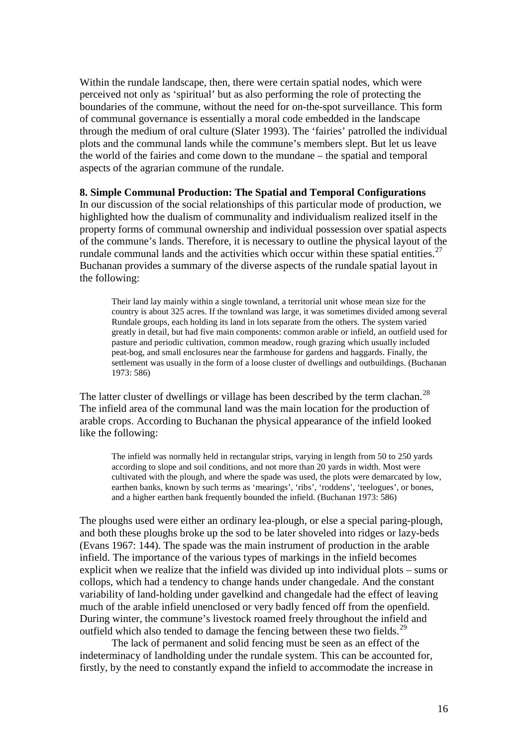Within the rundale landscape, then, there were certain spatial nodes, which were perceived not only as 'spiritual' but as also performing the role of protecting the boundaries of the commune, without the need for on-the-spot surveillance. This form of communal governance is essentially a moral code embedded in the landscape through the medium of oral culture (Slater 1993). The 'fairies' patrolled the individual plots and the communal lands while the commune's members slept. But let us leave the world of the fairies and come down to the mundane – the spatial and temporal aspects of the agrarian commune of the rundale.

**8. Simple Communal Production: The Spatial and Temporal Configurations**

In our discussion of the social relationships of this particular mode of production, we highlighted how the dualism of communality and individualism realized itself in the property forms of communal ownership and individual possession over spatial aspects of the commune's lands. Therefore, it is necessary to outline the physical layout of the rundale communal lands and the activities which occur within these spatial entities.[27] Buchanan provides a summary of the diverse aspects of the rundale spatial layout in the following:

> Their land lay mainly within a single townland, a territorial unit whose mean size for the country is about 325 acres. If the townland was large, it was sometimes divided among several Rundale groups, each holding its land in lots separate from the others. The system varied greatly in detail, but had five main components: common arable or infield, an outfield used for pasture and periodic cultivation, common meadow, rough grazing which usually included peat-bog, and small enclosures near the farmhouse for gardens and haggards. Finally, the settlement was usually in the form of a loose cluster of dwellings and outbuildings. (Buchanan 1973: 586)

The latter cluster of dwellings or village has been described by the term clachan.[28] The infield area of the communal land was the main location for the production of arable crops. According to Buchanan the physical appearance of the infield looked like the following:

> The infield was normally held in rectangular strips, varying in length from 50 to 250 yards according to slope and soil conditions, and not more than 20 yards in width. Most were cultivated with the plough, and where the spade was used, the plots were demarcated by low, earthen banks, known by such terms as 'mearings', 'ribs', 'roddens', 'teelogues', or bones, and a higher earthen bank frequently bounded the infield. (Buchanan 1973: 586)

The ploughs used were either an ordinary lea-plough, or else a special paring-plough, and both these ploughs broke up the sod to be later shoveled into ridges or lazy-beds (Evans 1967: 144). The spade was the main instrument of production in the arable infield. The importance of the various types of markings in the infield becomes explicit when we realize that the infield was divided up into individual plots – sums or collops, which had a tendency to change hands under changedale. And the constant variability of land-holding under gavelkind and changedale had the effect of leaving much of the arable infield unenclosed or very badly fenced off from the openfield. During winter, the commune's livestock roamed freely throughout the infield and outfield which also tended to damage the fencing between these two fields.[29]

The lack of permanent and solid fencing must be seen as an effect of the indeterminacy of landholding under the rundale system. This can be accounted for, firstly, by the need to constantly expand the infield to accommodate the increase in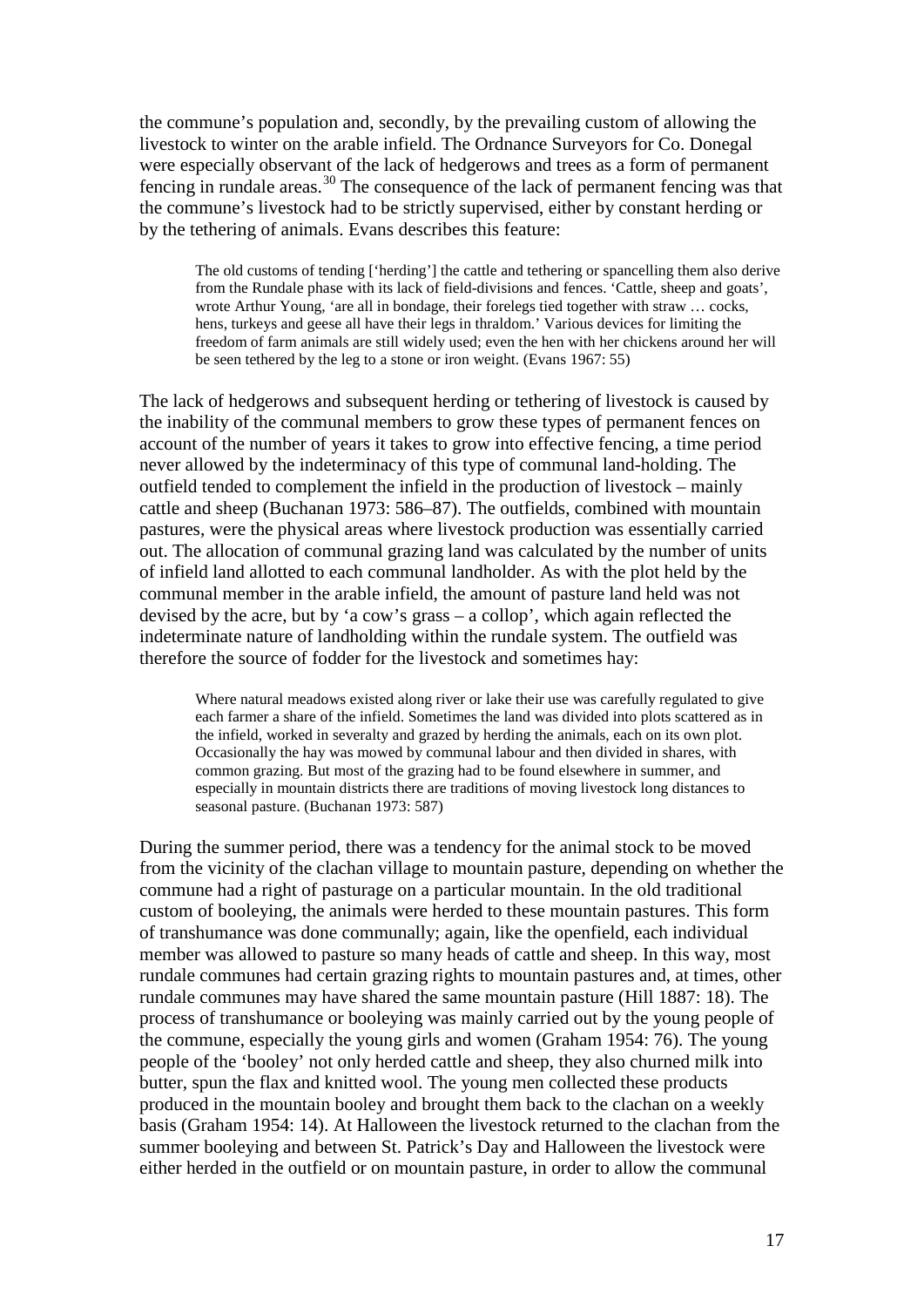the commune's population and, secondly, by the prevailing custom of allowing the livestock to winter on the arable infield. The Ordnance Surveyors for Co. Donegal were especially observant of the lack of hedgerows and trees as a form of permanent fencing in rundale areas.[30] The consequence of the lack of permanent fencing was that the commune's livestock had to be strictly supervised, either by constant herding or by the tethering of animals. Evans describes this feature:

> The old customs of tending ['herding'] the cattle and tethering or spancelling them also derive from the Rundale phase with its lack of field-divisions and fences. 'Cattle, sheep and goats', wrote Arthur Young, 'are all in bondage, their forelegs tied together with straw … cocks, hens, turkeys and geese all have their legs in thraldom.' Various devices for limiting the freedom of farm animals are still widely used; even the hen with her chickens around her will be seen tethered by the leg to a stone or iron weight. (Evans 1967: 55)

The lack of hedgerows and subsequent herding or tethering of livestock is caused by the inability of the communal members to grow these types of permanent fences on account of the number of years it takes to grow into effective fencing, a time period never allowed by the indeterminacy of this type of communal land-holding. The outfield tended to complement the infield in the production of livestock – mainly cattle and sheep (Buchanan 1973: 586–87). The outfields, combined with mountain pastures, were the physical areas where livestock production was essentially carried out. The allocation of communal grazing land was calculated by the number of units of infield land allotted to each communal landholder. As with the plot held by the communal member in the arable infield, the amount of pasture land held was not devised by the acre, but by 'a cow's grass – a collop', which again reflected the indeterminate nature of landholding within the rundale system. The outfield was therefore the source of fodder for the livestock and sometimes hay:

> Where natural meadows existed along river or lake their use was carefully regulated to give each farmer a share of the infield. Sometimes the land was divided into plots scattered as in the infield, worked in severalty and grazed by herding the animals, each on its own plot. Occasionally the hay was mowed by communal labour and then divided in shares, with common grazing. But most of the grazing had to be found elsewhere in summer, and especially in mountain districts there are traditions of moving livestock long distances to seasonal pasture. (Buchanan 1973: 587)

During the summer period, there was a tendency for the animal stock to be moved from the vicinity of the clachan village to mountain pasture, depending on whether the commune had a right of pasturage on a particular mountain. In the old traditional custom of booleying, the animals were herded to these mountain pastures. This form of transhumance was done communally; again, like the openfield, each individual member was allowed to pasture so many heads of cattle and sheep. In this way, most rundale communes had certain grazing rights to mountain pastures and, at times, other rundale communes may have shared the same mountain pasture (Hill 1887: 18). The process of transhumance or booleying was mainly carried out by the young people of the commune, especially the young girls and women (Graham 1954: 76). The young people of the 'booley' not only herded cattle and sheep, they also churned milk into butter, spun the flax and knitted wool. The young men collected these products produced in the mountain booley and brought them back to the clachan on a weekly basis (Graham 1954: 14). At Halloween the livestock returned to the clachan from the summer booleying and between St. Patrick's Day and Halloween the livestock were either herded in the outfield or on mountain pasture, in order to allow the communal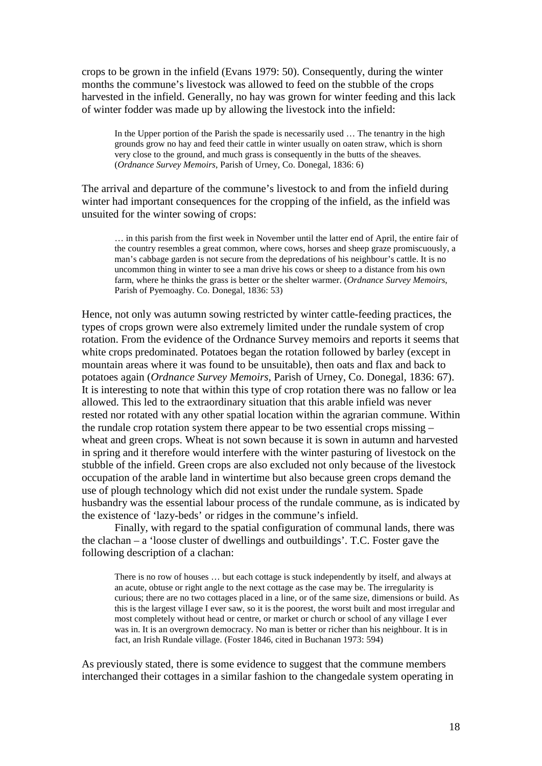crops to be grown in the infield (Evans 1979: 50). Consequently, during the winter months the commune's livestock was allowed to feed on the stubble of the crops harvested in the infield. Generally, no hay was grown for winter feeding and this lack of winter fodder was made up by allowing the livestock into the infield:

> In the Upper portion of the Parish the spade is necessarily used … The tenantry in the high grounds grow no hay and feed their cattle in winter usually on oaten straw, which is shorn very close to the ground, and much grass is consequently in the butts of the sheaves. (*Ordnance Survey Memoirs*, Parish of Urney, Co. Donegal, 1836: 6)

The arrival and departure of the commune's livestock to and from the infield during winter had important consequences for the cropping of the infield, as the infield was unsuited for the winter sowing of crops:

> … in this parish from the first week in November until the latter end of April, the entire fair of the country resembles a great common, where cows, horses and sheep graze promiscuously, a man's cabbage garden is not secure from the depredations of his neighbour's cattle. It is no uncommon thing in winter to see a man drive his cows or sheep to a distance from his own farm, where he thinks the grass is better or the shelter warmer. (*Ordnance Survey Memoirs*, Parish of Pyemoaghy. Co. Donegal, 1836: 53)

Hence, not only was autumn sowing restricted by winter cattle-feeding practices, the types of crops grown were also extremely limited under the rundale system of crop rotation. From the evidence of the Ordnance Survey memoirs and reports it seems that white crops predominated. Potatoes began the rotation followed by barley (except in mountain areas where it was found to be unsuitable), then oats and flax and back to potatoes again (*Ordnance Survey Memoirs*, Parish of Urney, Co. Donegal, 1836: 67). It is interesting to note that within this type of crop rotation there was no fallow or lea allowed. This led to the extraordinary situation that this arable infield was never rested nor rotated with any other spatial location within the agrarian commune. Within the rundale crop rotation system there appear to be two essential crops missing – wheat and green crops. Wheat is not sown because it is sown in autumn and harvested in spring and it therefore would interfere with the winter pasturing of livestock on the stubble of the infield. Green crops are also excluded not only because of the livestock occupation of the arable land in wintertime but also because green crops demand the use of plough technology which did not exist under the rundale system. Spade husbandry was the essential labour process of the rundale commune, as is indicated by the existence of 'lazy-beds' or ridges in the commune's infield.

Finally, with regard to the spatial configuration of communal lands, there was the clachan – a 'loose cluster of dwellings and outbuildings'. T.C. Foster gave the following description of a clachan:

> There is no row of houses … but each cottage is stuck independently by itself, and always at an acute, obtuse or right angle to the next cottage as the case may be. The irregularity is curious; there are no two cottages placed in a line, or of the same size, dimensions or build. As this is the largest village I ever saw, so it is the poorest, the worst built and most irregular and most completely without head or centre, or market or church or school of any village I ever was in. It is an overgrown democracy. No man is better or richer than his neighbour. It is in fact, an Irish Rundale village. (Foster 1846, cited in Buchanan 1973: 594)

As previously stated, there is some evidence to suggest that the commune members interchanged their cottages in a similar fashion to the changedale system operating in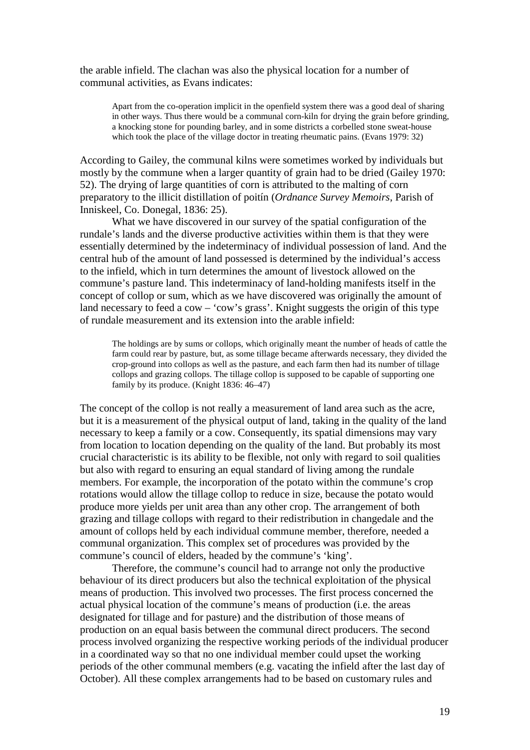the arable infield. The clachan was also the physical location for a number of communal activities, as Evans indicates:

> Apart from the co-operation implicit in the openfield system there was a good deal of sharing in other ways. Thus there would be a communal corn-kiln for drying the grain before grinding, a knocking stone for pounding barley, and in some districts a corbelled stone sweat-house which took the place of the village doctor in treating rheumatic pains. (Evans 1979: 32)

According to Gailey, the communal kilns were sometimes worked by individuals but mostly by the commune when a larger quantity of grain had to be dried (Gailey 1970: 52). The drying of large quantities of corn is attributed to the malting of corn preparatory to the illicit distillation of poitín (*Ordnance Survey Memoirs*, Parish of Inniskeel, Co. Donegal, 1836: 25).

What we have discovered in our survey of the spatial configuration of the rundale's lands and the diverse productive activities within them is that they were essentially determined by the indeterminacy of individual possession of land. And the central hub of the amount of land possessed is determined by the individual's access to the infield, which in turn determines the amount of livestock allowed on the commune's pasture land. This indeterminacy of land-holding manifests itself in the concept of collop or sum, which as we have discovered was originally the amount of land necessary to feed a cow – 'cow's grass'. Knight suggests the origin of this type of rundale measurement and its extension into the arable infield:

> The holdings are by sums or collops, which originally meant the number of heads of cattle the farm could rear by pasture, but, as some tillage became afterwards necessary, they divided the crop-ground into collops as well as the pasture, and each farm then had its number of tillage collops and grazing collops. The tillage collop is supposed to be capable of supporting one family by its produce. (Knight 1836: 46–47)

The concept of the collop is not really a measurement of land area such as the acre, but it is a measurement of the physical output of land, taking in the quality of the land necessary to keep a family or a cow. Consequently, its spatial dimensions may vary from location to location depending on the quality of the land. But probably its most crucial characteristic is its ability to be flexible, not only with regard to soil qualities but also with regard to ensuring an equal standard of living among the rundale members. For example, the incorporation of the potato within the commune's crop rotations would allow the tillage collop to reduce in size, because the potato would produce more yields per unit area than any other crop. The arrangement of both grazing and tillage collops with regard to their redistribution in changedale and the amount of collops held by each individual commune member, therefore, needed a communal organization. This complex set of procedures was provided by the commune's council of elders, headed by the commune's 'king'.

Therefore, the commune's council had to arrange not only the productive behaviour of its direct producers but also the technical exploitation of the physical means of production. This involved two processes. The first process concerned the actual physical location of the commune's means of production (i.e. the areas designated for tillage and for pasture) and the distribution of those means of production on an equal basis between the communal direct producers. The second process involved organizing the respective working periods of the individual producer in a coordinated way so that no one individual member could upset the working periods of the other communal members (e.g. vacating the infield after the last day of October). All these complex arrangements had to be based on customary rules and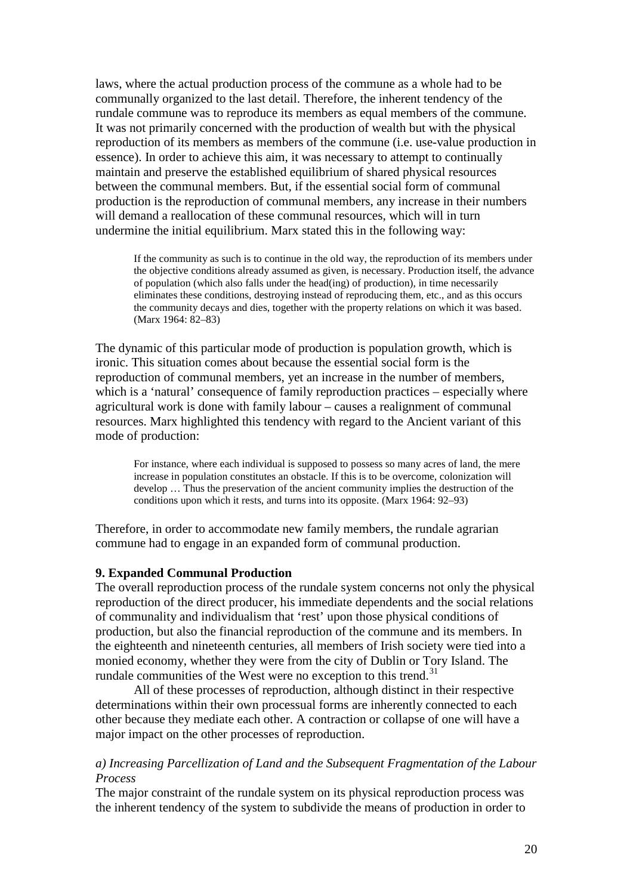laws, where the actual production process of the commune as a whole had to be communally organized to the last detail. Therefore, the inherent tendency of the rundale commune was to reproduce its members as equal members of the commune. It was not primarily concerned with the production of wealth but with the physical reproduction of its members as members of the commune (i.e. use-value production in essence). In order to achieve this aim, it was necessary to attempt to continually maintain and preserve the established equilibrium of shared physical resources between the communal members. But, if the essential social form of communal production is the reproduction of communal members, any increase in their numbers will demand a reallocation of these communal resources, which will in turn undermine the initial equilibrium. Marx stated this in the following way:

> If the community as such is to continue in the old way, the reproduction of its members under the objective conditions already assumed as given, is necessary. Production itself, the advance of population (which also falls under the head(ing) of production), in time necessarily eliminates these conditions, destroying instead of reproducing them, etc., and as this occurs the community decays and dies, together with the property relations on which it was based. (Marx 1964: 82–83)

The dynamic of this particular mode of production is population growth, which is ironic. This situation comes about because the essential social form is the reproduction of communal members, yet an increase in the number of members, which is a 'natural' consequence of family reproduction practices – especially where agricultural work is done with family labour – causes a realignment of communal resources. Marx highlighted this tendency with regard to the Ancient variant of this mode of production:

> For instance, where each individual is supposed to possess so many acres of land, the mere increase in population constitutes an obstacle. If this is to be overcome, colonization will develop … Thus the preservation of the ancient community implies the destruction of the conditions upon which it rests, and turns into its opposite. (Marx 1964: 92–93)

Therefore, in order to accommodate new family members, the rundale agrarian commune had to engage in an expanded form of communal production.

### 9. Expanded Communal Production

The overall reproduction process of the rundale system concerns not only the physical reproduction of the direct producer, his immediate dependents and the social relations of communality and individualism that 'rest' upon those physical conditions of production, but also the financial reproduction of the commune and its members. In the eighteenth and nineteenth centuries, all members of Irish society were tied into a monied economy, whether they were from the city of Dublin or Tory Island. The rundale communities of the West were no exception to this trend.[31]

All of these processes of reproduction, although distinct in their respective determinations within their own processual forms are inherently connected to each other because they mediate each other. A contraction or collapse of one will have a major impact on the other processes of reproduction.

#### *a) Increasing Parcellization of Land and the Subsequent Fragmentation of the Labour Process*

The major constraint of the rundale system on its physical reproduction process was the inherent tendency of the system to subdivide the means of production in order to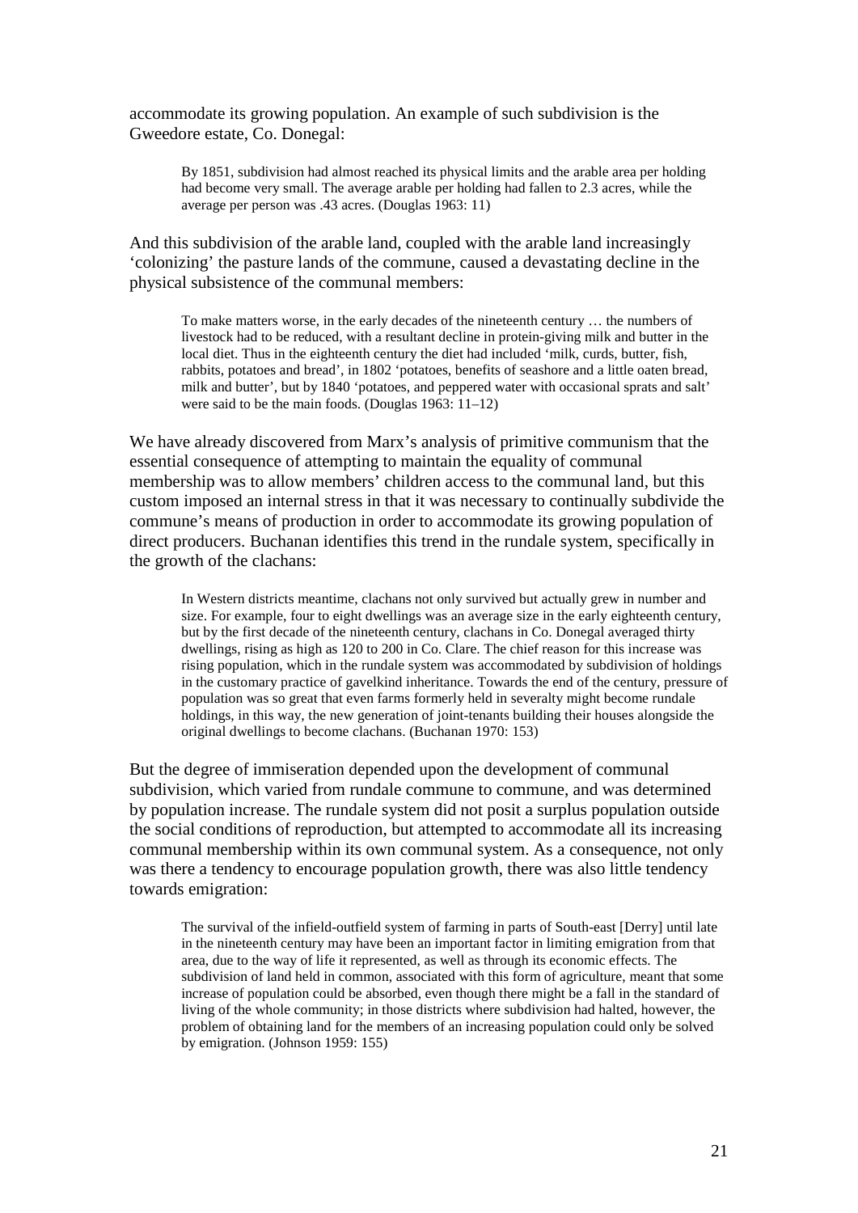accommodate its growing population. An example of such subdivision is the Gweedore estate, Co. Donegal:

> By 1851, subdivision had almost reached its physical limits and the arable area per holding had become very small. The average arable per holding had fallen to 2.3 acres, while the average per person was .43 acres. (Douglas 1963: 11)

And this subdivision of the arable land, coupled with the arable land increasingly 'colonizing' the pasture lands of the commune, caused a devastating decline in the physical subsistence of the communal members:

> To make matters worse, in the early decades of the nineteenth century … the numbers of livestock had to be reduced, with a resultant decline in protein-giving milk and butter in the local diet. Thus in the eighteenth century the diet had included 'milk, curds, butter, fish, rabbits, potatoes and bread', in 1802 'potatoes, benefits of seashore and a little oaten bread, milk and butter', but by 1840 'potatoes, and peppered water with occasional sprats and salt' were said to be the main foods. (Douglas 1963: 11–12)

We have already discovered from Marx's analysis of primitive communism that the essential consequence of attempting to maintain the equality of communal membership was to allow members' children access to the communal land, but this custom imposed an internal stress in that it was necessary to continually subdivide the commune's means of production in order to accommodate its growing population of direct producers. Buchanan identifies this trend in the rundale system, specifically in the growth of the clachans:

> In Western districts meantime, clachans not only survived but actually grew in number and size. For example, four to eight dwellings was an average size in the early eighteenth century, but by the first decade of the nineteenth century, clachans in Co. Donegal averaged thirty dwellings, rising as high as 120 to 200 in Co. Clare. The chief reason for this increase was rising population, which in the rundale system was accommodated by subdivision of holdings in the customary practice of gavelkind inheritance. Towards the end of the century, pressure of population was so great that even farms formerly held in severalty might become rundale holdings, in this way, the new generation of joint-tenants building their houses alongside the original dwellings to become clachans. (Buchanan 1970: 153)

But the degree of immiseration depended upon the development of communal subdivision, which varied from rundale commune to commune, and was determined by population increase. The rundale system did not posit a surplus population outside the social conditions of reproduction, but attempted to accommodate all its increasing communal membership within its own communal system. As a consequence, not only was there a tendency to encourage population growth, there was also little tendency towards emigration:

> The survival of the infield-outfield system of farming in parts of South-east [Derry] until late in the nineteenth century may have been an important factor in limiting emigration from that area, due to the way of life it represented, as well as through its economic effects. The subdivision of land held in common, associated with this form of agriculture, meant that some increase of population could be absorbed, even though there might be a fall in the standard of living of the whole community; in those districts where subdivision had halted, however, the problem of obtaining land for the members of an increasing population could only be solved by emigration. (Johnson 1959: 155)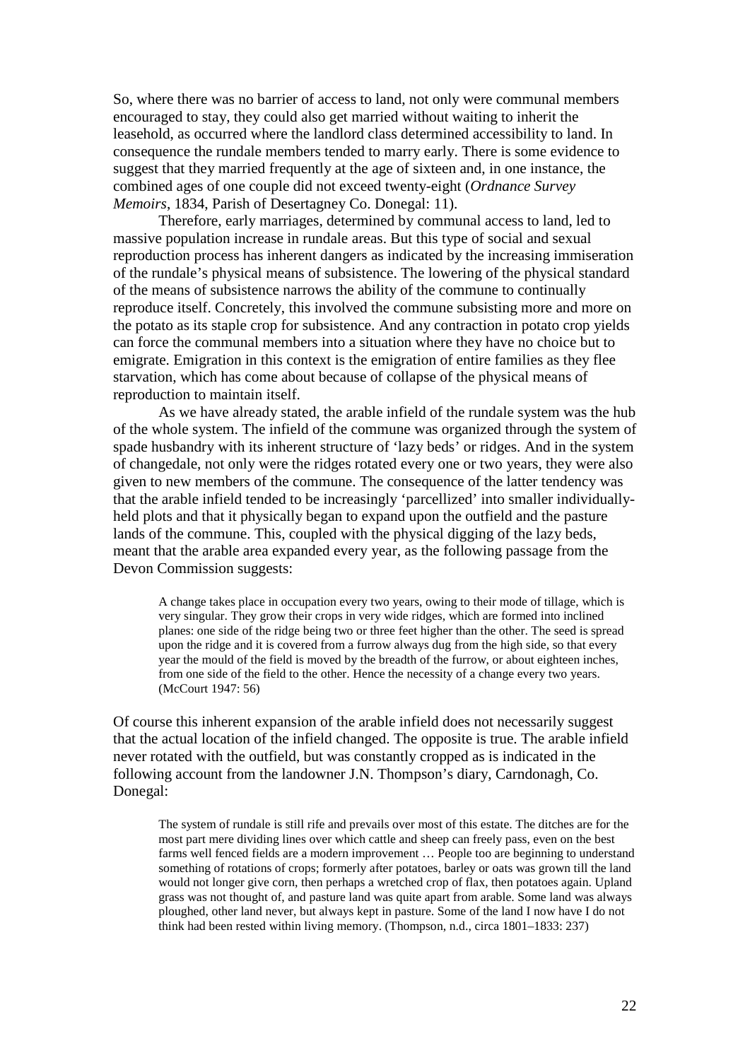So, where there was no barrier of access to land, not only were communal members encouraged to stay, they could also get married without waiting to inherit the leasehold, as occurred where the landlord class determined accessibility to land. In consequence the rundale members tended to marry early. There is some evidence to suggest that they married frequently at the age of sixteen and, in one instance, the combined ages of one couple did not exceed twenty-eight (*Ordnance Survey Memoirs*, 1834, Parish of Desertagney Co. Donegal: 11).

Therefore, early marriages, determined by communal access to land, led to massive population increase in rundale areas. But this type of social and sexual reproduction process has inherent dangers as indicated by the increasing immiseration of the rundale's physical means of subsistence. The lowering of the physical standard of the means of subsistence narrows the ability of the commune to continually reproduce itself. Concretely, this involved the commune subsisting more and more on the potato as its staple crop for subsistence. And any contraction in potato crop yields can force the communal members into a situation where they have no choice but to emigrate. Emigration in this context is the emigration of entire families as they flee starvation, which has come about because of collapse of the physical means of reproduction to maintain itself.

As we have already stated, the arable infield of the rundale system was the hub of the whole system. The infield of the commune was organized through the system of spade husbandry with its inherent structure of 'lazy beds' or ridges. And in the system of changedale, not only were the ridges rotated every one or two years, they were also given to new members of the commune. The consequence of the latter tendency was that the arable infield tended to be increasingly 'parcellized' into smaller individually-held plots and that it physically began to expand upon the outfield and the pasture lands of the commune. This, coupled with the physical digging of the lazy beds, meant that the arable area expanded every year, as the following passage from the Devon Commission suggests:

> A change takes place in occupation every two years, owing to their mode of tillage, which is very singular. They grow their crops in very wide ridges, which are formed into inclined planes: one side of the ridge being two or three feet higher than the other. The seed is spread upon the ridge and it is covered from a furrow always dug from the high side, so that every year the mould of the field is moved by the breadth of the furrow, or about eighteen inches, from one side of the field to the other. Hence the necessity of a change every two years. (McCourt 1947: 56)

Of course this inherent expansion of the arable infield does not necessarily suggest that the actual location of the infield changed. The opposite is true. The arable infield never rotated with the outfield, but was constantly cropped as is indicated in the following account from the landowner J.N. Thompson's diary, Carndonagh, Co. Donegal:

> The system of rundale is still rife and prevails over most of this estate. The ditches are for the most part mere dividing lines over which cattle and sheep can freely pass, even on the best farms well fenced fields are a modern improvement … People too are beginning to understand something of rotations of crops; formerly after potatoes, barley or oats was grown till the land would not longer give corn, then perhaps a wretched crop of flax, then potatoes again. Upland grass was not thought of, and pasture land was quite apart from arable. Some land was always ploughed, other land never, but always kept in pasture. Some of the land I now have I do not think had been rested within living memory. (Thompson, n.d., circa 1801–1833: 237)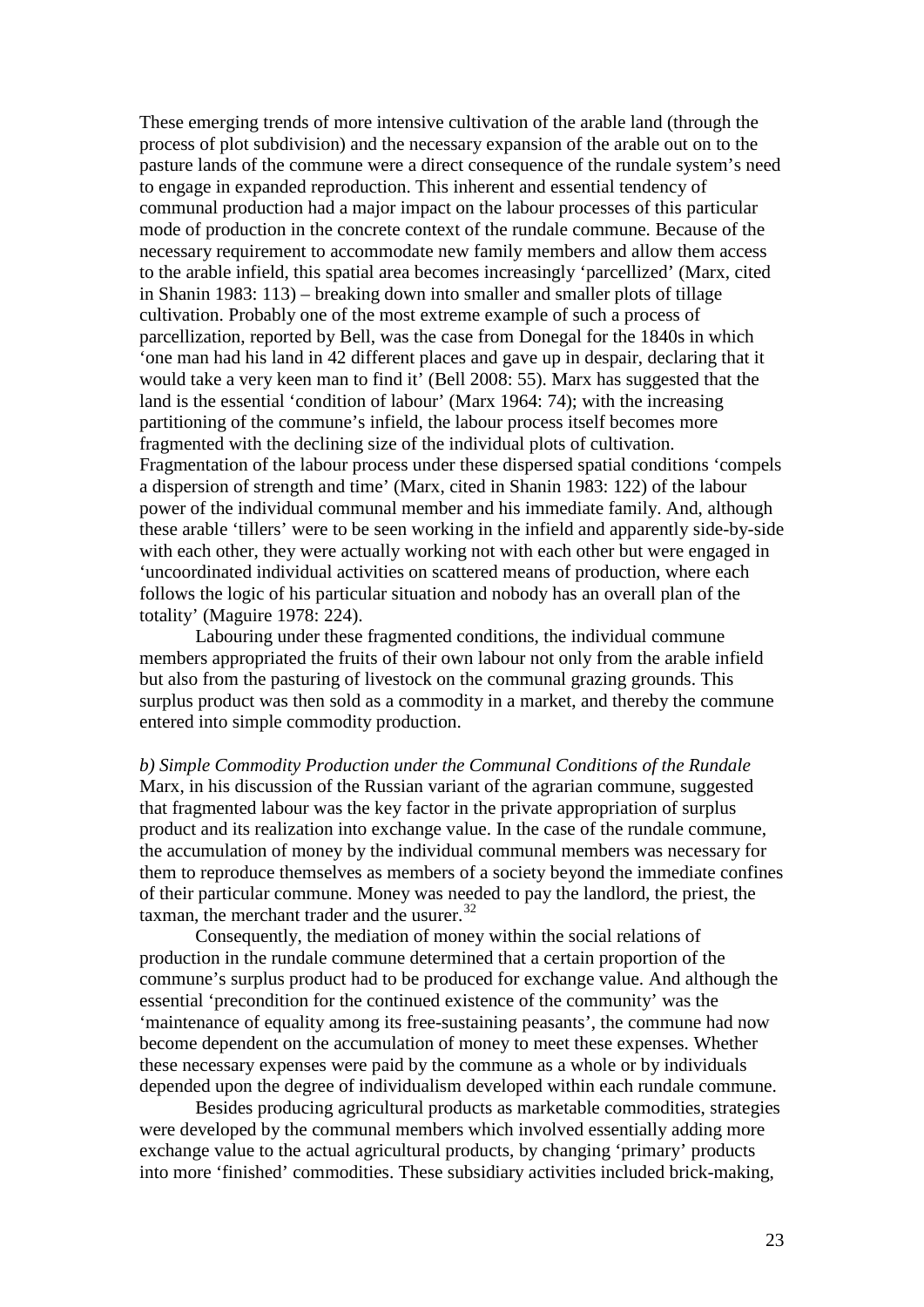These emerging trends of more intensive cultivation of the arable land (through the process of plot subdivision) and the necessary expansion of the arable out on to the pasture lands of the commune were a direct consequence of the rundale system's need to engage in expanded reproduction. This inherent and essential tendency of communal production had a major impact on the labour processes of this particular mode of production in the concrete context of the rundale commune. Because of the necessary requirement to accommodate new family members and allow them access to the arable infield, this spatial area becomes increasingly 'parcellized' (Marx, cited in Shanin 1983: 113) – breaking down into smaller and smaller plots of tillage cultivation. Probably one of the most extreme example of such a process of parcellization, reported by Bell, was the case from Donegal for the 1840s in which 'one man had his land in 42 different places and gave up in despair, declaring that it would take a very keen man to find it' (Bell 2008: 55). Marx has suggested that the land is the essential 'condition of labour' (Marx 1964: 74); with the increasing partitioning of the commune's infield, the labour process itself becomes more fragmented with the declining size of the individual plots of cultivation. Fragmentation of the labour process under these dispersed spatial conditions 'compels a dispersion of strength and time' (Marx, cited in Shanin 1983: 122) of the labour power of the individual communal member and his immediate family. And, although these arable 'tillers' were to be seen working in the infield and apparently side-by-side with each other, they were actually working not with each other but were engaged in 'uncoordinated individual activities on scattered means of production, where each follows the logic of his particular situation and nobody has an overall plan of the totality' (Maguire 1978: 224).

Labouring under these fragmented conditions, the individual commune members appropriated the fruits of their own labour not only from the arable infield but also from the pasturing of livestock on the communal grazing grounds. This surplus product was then sold as a commodity in a market, and thereby the commune entered into simple commodity production.

*b) Simple Commodity Production under the Communal Conditions of the Rundale*

Marx, in his discussion of the Russian variant of the agrarian commune, suggested that fragmented labour was the key factor in the private appropriation of surplus product and its realization into exchange value. In the case of the rundale commune, the accumulation of money by the individual communal members was necessary for them to reproduce themselves as members of a society beyond the immediate confines of their particular commune. Money was needed to pay the landlord, the priest, the taxman, the merchant trader and the usurer.[32]

Consequently, the mediation of money within the social relations of production in the rundale commune determined that a certain proportion of the commune's surplus product had to be produced for exchange value. And although the essential 'precondition for the continued existence of the community' was the 'maintenance of equality among its free-sustaining peasants', the commune had now become dependent on the accumulation of money to meet these expenses. Whether these necessary expenses were paid by the commune as a whole or by individuals depended upon the degree of individualism developed within each rundale commune.

Besides producing agricultural products as marketable commodities, strategies were developed by the communal members which involved essentially adding more exchange value to the actual agricultural products, by changing 'primary' products into more 'finished' commodities. These subsidiary activities included brick-making,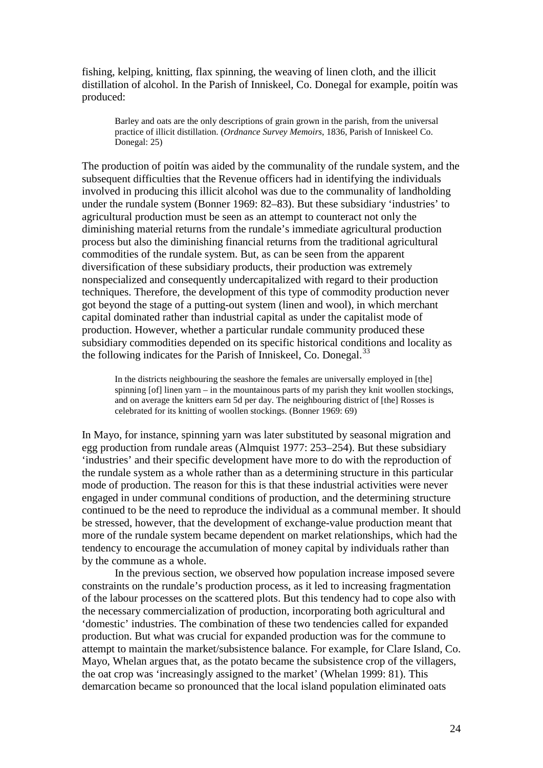fishing, kelping, knitting, flax spinning, the weaving of linen cloth, and the illicit distillation of alcohol. In the Parish of Inniskeel, Co. Donegal for example, poitín was produced:

> Barley and oats are the only descriptions of grain grown in the parish, from the universal practice of illicit distillation. (*Ordnance Survey Memoirs*, 1836, Parish of Inniskeel Co. Donegal: 25)

The production of poitín was aided by the communality of the rundale system, and the subsequent difficulties that the Revenue officers had in identifying the individuals involved in producing this illicit alcohol was due to the communality of landholding under the rundale system (Bonner 1969: 82–83). But these subsidiary 'industries' to agricultural production must be seen as an attempt to counteract not only the diminishing material returns from the rundale's immediate agricultural production process but also the diminishing financial returns from the traditional agricultural commodities of the rundale system. But, as can be seen from the apparent diversification of these subsidiary products, their production was extremely nonspecialized and consequently undercapitalized with regard to their production techniques. Therefore, the development of this type of commodity production never got beyond the stage of a putting-out system (linen and wool), in which merchant capital dominated rather than industrial capital as under the capitalist mode of production. However, whether a particular rundale community produced these subsidiary commodities depended on its specific historical conditions and locality as the following indicates for the Parish of Inniskeel, Co. Donegal.[33]

> In the districts neighbouring the seashore the females are universally employed in [the] spinning [of] linen yarn – in the mountainous parts of my parish they knit woollen stockings, and on average the knitters earn 5d per day. The neighbouring district of [the] Rosses is celebrated for its knitting of woollen stockings. (Bonner 1969: 69)

In Mayo, for instance, spinning yarn was later substituted by seasonal migration and egg production from rundale areas (Almquist 1977: 253–254). But these subsidiary 'industries' and their specific development have more to do with the reproduction of the rundale system as a whole rather than as a determining structure in this particular mode of production. The reason for this is that these industrial activities were never engaged in under communal conditions of production, and the determining structure continued to be the need to reproduce the individual as a communal member. It should be stressed, however, that the development of exchange-value production meant that more of the rundale system became dependent on market relationships, which had the tendency to encourage the accumulation of money capital by individuals rather than by the commune as a whole.

In the previous section, we observed how population increase imposed severe constraints on the rundale's production process, as it led to increasing fragmentation of the labour processes on the scattered plots. But this tendency had to cope also with the necessary commercialization of production, incorporating both agricultural and 'domestic' industries. The combination of these two tendencies called for expanded production. But what was crucial for expanded production was for the commune to attempt to maintain the market/subsistence balance. For example, for Clare Island, Co. Mayo, Whelan argues that, as the potato became the subsistence crop of the villagers, the oat crop was 'increasingly assigned to the market' (Whelan 1999: 81). This demarcation became so pronounced that the local island population eliminated oats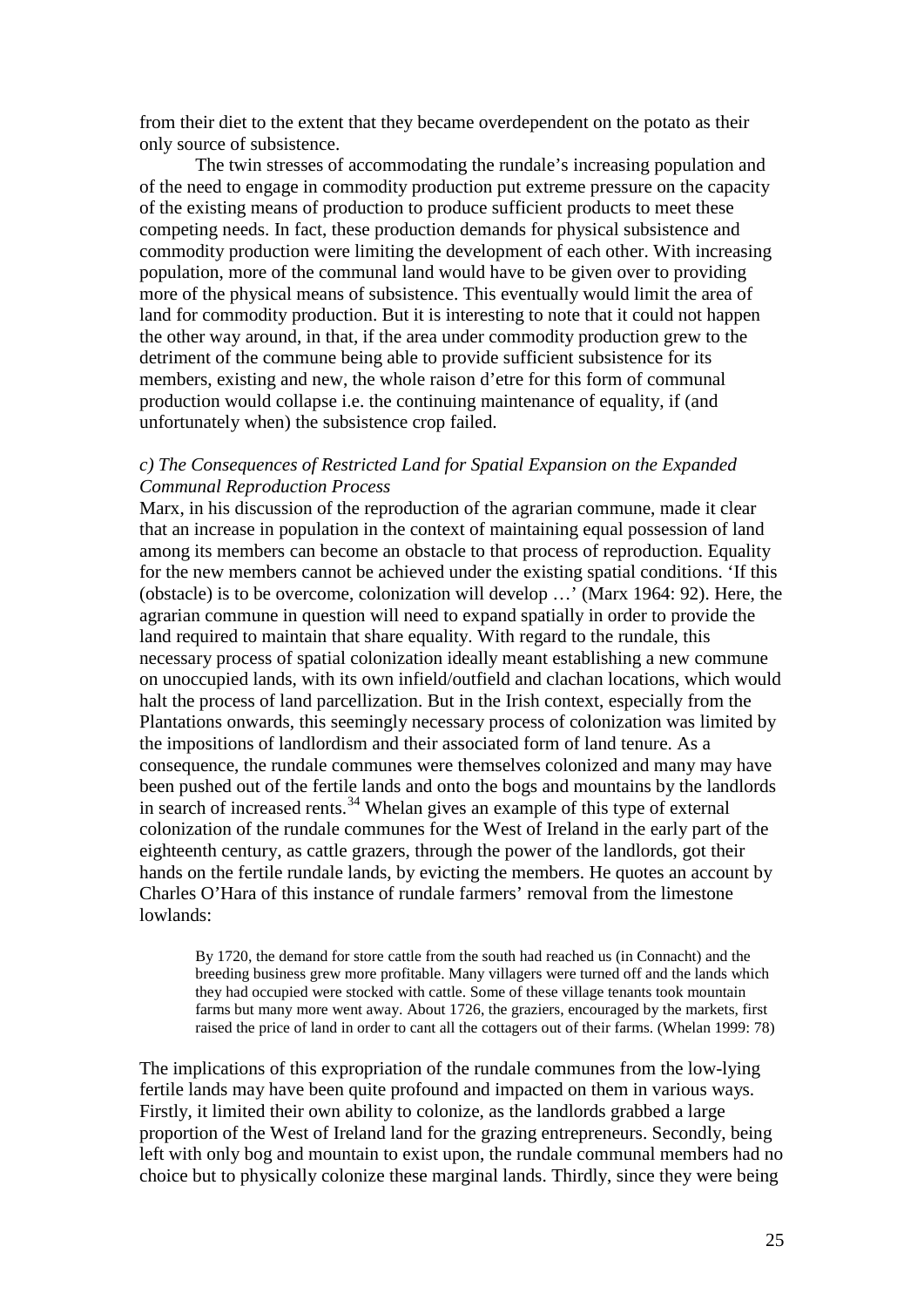from their diet to the extent that they became overdependent on the potato as their only source of subsistence.

The twin stresses of accommodating the rundale's increasing population and of the need to engage in commodity production put extreme pressure on the capacity of the existing means of production to produce sufficient products to meet these competing needs. In fact, these production demands for physical subsistence and commodity production were limiting the development of each other. With increasing population, more of the communal land would have to be given over to providing more of the physical means of subsistence. This eventually would limit the area of land for commodity production. But it is interesting to note that it could not happen the other way around, in that, if the area under commodity production grew to the detriment of the commune being able to provide sufficient subsistence for its members, existing and new, the whole raison d'etre for this form of communal production would collapse i.e. the continuing maintenance of equality, if (and unfortunately when) the subsistence crop failed.

*c) The Consequences of Restricted Land for Spatial Expansion on the Expanded Communal Reproduction Process*

Marx, in his discussion of the reproduction of the agrarian commune, made it clear that an increase in population in the context of maintaining equal possession of land among its members can become an obstacle to that process of reproduction. Equality for the new members cannot be achieved under the existing spatial conditions. 'If this (obstacle) is to be overcome, colonization will develop …' (Marx 1964: 92). Here, the agrarian commune in question will need to expand spatially in order to provide the land required to maintain that share equality. With regard to the rundale, this necessary process of spatial colonization ideally meant establishing a new commune on unoccupied lands, with its own infield/outfield and clachan locations, which would halt the process of land parcellization. But in the Irish context, especially from the Plantations onwards, this seemingly necessary process of colonization was limited by the impositions of landlordism and their associated form of land tenure. As a consequence, the rundale communes were themselves colonized and many may have been pushed out of the fertile lands and onto the bogs and mountains by the landlords in search of increased rents.[34] Whelan gives an example of this type of external colonization of the rundale communes for the West of Ireland in the early part of the eighteenth century, as cattle grazers, through the power of the landlords, got their hands on the fertile rundale lands, by evicting the members. He quotes an account by Charles O'Hara of this instance of rundale farmers' removal from the limestone lowlands:

> By 1720, the demand for store cattle from the south had reached us (in Connacht) and the breeding business grew more profitable. Many villagers were turned off and the lands which they had occupied were stocked with cattle. Some of these village tenants took mountain farms but many more went away. About 1726, the graziers, encouraged by the markets, first raised the price of land in order to cant all the cottagers out of their farms. (Whelan 1999: 78)

The implications of this expropriation of the rundale communes from the low-lying fertile lands may have been quite profound and impacted on them in various ways. Firstly, it limited their own ability to colonize, as the landlords grabbed a large proportion of the West of Ireland land for the grazing entrepreneurs. Secondly, being left with only bog and mountain to exist upon, the rundale communal members had no choice but to physically colonize these marginal lands. Thirdly, since they were being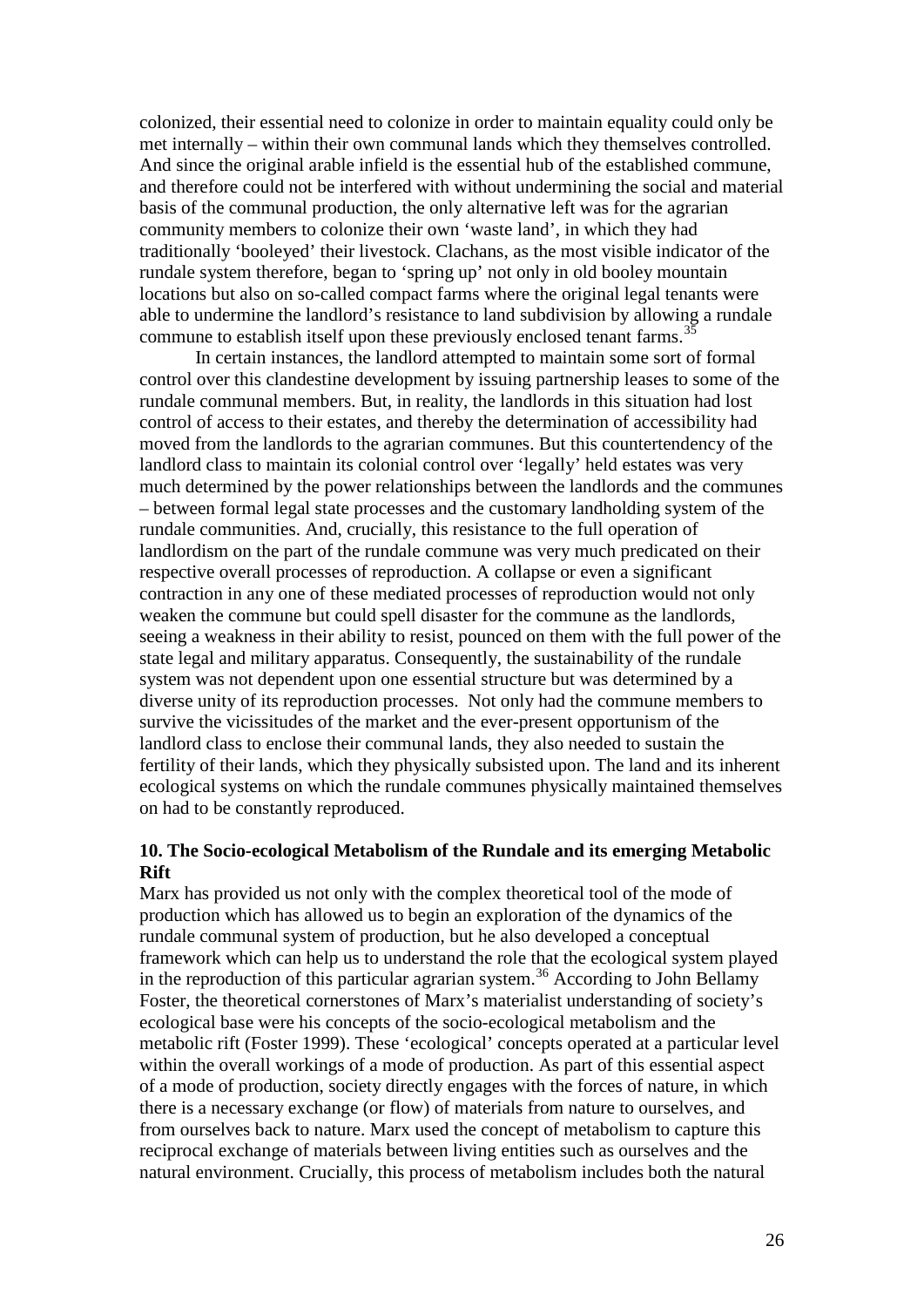colonized, their essential need to colonize in order to maintain equality could only be met internally – within their own communal lands which they themselves controlled. And since the original arable infield is the essential hub of the established commune, and therefore could not be interfered with without undermining the social and material basis of the communal production, the only alternative left was for the agrarian community members to colonize their own 'waste land', in which they had traditionally 'booleyed' their livestock. Clachans, as the most visible indicator of the rundale system therefore, began to 'spring up' not only in old booley mountain locations but also on so-called compact farms where the original legal tenants were able to undermine the landlord's resistance to land subdivision by allowing a rundale commune to establish itself upon these previously enclosed tenant farms.[35]

In certain instances, the landlord attempted to maintain some sort of formal control over this clandestine development by issuing partnership leases to some of the rundale communal members. But, in reality, the landlords in this situation had lost control of access to their estates, and thereby the determination of accessibility had moved from the landlords to the agrarian communes. But this countertendency of the landlord class to maintain its colonial control over 'legally' held estates was very much determined by the power relationships between the landlords and the communes – between formal legal state processes and the customary landholding system of the rundale communities. And, crucially, this resistance to the full operation of landlordism on the part of the rundale commune was very much predicated on their respective overall processes of reproduction. A collapse or even a significant contraction in any one of these mediated processes of reproduction would not only weaken the commune but could spell disaster for the commune as the landlords, seeing a weakness in their ability to resist, pounced on them with the full power of the state legal and military apparatus. Consequently, the sustainability of the rundale system was not dependent upon one essential structure but was determined by a diverse unity of its reproduction processes. Not only had the commune members to survive the vicissitudes of the market and the ever-present opportunism of the landlord class to enclose their communal lands, they also needed to sustain the fertility of their lands, which they physically subsisted upon. The land and its inherent ecological systems on which the rundale communes physically maintained themselves on had to be constantly reproduced.

## 10. The Socio-ecological Metabolism of the Rundale and its emerging Metabolic Rift

Marx has provided us not only with the complex theoretical tool of the mode of production which has allowed us to begin an exploration of the dynamics of the rundale communal system of production, but he also developed a conceptual framework which can help us to understand the role that the ecological system played in the reproduction of this particular agrarian system.[36] According to John Bellamy Foster, the theoretical cornerstones of Marx's materialist understanding of society's ecological base were his concepts of the socio-ecological metabolism and the metabolic rift (Foster 1999). These 'ecological' concepts operated at a particular level within the overall workings of a mode of production. As part of this essential aspect of a mode of production, society directly engages with the forces of nature, in which there is a necessary exchange (or flow) of materials from nature to ourselves, and from ourselves back to nature. Marx used the concept of metabolism to capture this reciprocal exchange of materials between living entities such as ourselves and the natural environment. Crucially, this process of metabolism includes both the natural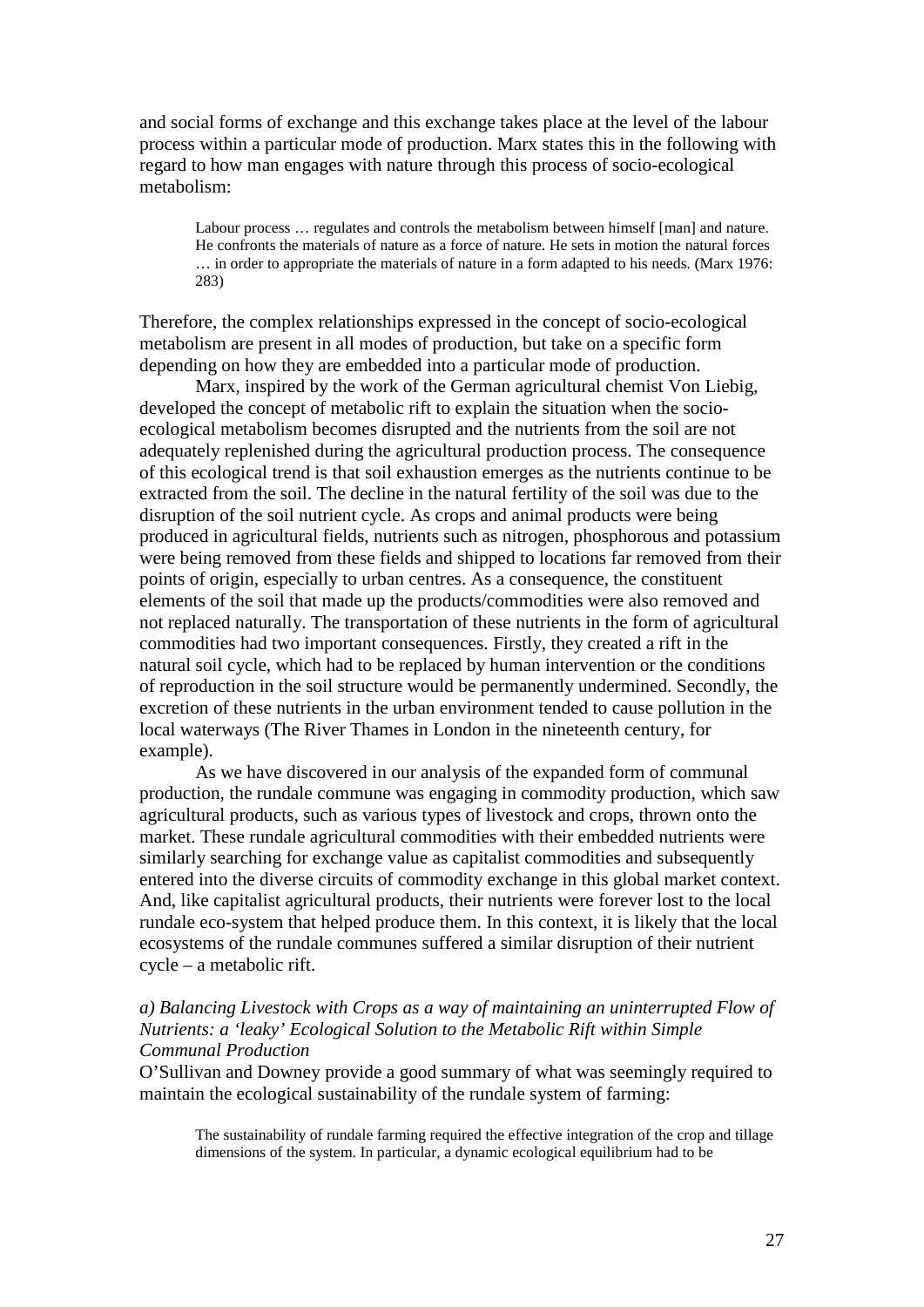and social forms of exchange and this exchange takes place at the level of the labour process within a particular mode of production. Marx states this in the following with regard to how man engages with nature through this process of socio-ecological metabolism:

> Labour process … regulates and controls the metabolism between himself [man] and nature. He confronts the materials of nature as a force of nature. He sets in motion the natural forces … in order to appropriate the materials of nature in a form adapted to his needs. (Marx 1976: 283)

Therefore, the complex relationships expressed in the concept of socio-ecological metabolism are present in all modes of production, but take on a specific form depending on how they are embedded into a particular mode of production.

Marx, inspired by the work of the German agricultural chemist Von Liebig, developed the concept of metabolic rift to explain the situation when the socio-ecological metabolism becomes disrupted and the nutrients from the soil are not adequately replenished during the agricultural production process. The consequence of this ecological trend is that soil exhaustion emerges as the nutrients continue to be extracted from the soil. The decline in the natural fertility of the soil was due to the disruption of the soil nutrient cycle. As crops and animal products were being produced in agricultural fields, nutrients such as nitrogen, phosphorous and potassium were being removed from these fields and shipped to locations far removed from their points of origin, especially to urban centres. As a consequence, the constituent elements of the soil that made up the products/commodities were also removed and not replaced naturally. The transportation of these nutrients in the form of agricultural commodities had two important consequences. Firstly, they created a rift in the natural soil cycle, which had to be replaced by human intervention or the conditions of reproduction in the soil structure would be permanently undermined. Secondly, the excretion of these nutrients in the urban environment tended to cause pollution in the local waterways (The River Thames in London in the nineteenth century, for example).

As we have discovered in our analysis of the expanded form of communal production, the rundale commune was engaging in commodity production, which saw agricultural products, such as various types of livestock and crops, thrown onto the market. These rundale agricultural commodities with their embedded nutrients were similarly searching for exchange value as capitalist commodities and subsequently entered into the diverse circuits of commodity exchange in this global market context. And, like capitalist agricultural products, their nutrients were forever lost to the local rundale eco-system that helped produce them. In this context, it is likely that the local ecosystems of the rundale communes suffered a similar disruption of their nutrient cycle – a metabolic rift.

*a) Balancing Livestock with Crops as a way of maintaining an uninterrupted Flow of Nutrients: a 'leaky' Ecological Solution to the Metabolic Rift within Simple Communal Production*

O'Sullivan and Downey provide a good summary of what was seemingly required to maintain the ecological sustainability of the rundale system of farming:

> The sustainability of rundale farming required the effective integration of the crop and tillage dimensions of the system. In particular, a dynamic ecological equilibrium had to be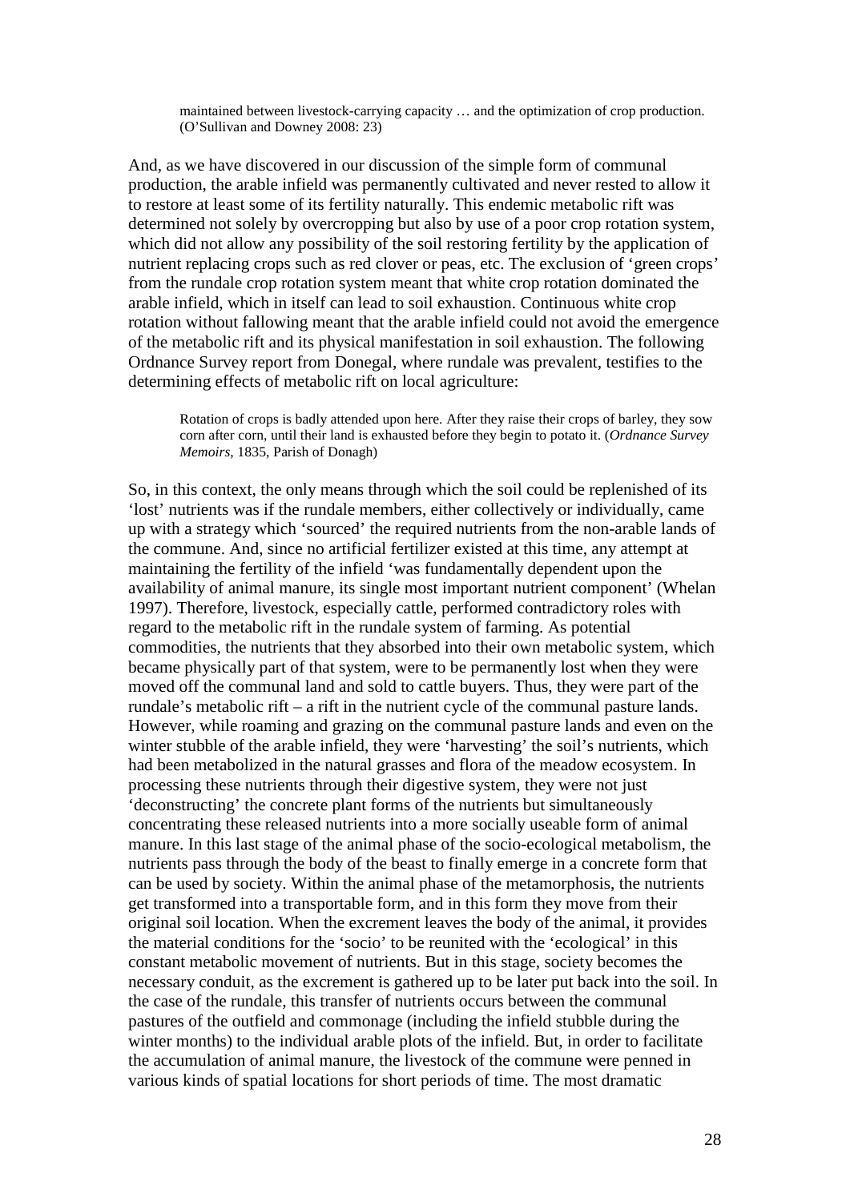> maintained between livestock-carrying capacity … and the optimization of crop production. (O'Sullivan and Downey 2008: 23)

And, as we have discovered in our discussion of the simple form of communal production, the arable infield was permanently cultivated and never rested to allow it to restore at least some of its fertility naturally. This endemic metabolic rift was determined not solely by overcropping but also by use of a poor crop rotation system, which did not allow any possibility of the soil restoring fertility by the application of nutrient replacing crops such as red clover or peas, etc. The exclusion of 'green crops' from the rundale crop rotation system meant that white crop rotation dominated the arable infield, which in itself can lead to soil exhaustion. Continuous white crop rotation without fallowing meant that the arable infield could not avoid the emergence of the metabolic rift and its physical manifestation in soil exhaustion. The following Ordnance Survey report from Donegal, where rundale was prevalent, testifies to the determining effects of metabolic rift on local agriculture:

> Rotation of crops is badly attended upon here. After they raise their crops of barley, they sow corn after corn, until their land is exhausted before they begin to potato it. (*Ordnance Survey Memoirs*, 1835, Parish of Donagh)

So, in this context, the only means through which the soil could be replenished of its 'lost' nutrients was if the rundale members, either collectively or individually, came up with a strategy which 'sourced' the required nutrients from the non-arable lands of the commune. And, since no artificial fertilizer existed at this time, any attempt at maintaining the fertility of the infield 'was fundamentally dependent upon the availability of animal manure, its single most important nutrient component' (Whelan 1997). Therefore, livestock, especially cattle, performed contradictory roles with regard to the metabolic rift in the rundale system of farming. As potential commodities, the nutrients that they absorbed into their own metabolic system, which became physically part of that system, were to be permanently lost when they were moved off the communal land and sold to cattle buyers. Thus, they were part of the rundale's metabolic rift – a rift in the nutrient cycle of the communal pasture lands. However, while roaming and grazing on the communal pasture lands and even on the winter stubble of the arable infield, they were 'harvesting' the soil's nutrients, which had been metabolized in the natural grasses and flora of the meadow ecosystem. In processing these nutrients through their digestive system, they were not just 'deconstructing' the concrete plant forms of the nutrients but simultaneously concentrating these released nutrients into a more socially useable form of animal manure. In this last stage of the animal phase of the socio-ecological metabolism, the nutrients pass through the body of the beast to finally emerge in a concrete form that can be used by society. Within the animal phase of the metamorphosis, the nutrients get transformed into a transportable form, and in this form they move from their original soil location. When the excrement leaves the body of the animal, it provides the material conditions for the 'socio' to be reunited with the 'ecological' in this constant metabolic movement of nutrients. But in this stage, society becomes the necessary conduit, as the excrement is gathered up to be later put back into the soil. In the case of the rundale, this transfer of nutrients occurs between the communal pastures of the outfield and commonage (including the infield stubble during the winter months) to the individual arable plots of the infield. But, in order to facilitate the accumulation of animal manure, the livestock of the commune were penned in various kinds of spatial locations for short periods of time. The most dramatic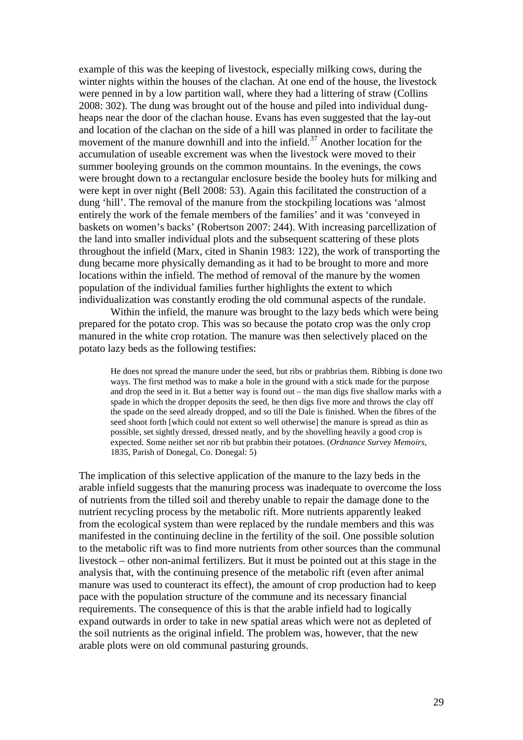example of this was the keeping of livestock, especially milking cows, during the winter nights within the houses of the clachan. At one end of the house, the livestock were penned in by a low partition wall, where they had a littering of straw (Collins 2008: 302). The dung was brought out of the house and piled into individual dung-heaps near the door of the clachan house. Evans has even suggested that the lay-out and location of the clachan on the side of a hill was planned in order to facilitate the movement of the manure downhill and into the infield.[37] Another location for the accumulation of useable excrement was when the livestock were moved to their summer booleying grounds on the common mountains. In the evenings, the cows were brought down to a rectangular enclosure beside the booley huts for milking and were kept in over night (Bell 2008: 53). Again this facilitated the construction of a dung 'hill'. The removal of the manure from the stockpiling locations was 'almost entirely the work of the female members of the families' and it was 'conveyed in baskets on women's backs' (Robertson 2007: 244). With increasing parcellization of the land into smaller individual plots and the subsequent scattering of these plots throughout the infield (Marx, cited in Shanin 1983: 122), the work of transporting the dung became more physically demanding as it had to be brought to more and more locations within the infield. The method of removal of the manure by the women population of the individual families further highlights the extent to which individualization was constantly eroding the old communal aspects of the rundale.

Within the infield, the manure was brought to the lazy beds which were being prepared for the potato crop. This was so because the potato crop was the only crop manured in the white crop rotation. The manure was then selectively placed on the potato lazy beds as the following testifies:

> He does not spread the manure under the seed, but ribs or prabbrias them. Ribbing is done two ways. The first method was to make a hole in the ground with a stick made for the purpose and drop the seed in it. But a better way is found out – the man digs five shallow marks with a spade in which the dropper deposits the seed, he then digs five more and throws the clay off the spade on the seed already dropped, and so till the Dale is finished. When the fibres of the seed shoot forth [which could not extent so well otherwise] the manure is spread as thin as possible, set sightly dressed, dressed neatly, and by the shovelling heavily a good crop is expected. Some neither set nor rib but prabbin their potatoes. (*Ordnance Survey Memoirs*, 1835, Parish of Donegal, Co. Donegal: 5)

The implication of this selective application of the manure to the lazy beds in the arable infield suggests that the manuring process was inadequate to overcome the loss of nutrients from the tilled soil and thereby unable to repair the damage done to the nutrient recycling process by the metabolic rift. More nutrients apparently leaked from the ecological system than were replaced by the rundale members and this was manifested in the continuing decline in the fertility of the soil. One possible solution to the metabolic rift was to find more nutrients from other sources than the communal livestock – other non-animal fertilizers. But it must be pointed out at this stage in the analysis that, with the continuing presence of the metabolic rift (even after animal manure was used to counteract its effect), the amount of crop production had to keep pace with the population structure of the commune and its necessary financial requirements. The consequence of this is that the arable infield had to logically expand outwards in order to take in new spatial areas which were not as depleted of the soil nutrients as the original infield. The problem was, however, that the new arable plots were on old communal pasturing grounds.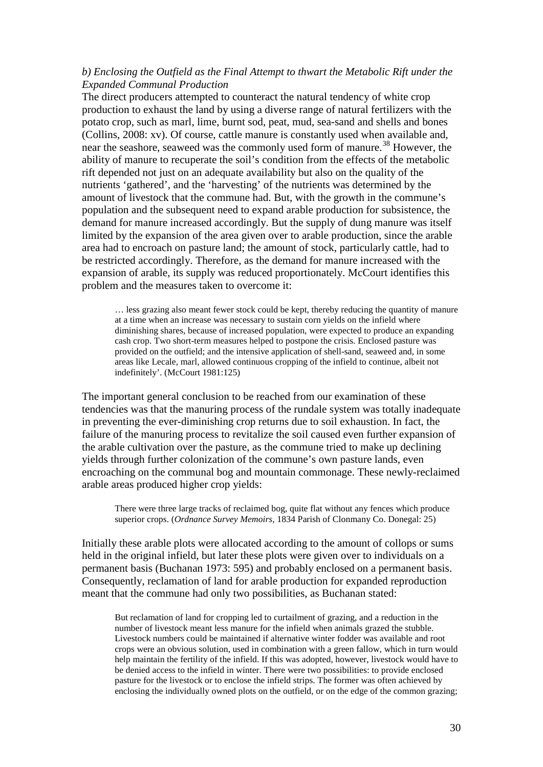*b) Enclosing the Outfield as the Final Attempt to thwart the Metabolic Rift under the Expanded Communal Production*

The direct producers attempted to counteract the natural tendency of white crop production to exhaust the land by using a diverse range of natural fertilizers with the potato crop, such as marl, lime, burnt sod, peat, mud, sea-sand and shells and bones (Collins, 2008: xv). Of course, cattle manure is constantly used when available and, near the seashore, seaweed was the commonly used form of manure.[38] However, the ability of manure to recuperate the soil's condition from the effects of the metabolic rift depended not just on an adequate availability but also on the quality of the nutrients 'gathered', and the 'harvesting' of the nutrients was determined by the amount of livestock that the commune had. But, with the growth in the commune's population and the subsequent need to expand arable production for subsistence, the demand for manure increased accordingly. But the supply of dung manure was itself limited by the expansion of the area given over to arable production, since the arable area had to encroach on pasture land; the amount of stock, particularly cattle, had to be restricted accordingly. Therefore, as the demand for manure increased with the expansion of arable, its supply was reduced proportionately. McCourt identifies this problem and the measures taken to overcome it:

> … less grazing also meant fewer stock could be kept, thereby reducing the quantity of manure at a time when an increase was necessary to sustain corn yields on the infield where diminishing shares, because of increased population, were expected to produce an expanding cash crop. Two short-term measures helped to postpone the crisis. Enclosed pasture was provided on the outfield; and the intensive application of shell-sand, seaweed and, in some areas like Lecale, marl, allowed continuous cropping of the infield to continue, albeit not indefinitely'. (McCourt 1981:125)

The important general conclusion to be reached from our examination of these tendencies was that the manuring process of the rundale system was totally inadequate in preventing the ever-diminishing crop returns due to soil exhaustion. In fact, the failure of the manuring process to revitalize the soil caused even further expansion of the arable cultivation over the pasture, as the commune tried to make up declining yields through further colonization of the commune's own pasture lands, even encroaching on the communal bog and mountain commonage. These newly-reclaimed arable areas produced higher crop yields:

> There were three large tracks of reclaimed bog, quite flat without any fences which produce superior crops. (*Ordnance Survey Memoirs*, 1834 Parish of Clonmany Co. Donegal: 25)

Initially these arable plots were allocated according to the amount of collops or sums held in the original infield, but later these plots were given over to individuals on a permanent basis (Buchanan 1973: 595) and probably enclosed on a permanent basis. Consequently, reclamation of land for arable production for expanded reproduction meant that the commune had only two possibilities, as Buchanan stated:

> But reclamation of land for cropping led to curtailment of grazing, and a reduction in the number of livestock meant less manure for the infield when animals grazed the stubble. Livestock numbers could be maintained if alternative winter fodder was available and root crops were an obvious solution, used in combination with a green fallow, which in turn would help maintain the fertility of the infield. If this was adopted, however, livestock would have to be denied access to the infield in winter. There were two possibilities: to provide enclosed pasture for the livestock or to enclose the infield strips. The former was often achieved by enclosing the individually owned plots on the outfield, or on the edge of the common grazing;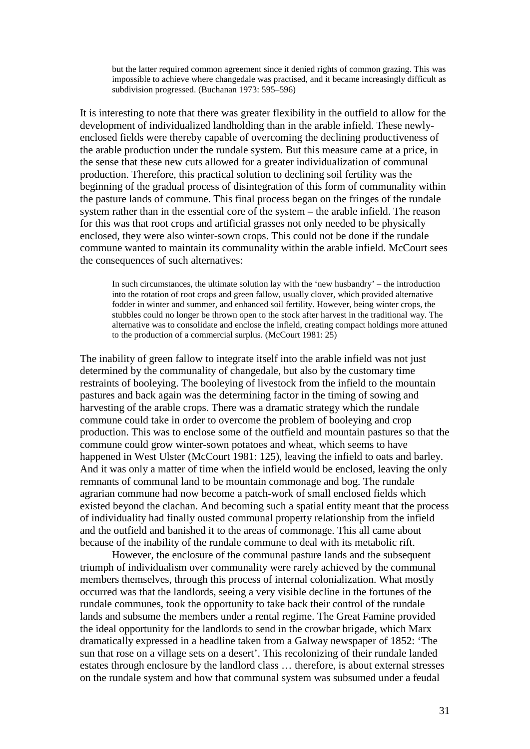> but the latter required common agreement since it denied rights of common grazing. This was impossible to achieve where changedale was practised, and it became increasingly difficult as subdivision progressed. (Buchanan 1973: 595–596)

It is interesting to note that there was greater flexibility in the outfield to allow for the development of individualized landholding than in the arable infield. These newly-enclosed fields were thereby capable of overcoming the declining productiveness of the arable production under the rundale system. But this measure came at a price, in the sense that these new cuts allowed for a greater individualization of communal production. Therefore, this practical solution to declining soil fertility was the beginning of the gradual process of disintegration of this form of communality within the pasture lands of commune. This final process began on the fringes of the rundale system rather than in the essential core of the system – the arable infield. The reason for this was that root crops and artificial grasses not only needed to be physically enclosed, they were also winter-sown crops. This could not be done if the rundale commune wanted to maintain its communality within the arable infield. McCourt sees the consequences of such alternatives:

> In such circumstances, the ultimate solution lay with the 'new husbandry' – the introduction into the rotation of root crops and green fallow, usually clover, which provided alternative fodder in winter and summer, and enhanced soil fertility. However, being winter crops, the stubbles could no longer be thrown open to the stock after harvest in the traditional way. The alternative was to consolidate and enclose the infield, creating compact holdings more attuned to the production of a commercial surplus. (McCourt 1981: 25)

The inability of green fallow to integrate itself into the arable infield was not just determined by the communality of changedale, but also by the customary time restraints of booleying. The booleying of livestock from the infield to the mountain pastures and back again was the determining factor in the timing of sowing and harvesting of the arable crops. There was a dramatic strategy which the rundale commune could take in order to overcome the problem of booleying and crop production. This was to enclose some of the outfield and mountain pastures so that the commune could grow winter-sown potatoes and wheat, which seems to have happened in West Ulster (McCourt 1981: 125), leaving the infield to oats and barley. And it was only a matter of time when the infield would be enclosed, leaving the only remnants of communal land to be mountain commonage and bog. The rundale agrarian commune had now become a patch-work of small enclosed fields which existed beyond the clachan. And becoming such a spatial entity meant that the process of individuality had finally ousted communal property relationship from the infield and the outfield and banished it to the areas of commonage. This all came about because of the inability of the rundale commune to deal with its metabolic rift.

However, the enclosure of the communal pasture lands and the subsequent triumph of individualism over communality were rarely achieved by the communal members themselves, through this process of internal colonialization. What mostly occurred was that the landlords, seeing a very visible decline in the fortunes of the rundale communes, took the opportunity to take back their control of the rundale lands and subsume the members under a rental regime. The Great Famine provided the ideal opportunity for the landlords to send in the crowbar brigade, which Marx dramatically expressed in a headline taken from a Galway newspaper of 1852: 'The sun that rose on a village sets on a desert'. This recolonizing of their rundale landed estates through enclosure by the landlord class … therefore, is about external stresses on the rundale system and how that communal system was subsumed under a feudal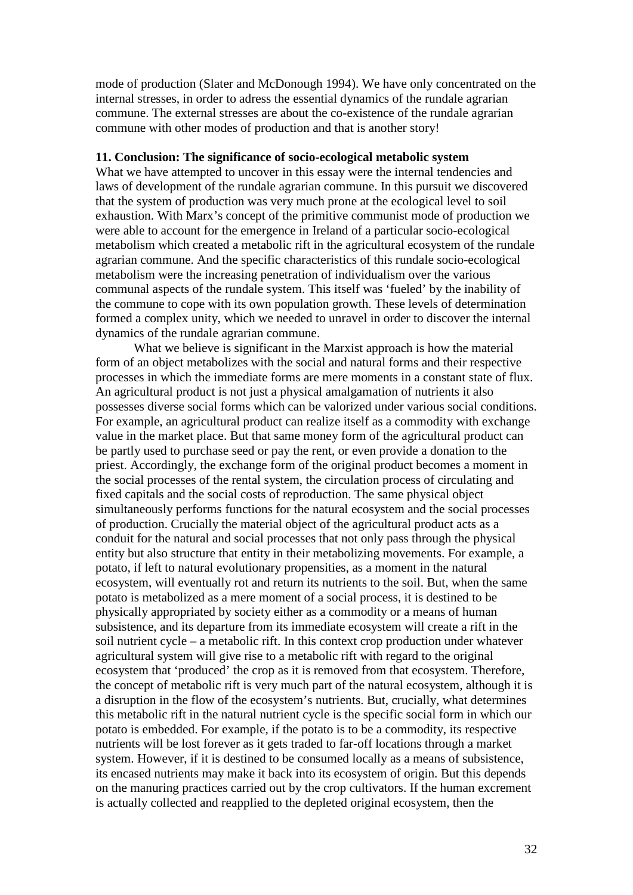mode of production (Slater and McDonough 1994). We have only concentrated on the internal stresses, in order to adress the essential dynamics of the rundale agrarian commune. The external stresses are about the co-existence of the rundale agrarian commune with other modes of production and that is another story!

## 11. Conclusion: The significance of socio-ecological metabolic system

What we have attempted to uncover in this essay were the internal tendencies and laws of development of the rundale agrarian commune. In this pursuit we discovered that the system of production was very much prone at the ecological level to soil exhaustion. With Marx's concept of the primitive communist mode of production we were able to account for the emergence in Ireland of a particular socio-ecological metabolism which created a metabolic rift in the agricultural ecosystem of the rundale agrarian commune. And the specific characteristics of this rundale socio-ecological metabolism were the increasing penetration of individualism over the various communal aspects of the rundale system. This itself was 'fueled' by the inability of the commune to cope with its own population growth. These levels of determination formed a complex unity, which we needed to unravel in order to discover the internal dynamics of the rundale agrarian commune.

What we believe is significant in the Marxist approach is how the material form of an object metabolizes with the social and natural forms and their respective processes in which the immediate forms are mere moments in a constant state of flux. An agricultural product is not just a physical amalgamation of nutrients it also possesses diverse social forms which can be valorized under various social conditions. For example, an agricultural product can realize itself as a commodity with exchange value in the market place. But that same money form of the agricultural product can be partly used to purchase seed or pay the rent, or even provide a donation to the priest. Accordingly, the exchange form of the original product becomes a moment in the social processes of the rental system, the circulation process of circulating and fixed capitals and the social costs of reproduction. The same physical object simultaneously performs functions for the natural ecosystem and the social processes of production. Crucially the material object of the agricultural product acts as a conduit for the natural and social processes that not only pass through the physical entity but also structure that entity in their metabolizing movements. For example, a potato, if left to natural evolutionary propensities, as a moment in the natural ecosystem, will eventually rot and return its nutrients to the soil. But, when the same potato is metabolized as a mere moment of a social process, it is destined to be physically appropriated by society either as a commodity or a means of human subsistence, and its departure from its immediate ecosystem will create a rift in the soil nutrient cycle – a metabolic rift. In this context crop production under whatever agricultural system will give rise to a metabolic rift with regard to the original ecosystem that 'produced' the crop as it is removed from that ecosystem. Therefore, the concept of metabolic rift is very much part of the natural ecosystem, although it is a disruption in the flow of the ecosystem's nutrients. But, crucially, what determines this metabolic rift in the natural nutrient cycle is the specific social form in which our potato is embedded. For example, if the potato is to be a commodity, its respective nutrients will be lost forever as it gets traded to far-off locations through a market system. However, if it is destined to be consumed locally as a means of subsistence, its encased nutrients may make it back into its ecosystem of origin. But this depends on the manuring practices carried out by the crop cultivators. If the human excrement is actually collected and reapplied to the depleted original ecosystem, then the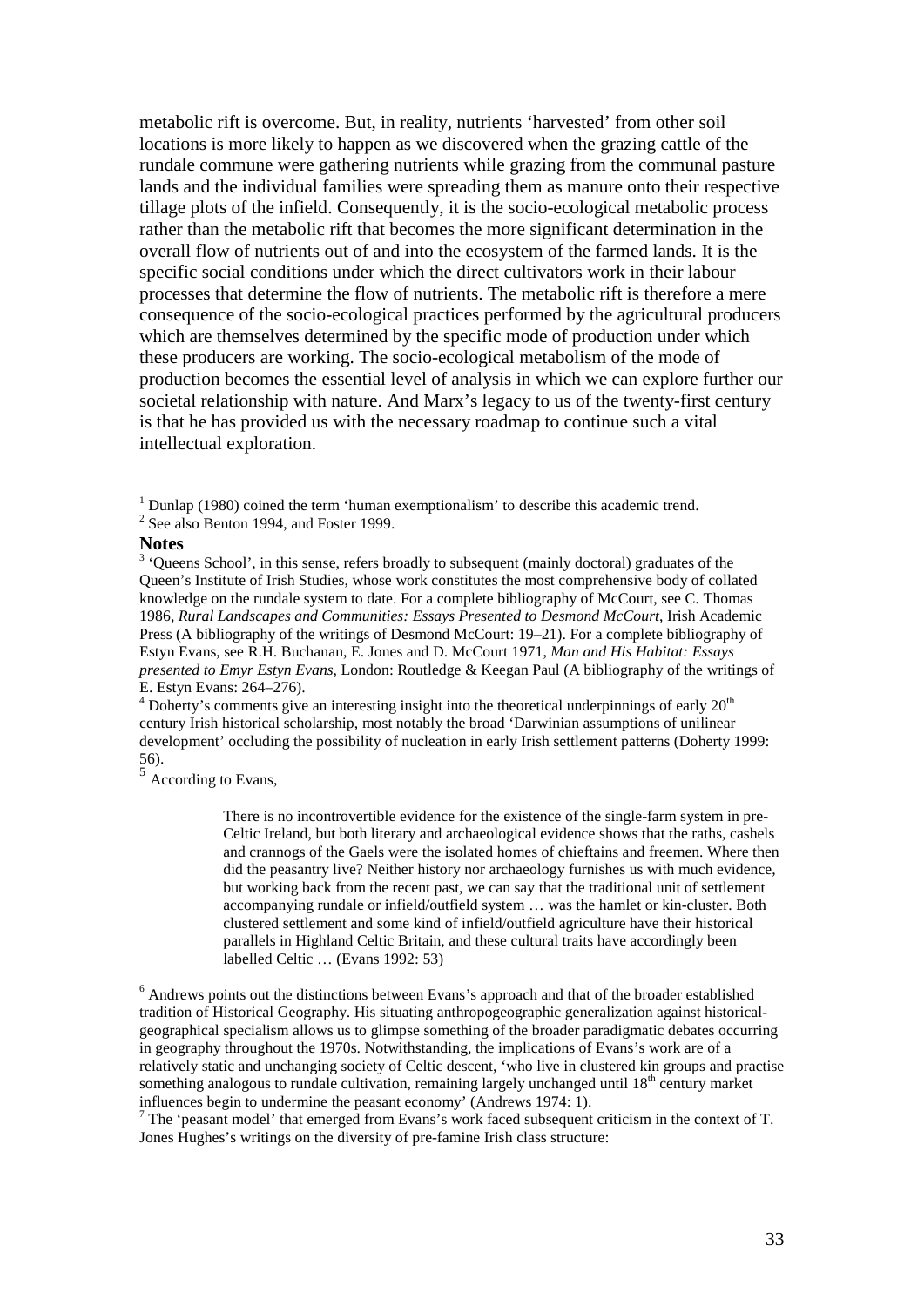metabolic rift is overcome. But, in reality, nutrients 'harvested' from other soil locations is more likely to happen as we discovered when the grazing cattle of the rundale commune were gathering nutrients while grazing from the communal pasture lands and the individual families were spreading them as manure onto their respective tillage plots of the infield. Consequently, it is the socio-ecological metabolic process rather than the metabolic rift that becomes the more significant determination in the overall flow of nutrients out of and into the ecosystem of the farmed lands. It is the specific social conditions under which the direct cultivators work in their labour processes that determine the flow of nutrients. The metabolic rift is therefore a mere consequence of the socio-ecological practices performed by the agricultural producers which are themselves determined by the specific mode of production under which these producers are working. The socio-ecological metabolism of the mode of production becomes the essential level of analysis in which we can explore further our societal relationship with nature. And Marx's legacy to us of the twenty-first century is that he has provided us with the necessary roadmap to continue such a vital intellectual exploration.

---

[1] Dunlap (1980) coined the term 'human exemptionalism' to describe this academic trend.

[2] See also Benton 1994, and Foster 1999.

**Notes**

[3] 'Queens School', in this sense, refers broadly to subsequent (mainly doctoral) graduates of the Queen's Institute of Irish Studies, whose work constitutes the most comprehensive body of collated knowledge on the rundale system to date. For a complete bibliography of McCourt, see C. Thomas 1986, *Rural Landscapes and Communities: Essays Presented to Desmond McCourt*, Irish Academic Press (A bibliography of the writings of Desmond McCourt: 19–21). For a complete bibliography of Estyn Evans, see R.H. Buchanan, E. Jones and D. McCourt 1971, *Man and His Habitat: Essays presented to Emyr Estyn Evans*, London: Routledge & Keegan Paul (A bibliography of the writings of E. Estyn Evans: 264–276).

[4] Doherty's comments give an interesting insight into the theoretical underpinnings of early 20th century Irish historical scholarship, most notably the broad 'Darwinian assumptions of unilinear development' occluding the possibility of nucleation in early Irish settlement patterns (Doherty 1999: 56).

[5] According to Evans,

> There is no incontrovertible evidence for the existence of the single-farm system in pre-Celtic Ireland, but both literary and archaeological evidence shows that the raths, cashels and crannogs of the Gaels were the isolated homes of chieftains and freemen. Where then did the peasantry live? Neither history nor archaeology furnishes us with much evidence, but working back from the recent past, we can say that the traditional unit of settlement accompanying rundale or infield/outfield system … was the hamlet or kin-cluster. Both clustered settlement and some kind of infield/outfield agriculture have their historical parallels in Highland Celtic Britain, and these cultural traits have accordingly been labelled Celtic … (Evans 1992: 53)

[6] Andrews points out the distinctions between Evans's approach and that of the broader established tradition of Historical Geography. His situating anthropogeographic generalization against historical-geographical specialism allows us to glimpse something of the broader paradigmatic debates occurring in geography throughout the 1970s. Notwithstanding, the implications of Evans's work are of a relatively static and unchanging society of Celtic descent, 'who live in clustered kin groups and practise something analogous to rundale cultivation, remaining largely unchanged until 18th century market influences begin to undermine the peasant economy' (Andrews 1974: 1).

[7] The 'peasant model' that emerged from Evans's work faced subsequent criticism in the context of T. Jones Hughes's writings on the diversity of pre-famine Irish class structure: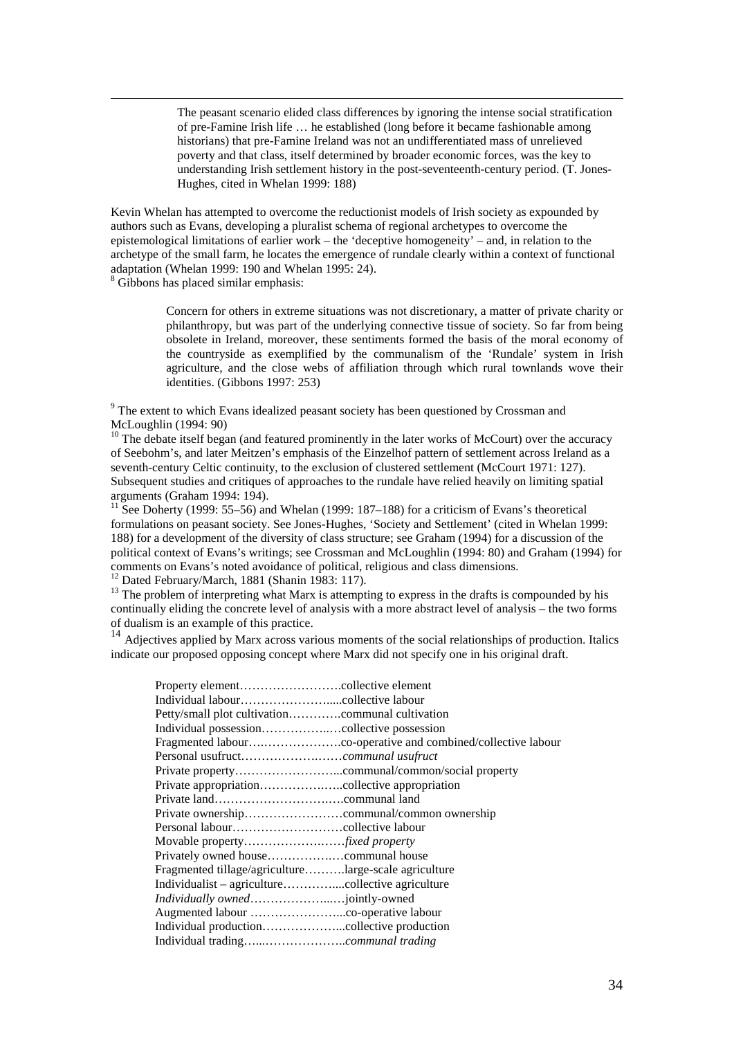> The peasant scenario elided class differences by ignoring the intense social stratification of pre-Famine Irish life … he established (long before it became fashionable among historians) that pre-Famine Ireland was not an undifferentiated mass of unrelieved poverty and that class, itself determined by broader economic forces, was the key to understanding Irish settlement history in the post-seventeenth-century period. (T. Jones-Hughes, cited in Whelan 1999: 188)

Kevin Whelan has attempted to overcome the reductionist models of Irish society as expounded by authors such as Evans, developing a pluralist schema of regional archetypes to overcome the epistemological limitations of earlier work – the 'deceptive homogeneity' – and, in relation to the archetype of the small farm, he locates the emergence of rundale clearly within a context of functional adaptation (Whelan 1999: 190 and Whelan 1995: 24).

[8] Gibbons has placed similar emphasis:

> Concern for others in extreme situations was not discretionary, a matter of private charity or philanthropy, but was part of the underlying connective tissue of society. So far from being obsolete in Ireland, moreover, these sentiments formed the basis of the moral economy of the countryside as exemplified by the communalism of the 'Rundale' system in Irish agriculture, and the close webs of affiliation through which rural townlands wove their identities. (Gibbons 1997: 253)

[9] The extent to which Evans idealized peasant society has been questioned by Crossman and McLoughlin (1994: 90)

[10] The debate itself began (and featured prominently in the later works of McCourt) over the accuracy of Seebohm's, and later Meitzen's emphasis of the Einzelhof pattern of settlement across Ireland as a seventh-century Celtic continuity, to the exclusion of clustered settlement (McCourt 1971: 127). Subsequent studies and critiques of approaches to the rundale have relied heavily on limiting spatial arguments (Graham 1994: 194).

[11] See Doherty (1999: 55–56) and Whelan (1999: 187–188) for a criticism of Evans's theoretical formulations on peasant society. See Jones-Hughes, 'Society and Settlement' (cited in Whelan 1999: 188) for a development of the diversity of class structure; see Graham (1994) for a discussion of the political context of Evans's writings; see Crossman and McLoughlin (1994: 80) and Graham (1994) for comments on Evans's noted avoidance of political, religious and class dimensions.

[12] Dated February/March, 1881 (Shanin 1983: 117).

[13] The problem of interpreting what Marx is attempting to express in the drafts is compounded by his continually eliding the concrete level of analysis with a more abstract level of analysis – the two forms of dualism is an example of this practice.

[14] Adjectives applied by Marx across various moments of the social relationships of production. Italics indicate our proposed opposing concept where Marx did not specify one in his original draft.

Property element……………………….collective element
Individual labour…………………….....collective labour
Petty/small plot cultivation………….communal cultivation
Individual possession……………..…collective possession
Fragmented labour…..……………….co-operative and combined/collective labour
Personal usufruct…………………….…*communal usufruct*
Private property……………………...communal/common/social property
Private appropriation………………..collective appropriation
Private land……………………….….communal land
Private ownership……………………communal/common ownership
Personal labour………………………collective labour
Movable property…………………….…*fixed property*
Privately owned house………………..…communal house
Fragmented tillage/agriculture……….large-scale agriculture
Individualist – agriculture…………....collective agriculture
*Individually owned*………………...…jointly-owned
Augmented labour …………………...co-operative labour
Individual production………………...collective production
Individual trading…...………………..*communal trading*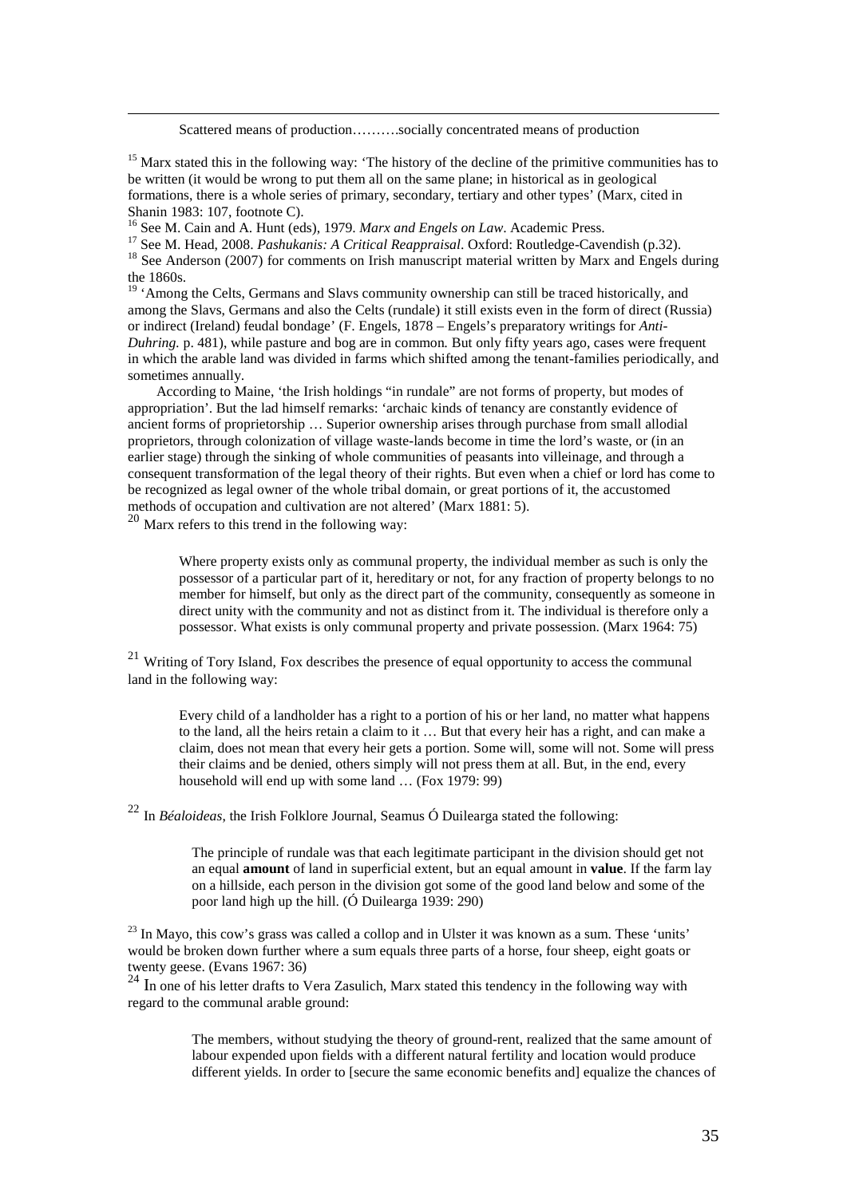Scattered means of production……….socially concentrated means of production

[15] Marx stated this in the following way: 'The history of the decline of the primitive communities has to be written (it would be wrong to put them all on the same plane; in historical as in geological formations, there is a whole series of primary, secondary, tertiary and other types' (Marx, cited in Shanin 1983: 107, footnote C).

[16] See M. Cain and A. Hunt (eds), 1979. *Marx and Engels on Law*. Academic Press.

[17] See M. Head, 2008. *Pashukanis: A Critical Reappraisal*. Oxford: Routledge-Cavendish (p.32).

[18] See Anderson (2007) for comments on Irish manuscript material written by Marx and Engels during the 1860s.

[19] 'Among the Celts, Germans and Slavs community ownership can still be traced historically, and among the Slavs, Germans and also the Celts (rundale) it still exists even in the form of direct (Russia) or indirect (Ireland) feudal bondage' (F. Engels, 1878 – Engels's preparatory writings for *Anti-Duhring.* p. 481), while pasture and bog are in common. But only fifty years ago, cases were frequent in which the arable land was divided in farms which shifted among the tenant-families periodically, and sometimes annually.

According to Maine, 'the Irish holdings "in rundale" are not forms of property, but modes of appropriation'. But the lad himself remarks: 'archaic kinds of tenancy are constantly evidence of ancient forms of proprietorship … Superior ownership arises through purchase from small allodial proprietors, through colonization of village waste-lands become in time the lord's waste, or (in an earlier stage) through the sinking of whole communities of peasants into villeinage, and through a consequent transformation of the legal theory of their rights. But even when a chief or lord has come to be recognized as legal owner of the whole tribal domain, or great portions of it, the accustomed methods of occupation and cultivation are not altered' (Marx 1881: 5).

[20] Marx refers to this trend in the following way:

> Where property exists only as communal property, the individual member as such is only the possessor of a particular part of it, hereditary or not, for any fraction of property belongs to no member for himself, but only as the direct part of the community, consequently as someone in direct unity with the community and not as distinct from it. The individual is therefore only a possessor. What exists is only communal property and private possession. (Marx 1964: 75)

[21] Writing of Tory Island, Fox describes the presence of equal opportunity to access the communal land in the following way:

> Every child of a landholder has a right to a portion of his or her land, no matter what happens to the land, all the heirs retain a claim to it … But that every heir has a right, and can make a claim, does not mean that every heir gets a portion. Some will, some will not. Some will press their claims and be denied, others simply will not press them at all. But, in the end, every household will end up with some land … (Fox 1979: 99)

[22] In *Béaloideas*, the Irish Folklore Journal, Seamus Ó Duilearga stated the following:

> The principle of rundale was that each legitimate participant in the division should get not an equal **amount** of land in superficial extent, but an equal amount in **value**. If the farm lay on a hillside, each person in the division got some of the good land below and some of the poor land high up the hill. (Ó Duilearga 1939: 290)

[23] In Mayo, this cow's grass was called a collop and in Ulster it was known as a sum. These 'units' would be broken down further where a sum equals three parts of a horse, four sheep, eight goats or twenty geese. (Evans 1967: 36)

[24] In one of his letter drafts to Vera Zasulich, Marx stated this tendency in the following way with regard to the communal arable ground:

> The members, without studying the theory of ground-rent, realized that the same amount of labour expended upon fields with a different natural fertility and location would produce different yields. In order to [secure the same economic benefits and] equalize the chances of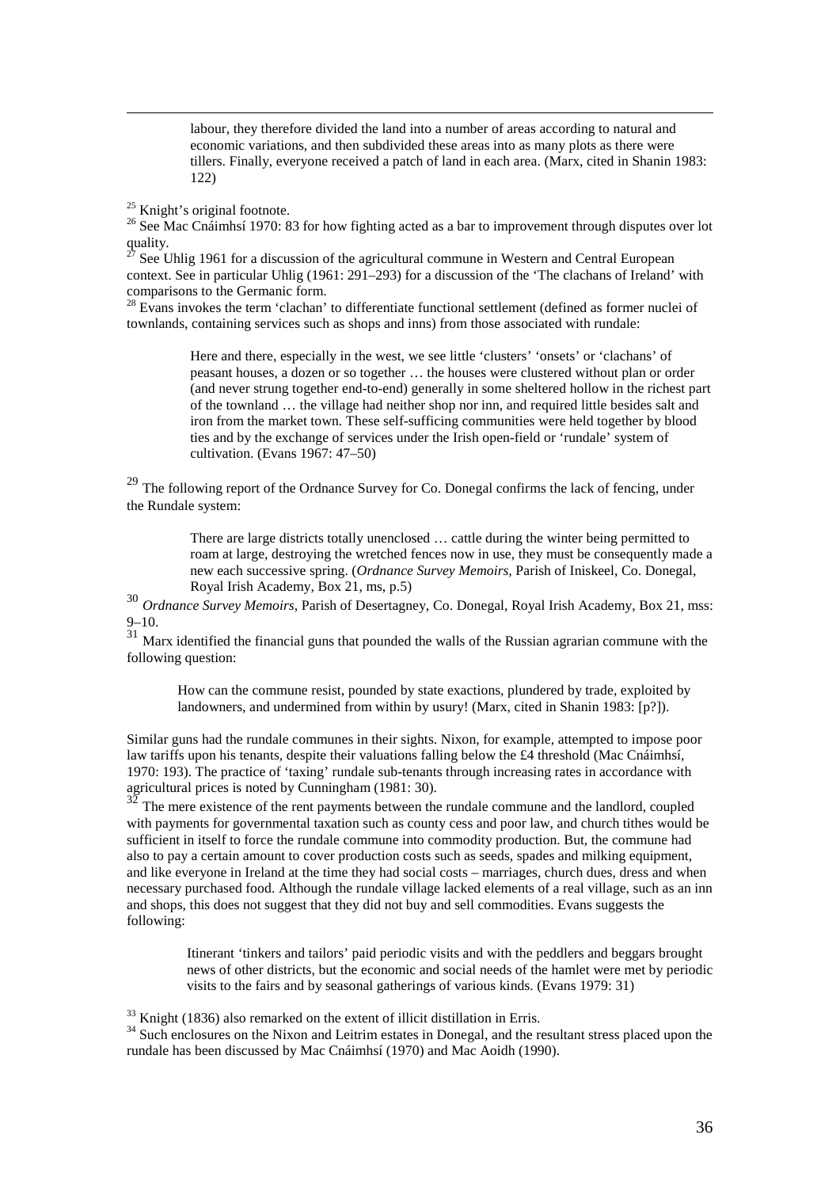> labour, they therefore divided the land into a number of areas according to natural and economic variations, and then subdivided these areas into as many plots as there were tillers. Finally, everyone received a patch of land in each area. (Marx, cited in Shanin 1983: 122)

[25] Knight's original footnote.

[26] See Mac Cnáimhsí 1970: 83 for how fighting acted as a bar to improvement through disputes over lot quality.

[27] See Uhlig 1961 for a discussion of the agricultural commune in Western and Central European context. See in particular Uhlig (1961: 291–293) for a discussion of the 'The clachans of Ireland' with comparisons to the Germanic form.

[28] Evans invokes the term 'clachan' to differentiate functional settlement (defined as former nuclei of townlands, containing services such as shops and inns) from those associated with rundale:

> Here and there, especially in the west, we see little 'clusters' 'onsets' or 'clachans' of peasant houses, a dozen or so together … the houses were clustered without plan or order (and never strung together end-to-end) generally in some sheltered hollow in the richest part of the townland … the village had neither shop nor inn, and required little besides salt and iron from the market town. These self-sufficing communities were held together by blood ties and by the exchange of services under the Irish open-field or 'rundale' system of cultivation. (Evans 1967: 47–50)

[29] The following report of the Ordnance Survey for Co. Donegal confirms the lack of fencing, under the Rundale system:

> There are large districts totally unenclosed … cattle during the winter being permitted to roam at large, destroying the wretched fences now in use, they must be consequently made a new each successive spring. (*Ordnance Survey Memoirs*, Parish of Iniskeel, Co. Donegal, Royal Irish Academy, Box 21, ms, p.5)

[30] *Ordnance Survey Memoirs*, Parish of Desertagney, Co. Donegal, Royal Irish Academy, Box 21, mss: 9–10.

[31] Marx identified the financial guns that pounded the walls of the Russian agrarian commune with the following question:

> How can the commune resist, pounded by state exactions, plundered by trade, exploited by landowners, and undermined from within by usury! (Marx, cited in Shanin 1983: [p?]).

Similar guns had the rundale communes in their sights. Nixon, for example, attempted to impose poor law tariffs upon his tenants, despite their valuations falling below the £4 threshold (Mac Cnáimhsí, 1970: 193). The practice of 'taxing' rundale sub-tenants through increasing rates in accordance with agricultural prices is noted by Cunningham (1981: 30).

[32] The mere existence of the rent payments between the rundale commune and the landlord, coupled with payments for governmental taxation such as county cess and poor law, and church tithes would be sufficient in itself to force the rundale commune into commodity production. But, the commune had also to pay a certain amount to cover production costs such as seeds, spades and milking equipment, and like everyone in Ireland at the time they had social costs – marriages, church dues, dress and when necessary purchased food. Although the rundale village lacked elements of a real village, such as an inn and shops, this does not suggest that they did not buy and sell commodities. Evans suggests the following:

> Itinerant 'tinkers and tailors' paid periodic visits and with the peddlers and beggars brought news of other districts, but the economic and social needs of the hamlet were met by periodic visits to the fairs and by seasonal gatherings of various kinds. (Evans 1979: 31)

[33] Knight (1836) also remarked on the extent of illicit distillation in Erris.

[34] Such enclosures on the Nixon and Leitrim estates in Donegal, and the resultant stress placed upon the rundale has been discussed by Mac Cnáimhsí (1970) and Mac Aoidh (1990).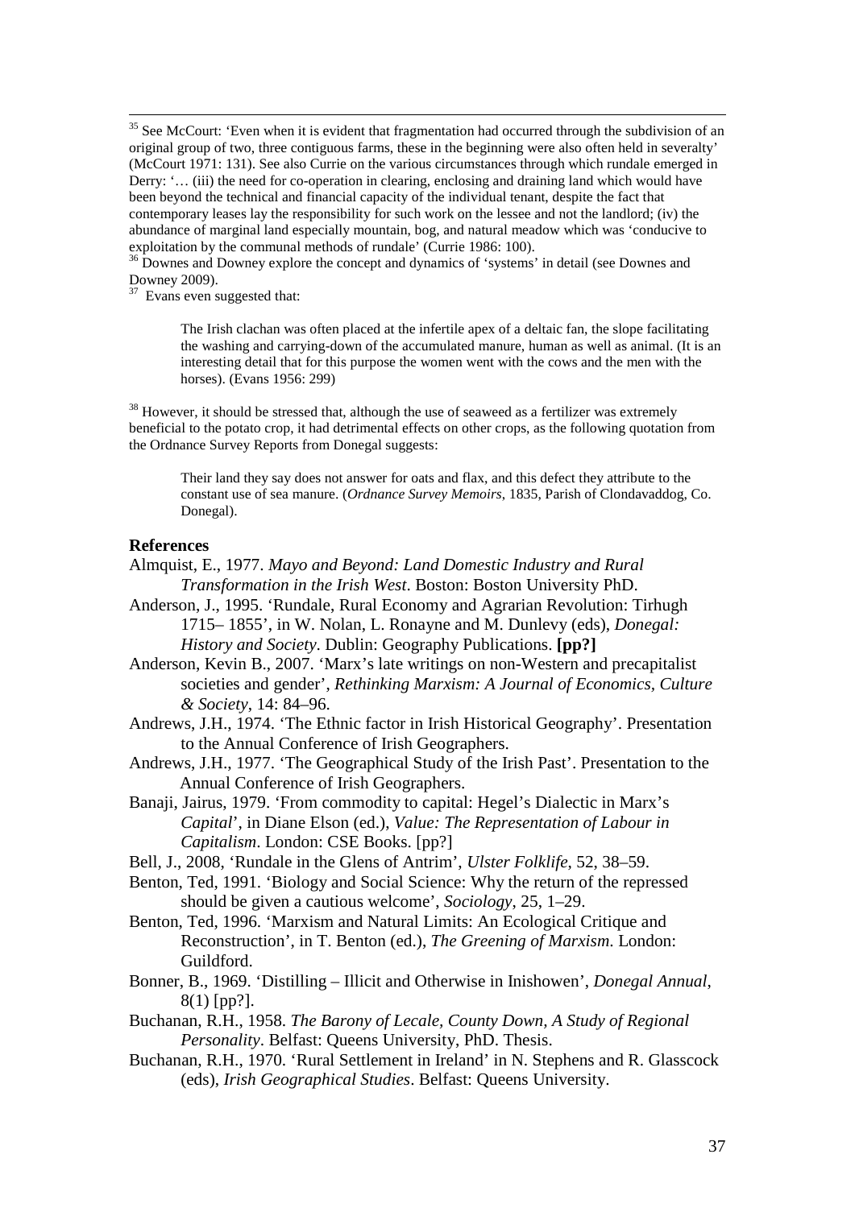[35] See McCourt: 'Even when it is evident that fragmentation had occurred through the subdivision of an original group of two, three contiguous farms, these in the beginning were also often held in severalty' (McCourt 1971: 131). See also Currie on the various circumstances through which rundale emerged in Derry: '… (iii) the need for co-operation in clearing, enclosing and draining land which would have been beyond the technical and financial capacity of the individual tenant, despite the fact that contemporary leases lay the responsibility for such work on the lessee and not the landlord; (iv) the abundance of marginal land especially mountain, bog, and natural meadow which was 'conducive to exploitation by the communal methods of rundale' (Currie 1986: 100).

[36] Downes and Downey explore the concept and dynamics of 'systems' in detail (see Downes and Downey 2009).

[37] Evans even suggested that:

> The Irish clachan was often placed at the infertile apex of a deltaic fan, the slope facilitating the washing and carrying-down of the accumulated manure, human as well as animal. (It is an interesting detail that for this purpose the women went with the cows and the men with the horses). (Evans 1956: 299)

[38] However, it should be stressed that, although the use of seaweed as a fertilizer was extremely beneficial to the potato crop, it had detrimental effects on other crops, as the following quotation from the Ordnance Survey Reports from Donegal suggests:

> Their land they say does not answer for oats and flax, and this defect they attribute to the constant use of sea manure. (*Ordnance Survey Memoirs*, 1835, Parish of Clondavaddog, Co. Donegal).

## References

Almquist, E., 1977. *Mayo and Beyond: Land Domestic Industry and Rural Transformation in the Irish West*. Boston: Boston University PhD.

Anderson, J., 1995. 'Rundale, Rural Economy and Agrarian Revolution: Tirhugh 1715– 1855', in W. Nolan, L. Ronayne and M. Dunlevy (eds), *Donegal: History and Society*. Dublin: Geography Publications. **[pp?]**

Anderson, Kevin B., 2007. 'Marx's late writings on non-Western and precapitalist societies and gender', *Rethinking Marxism: A Journal of Economics, Culture & Society*, 14: 84–96.

Andrews, J.H., 1974. 'The Ethnic factor in Irish Historical Geography'. Presentation to the Annual Conference of Irish Geographers.

Andrews, J.H., 1977. 'The Geographical Study of the Irish Past'. Presentation to the Annual Conference of Irish Geographers.

Banaji, Jairus, 1979. 'From commodity to capital: Hegel's Dialectic in Marx's *Capital*', in Diane Elson (ed.), *Value: The Representation of Labour in Capitalism*. London: CSE Books. [pp?]

Bell, J., 2008, 'Rundale in the Glens of Antrim', *Ulster Folklife*, 52, 38–59.

Benton, Ted, 1991. 'Biology and Social Science: Why the return of the repressed should be given a cautious welcome', *Sociology*, 25, 1–29.

Benton, Ted, 1996. 'Marxism and Natural Limits: An Ecological Critique and Reconstruction', in T. Benton (ed.), *The Greening of Marxism*. London: Guildford.

Bonner, B., 1969. 'Distilling – Illicit and Otherwise in Inishowen', *Donegal Annual*, 8(1) [pp?].

Buchanan, R.H., 1958. *The Barony of Lecale, County Down, A Study of Regional Personality*. Belfast: Queens University, PhD. Thesis.

Buchanan, R.H., 1970. 'Rural Settlement in Ireland' in N. Stephens and R. Glasscock (eds), *Irish Geographical Studies*. Belfast: Queens University.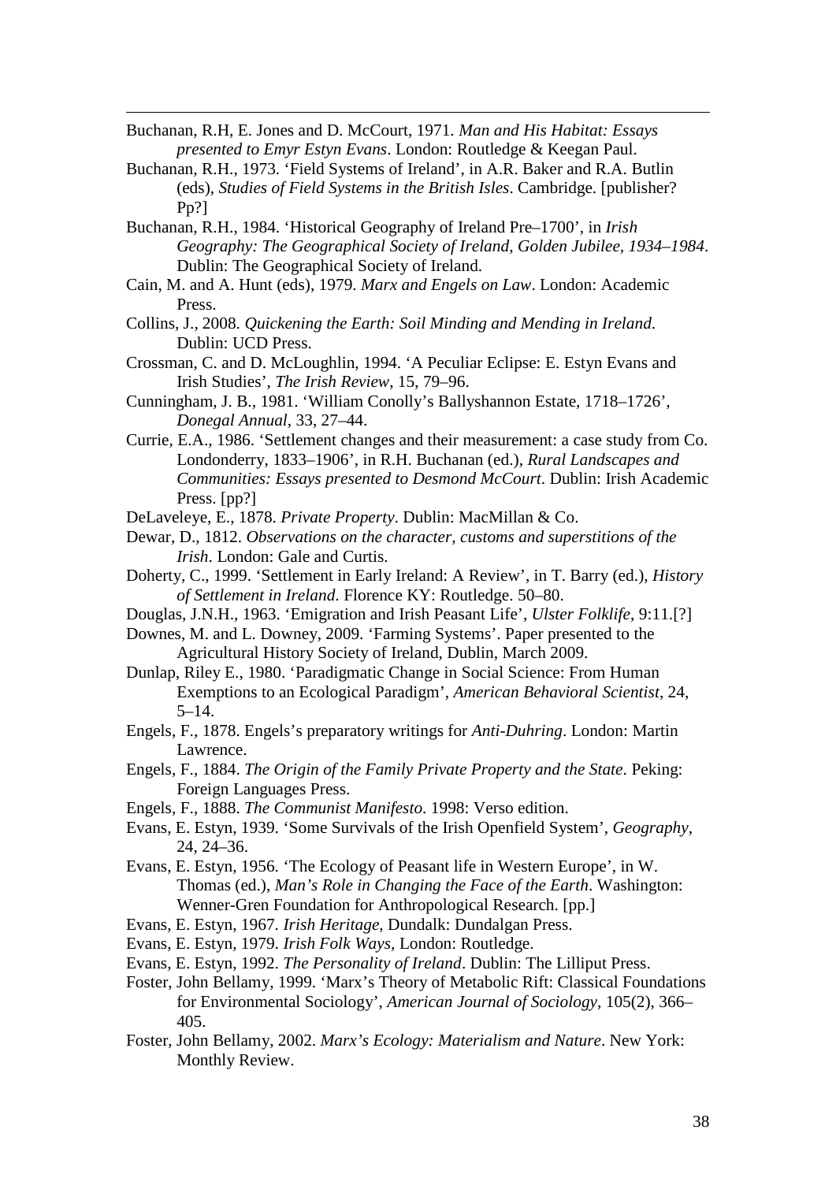Buchanan, R.H, E. Jones and D. McCourt, 1971. *Man and His Habitat: Essays presented to Emyr Estyn Evans*. London: Routledge & Keegan Paul.

Buchanan, R.H., 1973. 'Field Systems of Ireland', in A.R. Baker and R.A. Butlin (eds), *Studies of Field Systems in the British Isles*. Cambridge. [publisher? Pp?]

Buchanan, R.H., 1984. 'Historical Geography of Ireland Pre–1700', in *Irish Geography: The Geographical Society of Ireland, Golden Jubilee, 1934–1984*. Dublin: The Geographical Society of Ireland.

Cain, M. and A. Hunt (eds), 1979. *Marx and Engels on Law*. London: Academic Press.

Collins, J., 2008. *Quickening the Earth: Soil Minding and Mending in Ireland*. Dublin: UCD Press.

Crossman, C. and D. McLoughlin, 1994. 'A Peculiar Eclipse: E. Estyn Evans and Irish Studies', *The Irish Review*, 15, 79–96.

Cunningham, J. B., 1981. 'William Conolly's Ballyshannon Estate, 1718–1726', *Donegal Annual*, 33, 27–44.

Currie, E.A., 1986. 'Settlement changes and their measurement: a case study from Co. Londonderry, 1833–1906', in R.H. Buchanan (ed.), *Rural Landscapes and Communities: Essays presented to Desmond McCourt*. Dublin: Irish Academic Press. [pp?]

DeLaveleye, E., 1878. *Private Property*. Dublin: MacMillan & Co.

Dewar, D., 1812. *Observations on the character, customs and superstitions of the Irish*. London: Gale and Curtis.

Doherty, C., 1999. 'Settlement in Early Ireland: A Review', in T. Barry (ed.), *History of Settlement in Ireland*. Florence KY: Routledge. 50–80.

Douglas, J.N.H., 1963. 'Emigration and Irish Peasant Life', *Ulster Folklife*, 9:11.[?]

Downes, M. and L. Downey, 2009. 'Farming Systems'. Paper presented to the Agricultural History Society of Ireland, Dublin, March 2009.

Dunlap, Riley E., 1980. 'Paradigmatic Change in Social Science: From Human Exemptions to an Ecological Paradigm', *American Behavioral Scientist*, 24, 5–14.

Engels, F., 1878. Engels's preparatory writings for *Anti-Duhring*. London: Martin Lawrence.

Engels, F., 1884. *The Origin of the Family Private Property and the State*. Peking: Foreign Languages Press.

Engels, F., 1888. *The Communist Manifesto*. 1998: Verso edition.

Evans, E. Estyn, 1939. 'Some Survivals of the Irish Openfield System', *Geography*, 24, 24–36.

Evans, E. Estyn, 1956. 'The Ecology of Peasant life in Western Europe', in W. Thomas (ed.), *Man's Role in Changing the Face of the Earth*. Washington: Wenner-Gren Foundation for Anthropological Research. [pp.]

Evans, E. Estyn, 1967. *Irish Heritage*, Dundalk: Dundalgan Press.

Evans, E. Estyn, 1979. *Irish Folk Ways*, London: Routledge.

Evans, E. Estyn, 1992. *The Personality of Ireland*. Dublin: The Lilliput Press.

Foster, John Bellamy, 1999. 'Marx's Theory of Metabolic Rift: Classical Foundations for Environmental Sociology', *American Journal of Sociology*, 105(2), 366–405.

Foster, John Bellamy, 2002. *Marx's Ecology: Materialism and Nature*. New York: Monthly Review.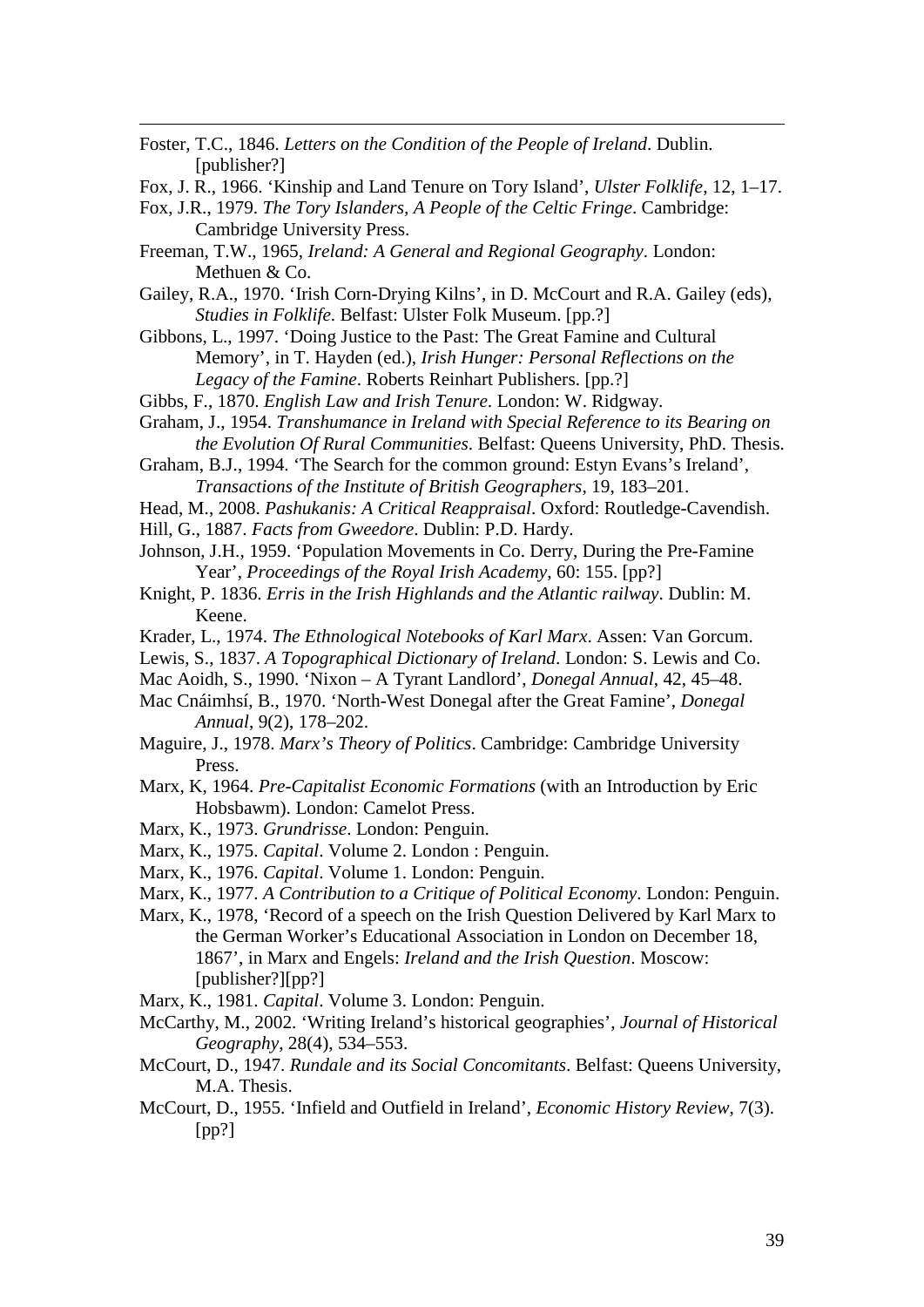Foster, T.C., 1846. *Letters on the Condition of the People of Ireland*. Dublin. [publisher?]

Fox, J. R., 1966. 'Kinship and Land Tenure on Tory Island', *Ulster Folklife*, 12, 1–17.

Fox, J.R., 1979. *The Tory Islanders, A People of the Celtic Fringe*. Cambridge: Cambridge University Press.

Freeman, T.W., 1965, *Ireland: A General and Regional Geography*. London: Methuen & Co.

Gailey, R.A., 1970. 'Irish Corn-Drying Kilns', in D. McCourt and R.A. Gailey (eds), *Studies in Folklife*. Belfast: Ulster Folk Museum. [pp.?]

Gibbons, L., 1997. 'Doing Justice to the Past: The Great Famine and Cultural Memory', in T. Hayden (ed.), *Irish Hunger: Personal Reflections on the Legacy of the Famine*. Roberts Reinhart Publishers. [pp.?]

Gibbs, F., 1870. *English Law and Irish Tenure*. London: W. Ridgway.

Graham, J., 1954. *Transhumance in Ireland with Special Reference to its Bearing on the Evolution Of Rural Communities*. Belfast: Queens University, PhD. Thesis.

Graham, B.J., 1994. 'The Search for the common ground: Estyn Evans's Ireland', *Transactions of the Institute of British Geographers*, 19, 183–201.

Head, M., 2008. *Pashukanis: A Critical Reappraisal*. Oxford: Routledge-Cavendish.

Hill, G., 1887. *Facts from Gweedore*. Dublin: P.D. Hardy.

Johnson, J.H., 1959. 'Population Movements in Co. Derry, During the Pre-Famine Year', *Proceedings of the Royal Irish Academy*, 60: 155. [pp?]

Knight, P. 1836. *Erris in the Irish Highlands and the Atlantic railway*. Dublin: M. Keene.

Krader, L., 1974. *The Ethnological Notebooks of Karl Marx*. Assen: Van Gorcum.

Lewis, S., 1837. *A Topographical Dictionary of Ireland*. London: S. Lewis and Co.

Mac Aoidh, S., 1990. 'Nixon – A Tyrant Landlord', *Donegal Annual*, 42, 45–48.

Mac Cnáimhsí, B., 1970. 'North-West Donegal after the Great Famine', *Donegal Annual*, 9(2), 178–202.

Maguire, J., 1978. *Marx's Theory of Politics*. Cambridge: Cambridge University Press.

Marx, K, 1964. *Pre-Capitalist Economic Formations* (with an Introduction by Eric Hobsbawm). London: Camelot Press.

Marx, K., 1973. *Grundrisse*. London: Penguin.

Marx, K., 1975. *Capital*. Volume 2. London : Penguin.

Marx, K., 1976. *Capital*. Volume 1. London: Penguin.

Marx, K., 1977. *A Contribution to a Critique of Political Economy*. London: Penguin.

Marx, K., 1978, 'Record of a speech on the Irish Question Delivered by Karl Marx to the German Worker's Educational Association in London on December 18, 1867', in Marx and Engels: *Ireland and the Irish Question*. Moscow: [publisher?][pp?]

Marx, K., 1981. *Capital*. Volume 3. London: Penguin.

McCarthy, M., 2002. 'Writing Ireland's historical geographies', *Journal of Historical Geography*, 28(4), 534–553.

McCourt, D., 1947. *Rundale and its Social Concomitants*. Belfast: Queens University, M.A. Thesis.

McCourt, D., 1955. 'Infield and Outfield in Ireland', *Economic History Review*, 7(3). [pp?]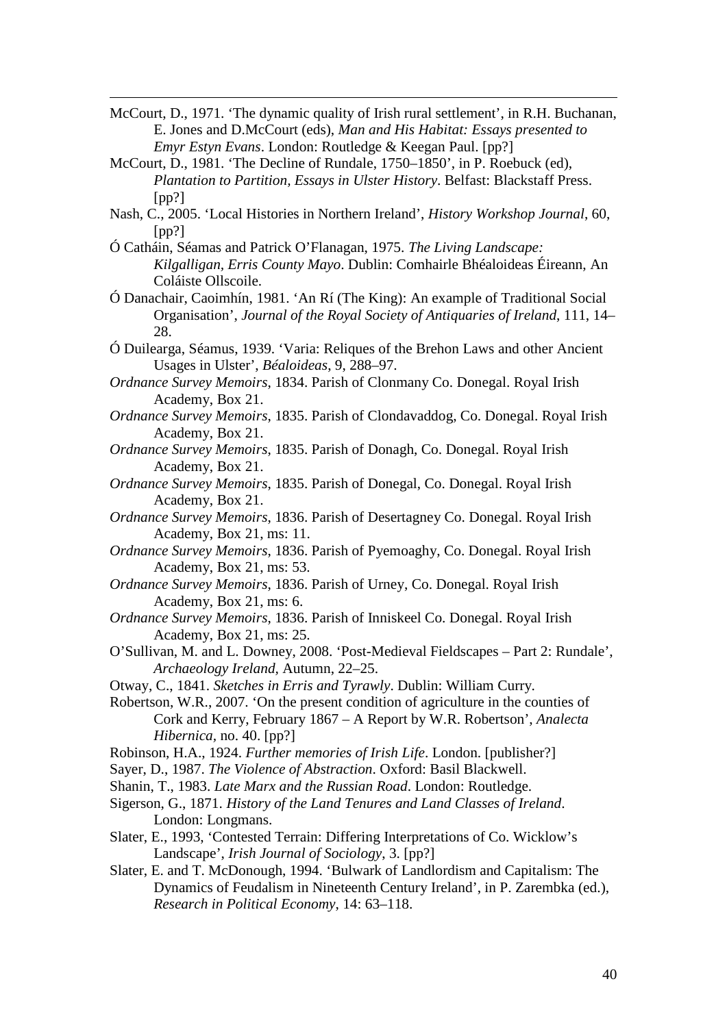McCourt, D., 1971. 'The dynamic quality of Irish rural settlement', in R.H. Buchanan, E. Jones and D.McCourt (eds), *Man and His Habitat: Essays presented to Emyr Estyn Evans*. London: Routledge & Keegan Paul. [pp?]

McCourt, D., 1981. 'The Decline of Rundale, 1750–1850', in P. Roebuck (ed), *Plantation to Partition, Essays in Ulster History*. Belfast: Blackstaff Press. [pp?]

Nash, C., 2005. 'Local Histories in Northern Ireland', *History Workshop Journal*, 60, [pp?]

Ó Catháin, Séamas and Patrick O'Flanagan, 1975. *The Living Landscape: Kilgalligan, Erris County Mayo*. Dublin: Comhairle Bhéaloideas Éireann, An Coláiste Ollscoile.

Ó Danachair, Caoimhín, 1981. 'An Rí (The King): An example of Traditional Social Organisation', *Journal of the Royal Society of Antiquaries of Ireland*, 111, 14–28.

Ó Duilearga, Séamus, 1939. 'Varia: Reliques of the Brehon Laws and other Ancient Usages in Ulster', *Béaloideas*, 9, 288–97.

*Ordnance Survey Memoirs*, 1834. Parish of Clonmany Co. Donegal. Royal Irish Academy, Box 21.

*Ordnance Survey Memoirs*, 1835. Parish of Clondavaddog, Co. Donegal. Royal Irish Academy, Box 21.

*Ordnance Survey Memoirs*, 1835. Parish of Donagh, Co. Donegal. Royal Irish Academy, Box 21.

*Ordnance Survey Memoirs*, 1835. Parish of Donegal, Co. Donegal. Royal Irish Academy, Box 21.

*Ordnance Survey Memoirs*, 1836. Parish of Desertagney Co. Donegal. Royal Irish Academy, Box 21, ms: 11.

*Ordnance Survey Memoirs*, 1836. Parish of Pyemoaghy, Co. Donegal. Royal Irish Academy, Box 21, ms: 53.

*Ordnance Survey Memoirs*, 1836. Parish of Urney, Co. Donegal. Royal Irish Academy, Box 21, ms: 6.

*Ordnance Survey Memoirs*, 1836. Parish of Inniskeel Co. Donegal. Royal Irish Academy, Box 21, ms: 25.

O'Sullivan, M. and L. Downey, 2008. 'Post-Medieval Fieldscapes – Part 2: Rundale', *Archaeology Ireland*, Autumn, 22–25.

Otway, C., 1841. *Sketches in Erris and Tyrawly*. Dublin: William Curry.

Robertson, W.R., 2007. 'On the present condition of agriculture in the counties of Cork and Kerry, February 1867 – A Report by W.R. Robertson', *Analecta Hibernica*, no. 40. [pp?]

Robinson, H.A., 1924. *Further memories of Irish Life*. London. [publisher?]

Sayer, D., 1987. *The Violence of Abstraction*. Oxford: Basil Blackwell.

Shanin, T., 1983. *Late Marx and the Russian Road*. London: Routledge.

Sigerson, G., 1871. *History of the Land Tenures and Land Classes of Ireland*. London: Longmans.

Slater, E., 1993, 'Contested Terrain: Differing Interpretations of Co. Wicklow's Landscape', *Irish Journal of Sociology*, 3. [pp?]

Slater, E. and T. McDonough, 1994. 'Bulwark of Landlordism and Capitalism: The Dynamics of Feudalism in Nineteenth Century Ireland', in P. Zarembka (ed.), *Research in Political Economy*, 14: 63–118.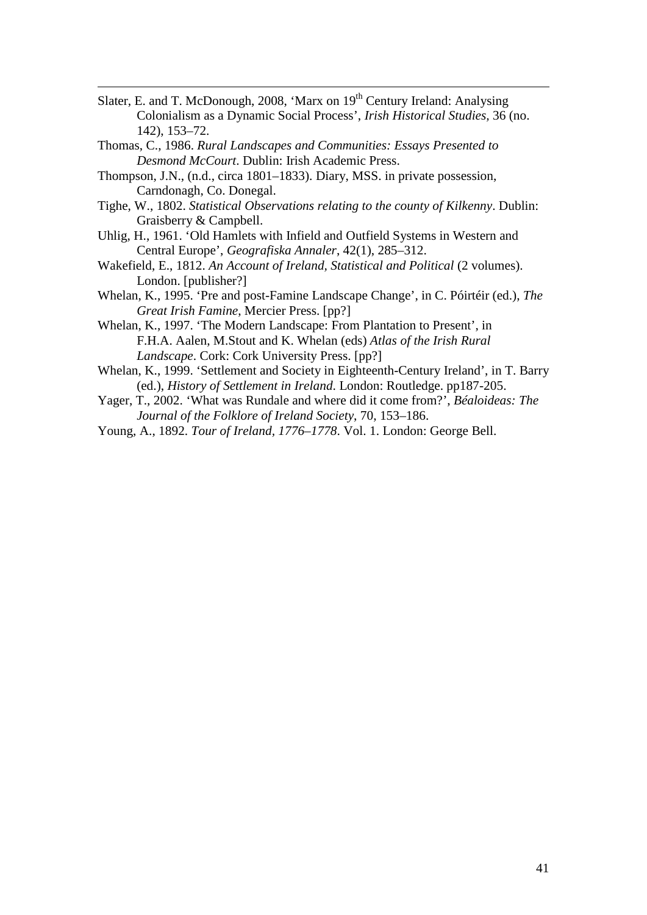Slater, E. and T. McDonough, 2008, 'Marx on 19th Century Ireland: Analysing Colonialism as a Dynamic Social Process', *Irish Historical Studies*, 36 (no. 142), 153–72.

Thomas, C., 1986. *Rural Landscapes and Communities: Essays Presented to Desmond McCourt*. Dublin: Irish Academic Press.

Thompson, J.N., (n.d., circa 1801–1833). Diary, MSS. in private possession, Carndonagh, Co. Donegal.

Tighe, W., 1802. *Statistical Observations relating to the county of Kilkenny*. Dublin: Graisberry & Campbell.

Uhlig, H., 1961. 'Old Hamlets with Infield and Outfield Systems in Western and Central Europe', *Geografiska Annaler*, 42(1), 285–312.

Wakefield, E., 1812. *An Account of Ireland, Statistical and Political* (2 volumes). London. [publisher?]

Whelan, K., 1995. 'Pre and post-Famine Landscape Change', in C. Póirtéir (ed.), *The Great Irish Famine*, Mercier Press. [pp?]

Whelan, K., 1997. 'The Modern Landscape: From Plantation to Present', in F.H.A. Aalen, M.Stout and K. Whelan (eds) *Atlas of the Irish Rural Landscape*. Cork: Cork University Press. [pp?]

Whelan, K., 1999. 'Settlement and Society in Eighteenth-Century Ireland', in T. Barry (ed.), *History of Settlement in Ireland*. London: Routledge. pp187-205.

Yager, T., 2002. 'What was Rundale and where did it come from?', *Béaloideas: The Journal of the Folklore of Ireland Society*, 70, 153–186.

Young, A., 1892. *Tour of Ireland, 1776–1778*. Vol. 1. London: George Bell.